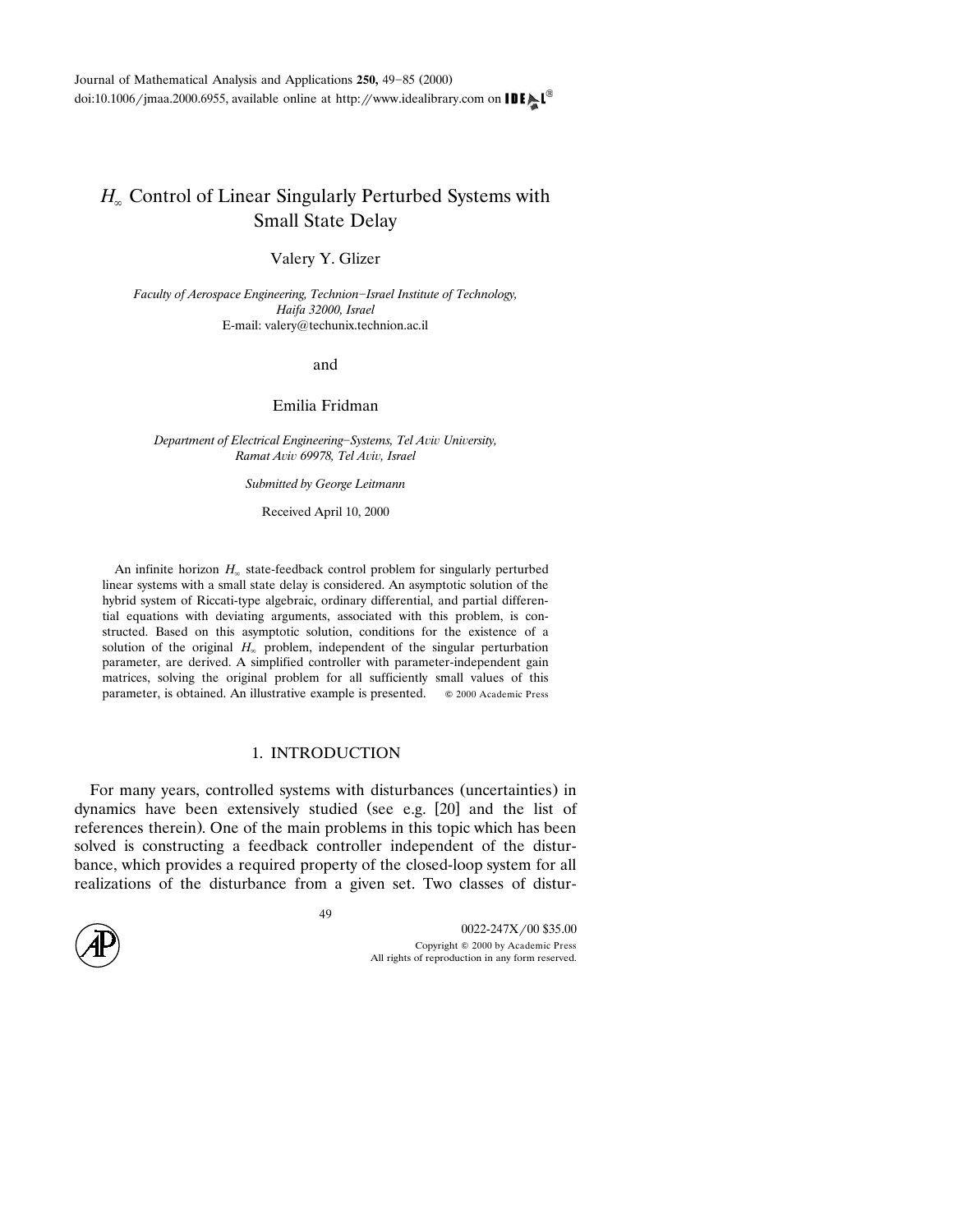# $H_\infty$ Control of Linear Singularly Perturbed Systems with Small State Delay

Valery Y. Glizer

*Faculty of Aerospace Engineering, Technion–Israel Institute of Technology, Haifa 32000, Israel*
E-mail: valery@techunix.technion.ac.il

and

Emilia Fridman

*Department of Electrical Engineering–Systems, Tel Aviv University, Ramat Aviv 69978, Tel Aviv, Israel*

*Submitted by George Leitmann*

Received April 10, 2000

An infinite horizon $H_\infty$ state-feedback control problem for singularly perturbed linear systems with a small state delay is considered. An asymptotic solution of the hybrid system of Riccati-type algebraic, ordinary differential, and partial differential equations with deviating arguments, associated with this problem, is constructed. Based on this asymptotic solution, conditions for the existence of a solution of the original $H_\infty$ problem, independent of the singular perturbation parameter, are derived. A simplified controller with parameter-independent gain matrices, solving the original problem for all sufficiently small values of this parameter, is obtained. An illustrative example is presented. © 2000 Academic Press

## 1. INTRODUCTION

For many years, controlled systems with disturbances (uncertainties) in dynamics have been extensively studied (see e.g. [20] and the list of references therein). One of the main problems in this topic which has been solved is constructing a feedback controller independent of the disturbance, which provides a required property of the closed-loop system for all realizations of the disturbance from a given set. Two classes of distur-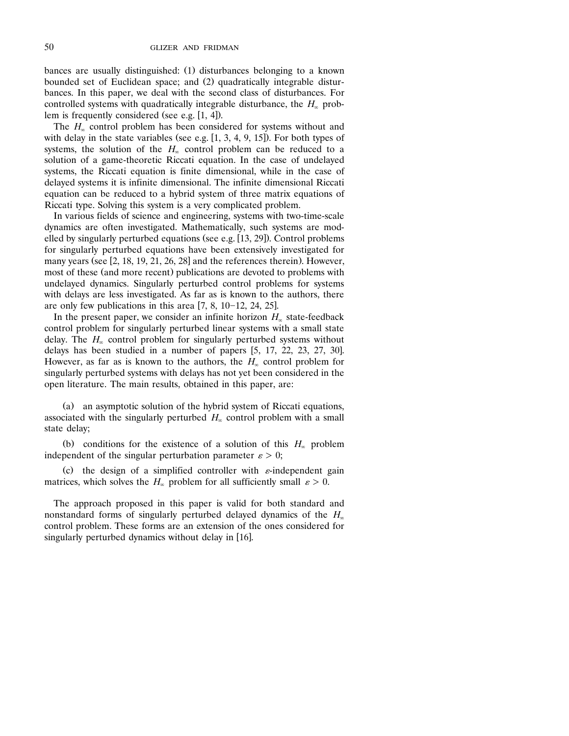bances are usually distinguished: (1) disturbances belonging to a known bounded set of Euclidean space; and (2) quadratically integrable disturbances. In this paper, we deal with the second class of disturbances. For controlled systems with quadratically integrable disturbance, the $H_\infty$ problem is frequently considered (see e.g. [1, 4]).

The $H_\infty$ control problem has been considered for systems without and with delay in the state variables (see e.g. [1, 3, 4, 9, 15]). For both types of systems, the solution of the $H_\infty$ control problem can be reduced to a solution of a game-theoretic Riccati equation. In the case of undelayed systems, the Riccati equation is finite dimensional, while in the case of delayed systems it is infinite dimensional. The infinite dimensional Riccati equation can be reduced to a hybrid system of three matrix equations of Riccati type. Solving this system is a very complicated problem.

In various fields of science and engineering, systems with two-time-scale dynamics are often investigated. Mathematically, such systems are modelled by singularly perturbed equations (see e.g. [13, 29]). Control problems for singularly perturbed equations have been extensively investigated for many years (see [2, 18, 19, 21, 26, 28] and the references therein). However, most of these (and more recent) publications are devoted to problems with undelayed dynamics. Singularly perturbed control problems for systems with delays are less investigated. As far as is known to the authors, there are only few publications in this area [7, 8, 10–12, 24, 25].

In the present paper, we consider an infinite horizon $H_\infty$ state-feedback control problem for singularly perturbed linear systems with a small state delay. The $H_\infty$ control problem for singularly perturbed systems without delays has been studied in a number of papers [5, 17, 22, 23, 27, 30]. However, as far as is known to the authors, the $H_\infty$ control problem for singularly perturbed systems with delays has not yet been considered in the open literature. The main results, obtained in this paper, are:

(a) an asymptotic solution of the hybrid system of Riccati equations, associated with the singularly perturbed $H_\infty$ control problem with a small state delay;

(b) conditions for the existence of a solution of this $H_\infty$ problem independent of the singular perturbation parameter $\varepsilon > 0$;

(c) the design of a simplified controller with $\varepsilon$-independent gain matrices, which solves the $H_\infty$ problem for all sufficiently small $\varepsilon > 0$.

The approach proposed in this paper is valid for both standard and nonstandard forms of singularly perturbed delayed dynamics of the $H_\infty$ control problem. These forms are an extension of the ones considered for singularly perturbed dynamics without delay in [16].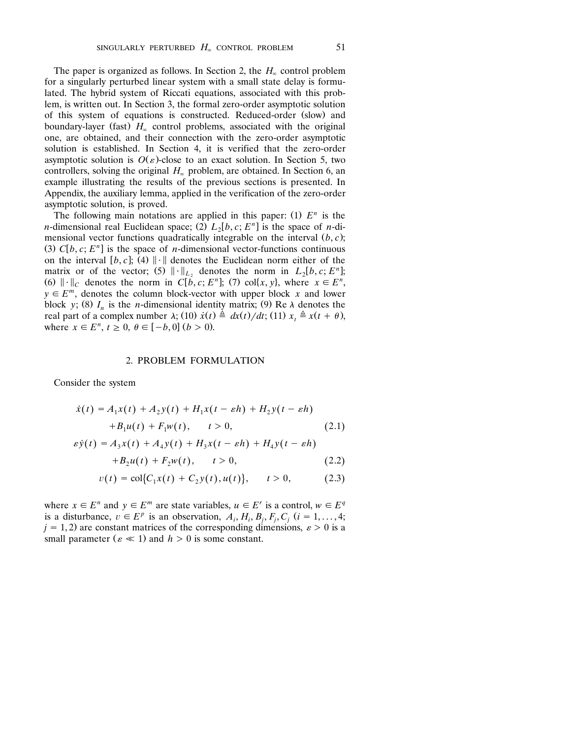The paper is organized as follows. In Section 2, the $H_\infty$ control problem for a singularly perturbed linear system with a small state delay is formulated. The hybrid system of Riccati equations, associated with this problem, is written out. In Section 3, the formal zero-order asymptotic solution of this system of equations is constructed. Reduced-order (slow) and boundary-layer (fast) $H_\infty$ control problems, associated with the original one, are obtained, and their connection with the zero-order asymptotic solution is established. In Section 4, it is verified that the zero-order asymptotic solution is $O(\varepsilon)$-close to an exact solution. In Section 5, two controllers, solving the original $H_\infty$ problem, are obtained. In Section 6, an example illustrating the results of the previous sections is presented. In Appendix, the auxiliary lemma, applied in the verification of the zero-order asymptotic solution, is proved.

The following main notations are applied in this paper: (1) $E^n$ is the $n$-dimensional real Euclidean space; (2) $L_2[b, c; E^n]$ is the space of $n$-dimensional vector functions quadratically integrable on the interval $(b, c)$; (3) $C[b, c; E^n]$ is the space of $n$-dimensional vector-functions continuous on the interval $[b, c]$; (4) $\|\cdot\|$ denotes the Euclidean norm either of the matrix or of the vector; (5) $\|\cdot\|_{L_2}$ denotes the norm in $L_2[b, c; E^n]$; (6) $\|\cdot\|_C$ denotes the norm in $C[b, c; E^n]$; (7) $\operatorname{col}\{x, y\}$, where $x \in E^n$, $y \in E^m$, denotes the column block-vector with upper block $x$ and lower block $y$; (8) $I_n$ is the $n$-dimensional identity matrix; (9) $\operatorname{Re} \lambda$ denotes the real part of a complex number $\lambda$; (10) $\dot{x}(t) \triangleq dx(t)/dt$; (11) $x_t \triangleq x(t + \theta)$, where $x \in E^n$, $t \geq 0$, $\theta \in [-b, 0]$ $(b > 0)$.

## 2. PROBLEM FORMULATION

Consider the system

$$\dot{x}(t) = A_1 x(t) + A_2 y(t) + H_1 x(t - \varepsilon h) + H_2 y(t - \varepsilon h) + B_1 u(t) + F_1 w(t), \qquad t > 0, \tag{2.1}$$

$$\varepsilon \dot{y}(t) = A_3 x(t) + A_4 y(t) + H_3 x(t - \varepsilon h) + H_4 y(t - \varepsilon h) + B_2 u(t) + F_2 w(t), \qquad t > 0, \tag{2.2}$$

$$v(t) = \operatorname{col}\{C_1 x(t) + C_2 y(t), u(t)\}, \qquad t > 0, \tag{2.3}$$

where $x \in E^n$ and $y \in E^m$ are state variables, $u \in E^r$ is a control, $w \in E^q$ is a disturbance, $v \in E^p$ is an observation, $A_i, H_i, B_j, F_j, C_j$ $(i = 1, \dots, 4;$ $j = 1, 2)$ are constant matrices of the corresponding dimensions, $\varepsilon > 0$ is a small parameter $(\varepsilon \ll 1)$ and $h > 0$ is some constant.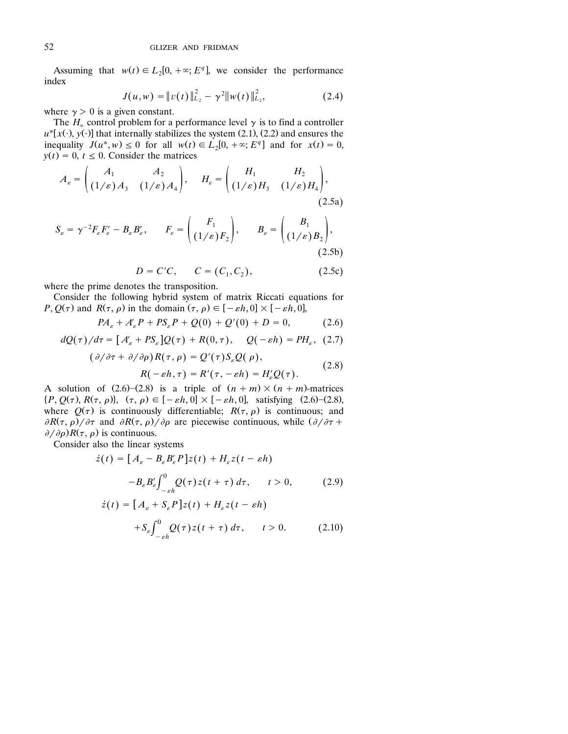Assuming that $w(t) \in L_2[0, +\infty; E^q]$, we consider the performance index

$$J(u, w) = \| v(t) \|_{L_2}^2 - \gamma^2 \| w(t) \|_{L_2}^2, \tag{2.4}$$

where $\gamma > 0$ is a given constant.

The $H_\infty$ control problem for a performance level $\gamma$ is to find a controller $u^*[x(\cdot), y(\cdot)]$ that internally stabilizes the system (2.1), (2.2) and ensures the inequality $J(u^*, w) \leq 0$ for all $w(t) \in L_2[0, +\infty; E^q]$ and for $x(t) = 0$, $y(t) = 0$, $t \leq 0$. Consider the matrices

$$A_\varepsilon = \begin{pmatrix} A_1 & A_2 \\ (1/\varepsilon) A_3 & (1/\varepsilon) A_4 \end{pmatrix}, \quad H_\varepsilon = \begin{pmatrix} H_1 & H_2 \\ (1/\varepsilon) H_3 & (1/\varepsilon) H_4 \end{pmatrix}, \tag{2.5a}$$

$$S_\varepsilon = \gamma^{-2} F_\varepsilon F_\varepsilon' - B_\varepsilon B_\varepsilon', \qquad F_\varepsilon = \begin{pmatrix} F_1 \\ (1/\varepsilon) F_2 \end{pmatrix}, \qquad B_\varepsilon = \begin{pmatrix} B_1 \\ (1/\varepsilon) B_2 \end{pmatrix}, \tag{2.5b}$$

$$D = C'C, \qquad C = (C_1, C_2), \tag{2.5c}$$

where the prime denotes the transposition.

Consider the following hybrid system of matrix Riccati equations for $P, Q(\tau)$ and $R(\tau, \rho)$ in the domain $(\tau, \rho) \in [-\varepsilon h, 0] \times [-\varepsilon h, 0]$,

$$PA_\varepsilon + A_\varepsilon' P + PS_\varepsilon P + Q(0) + Q'(0) + D = 0, \tag{2.6}$$

$$dQ(\tau)/d\tau = [A_\varepsilon' + PS_\varepsilon] Q(\tau) + R(0, \tau), \quad Q(-\varepsilon h) = PH_\varepsilon, \tag{2.7}$$

$$(\partial/\partial\tau + \partial/\partial\rho) R(\tau, \rho) = Q'(\tau) S_\varepsilon Q(\rho),$$
$$R(-\varepsilon h, \tau) = R'(\tau, -\varepsilon h) = H_\varepsilon' Q(\tau). \tag{2.8}$$

A solution of (2.6)–(2.8) is a triple of $(n+m) \times (n+m)$-matrices $\{P, Q(\tau), R(\tau, \rho)\}$, $(\tau, \rho) \in [-\varepsilon h, 0] \times [-\varepsilon h, 0]$, satisfying (2.6)–(2.8), where $Q(\tau)$ is continuously differentiable; $R(\tau, \rho)$ is continuous; and $\partial R(\tau, \rho)/\partial\tau$ and $\partial R(\tau, \rho)/\partial\rho$ are piecewise continuous, while $(\partial/\partial\tau + \partial/\partial\rho) R(\tau, \rho)$ is continuous.

Consider also the linear systems

$$\dot{z}(t) = [A_\varepsilon - B_\varepsilon B_\varepsilon' P] z(t) + H_\varepsilon z(t - \varepsilon h)$$
$$- B_\varepsilon B_\varepsilon' \int_{-\varepsilon h}^{0} Q(\tau) z(t + \tau) \, d\tau, \qquad t > 0, \tag{2.9}$$

$$\dot{z}(t) = [A_\varepsilon + S_\varepsilon P] z(t) + H_\varepsilon z(t - \varepsilon h)$$
$$+ S_\varepsilon \int_{-\varepsilon h}^{0} Q(\tau) z(t + \tau) \, d\tau, \qquad t > 0. \tag{2.10}$$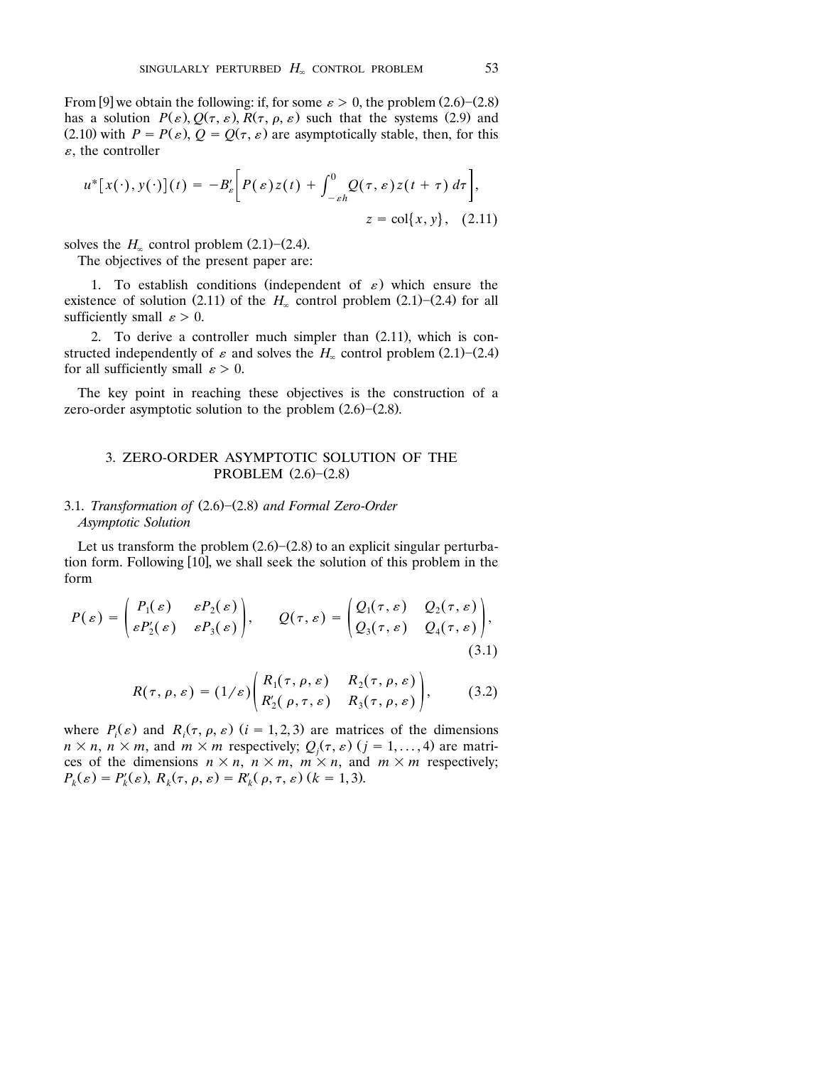From [9] we obtain the following: if, for some $\varepsilon > 0$, the problem (2.6)–(2.8) has a solution $P(\varepsilon), Q(\tau, \varepsilon), R(\tau, \rho, \varepsilon)$ such that the systems (2.9) and (2.10) with $P = P(\varepsilon)$, $Q = Q(\tau, \varepsilon)$ are asymptotically stable, then, for this $\varepsilon$, the controller

$$u^*[x(\cdot), y(\cdot)](t) = -B'_\varepsilon \left[ P(\varepsilon) z(t) + \int_{-\varepsilon h}^{0} Q(\tau, \varepsilon) z(t + \tau)\, d\tau \right],$$

$$z = \text{col}\{x, y\}, \quad (2.11)$$

solves the $H_\infty$ control problem (2.1)–(2.4).

The objectives of the present paper are:

1. To establish conditions (independent of $\varepsilon$) which ensure the existence of solution (2.11) of the $H_\infty$ control problem (2.1)–(2.4) for all sufficiently small $\varepsilon > 0$.

2. To derive a controller much simpler than (2.11), which is constructed independently of $\varepsilon$ and solves the $H_\infty$ control problem (2.1)–(2.4) for all sufficiently small $\varepsilon > 0$.

The key point in reaching these objectives is the construction of a zero-order asymptotic solution to the problem (2.6)–(2.8).

## 3. ZERO-ORDER ASYMPTOTIC SOLUTION OF THE PROBLEM (2.6)–(2.8)

### 3.1. *Transformation of* (2.6)–(2.8) *and Formal Zero-Order Asymptotic Solution*

Let us transform the problem (2.6)–(2.8) to an explicit singular perturbation form. Following [10], we shall seek the solution of this problem in the form

$$P(\varepsilon) = \begin{pmatrix} P_1(\varepsilon) & \varepsilon P_2(\varepsilon) \\ \varepsilon P'_2(\varepsilon) & \varepsilon P_3(\varepsilon) \end{pmatrix}, \qquad Q(\tau, \varepsilon) = \begin{pmatrix} Q_1(\tau, \varepsilon) & Q_2(\tau, \varepsilon) \\ Q_3(\tau, \varepsilon) & Q_4(\tau, \varepsilon) \end{pmatrix}, \tag{3.1}$$

$$R(\tau, \rho, \varepsilon) = (1/\varepsilon) \begin{pmatrix} R_1(\tau, \rho, \varepsilon) & R_2(\tau, \rho, \varepsilon) \\ R'_2(\rho, \tau, \varepsilon) & R_3(\tau, \rho, \varepsilon) \end{pmatrix}, \tag{3.2}$$

where $P_i(\varepsilon)$ and $R_i(\tau, \rho, \varepsilon)$ $(i = 1, 2, 3)$ are matrices of the dimensions $n \times n$, $n \times m$, and $m \times m$ respectively; $Q_j(\tau, \varepsilon)$ $(j = 1, \dots, 4)$ are matrices of the dimensions $n \times n$, $n \times m$, $m \times n$, and $m \times m$ respectively; $P_k(\varepsilon) = P'_k(\varepsilon)$, $R_k(\tau, \rho, \varepsilon) = R'_k(\rho, \tau, \varepsilon)$ $(k = 1, 3)$.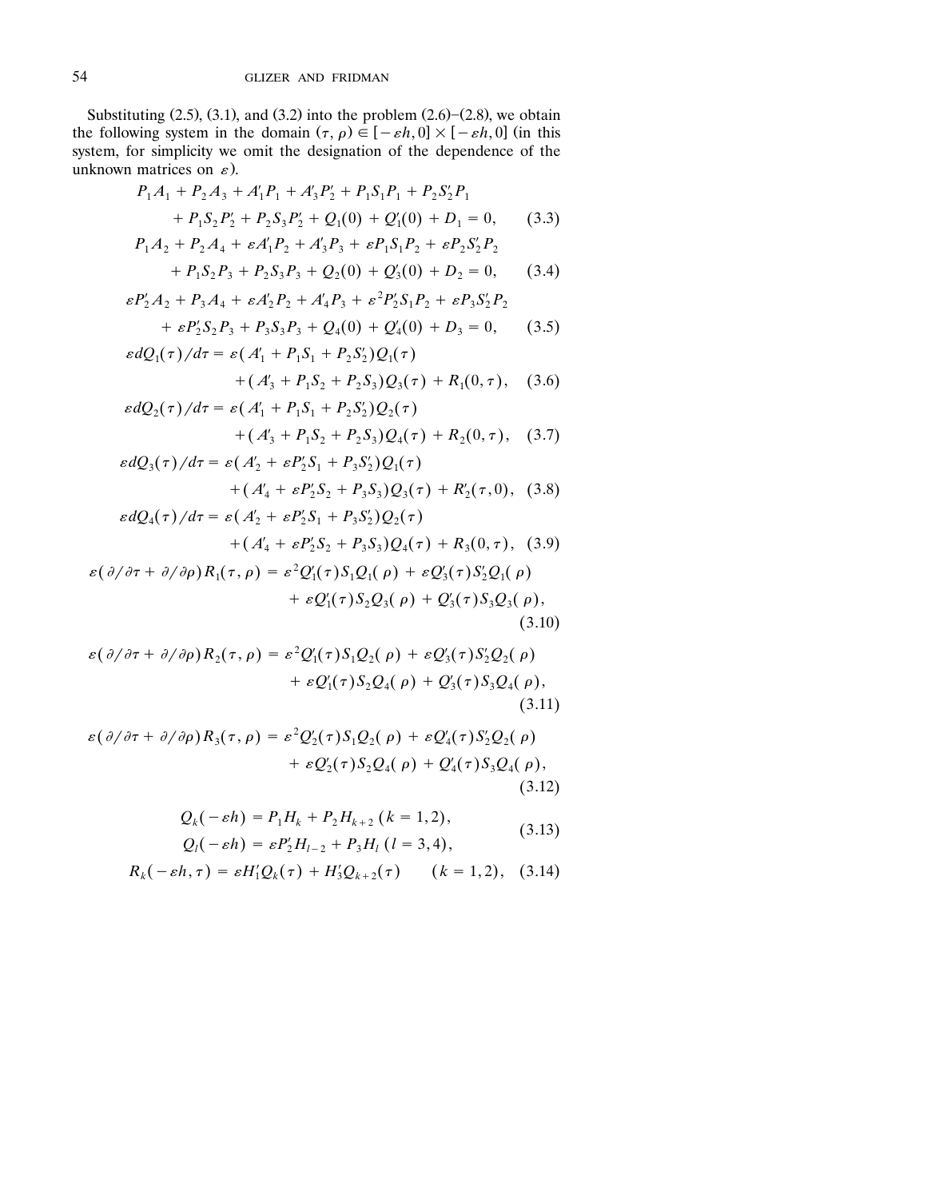Substituting (2.5), (3.1), and (3.2) into the problem (2.6)–(2.8), we obtain the following system in the domain $(\tau, \rho) \in [-\varepsilon h, 0] \times [-\varepsilon h, 0]$ (in this system, for simplicity we omit the designation of the dependence of the unknown matrices on $\varepsilon$).

$$P_1 A_1 + P_2 A_3 + A_1' P_1 + A_3' P_2' + P_1 S_1 P_1 + P_2 S_2' P_1 + P_1 S_2 P_2' + P_2 S_3 P_2' + Q_1(0) + Q_1'(0) + D_1 = 0, \tag{3.3}$$

$$P_1 A_2 + P_2 A_4 + \varepsilon A_1' P_2 + A_3' P_3 + \varepsilon P_1 S_1 P_2 + \varepsilon P_2 S_2' P_2 + P_1 S_2 P_3 + P_2 S_3 P_3 + Q_2(0) + Q_3'(0) + D_2 = 0, \tag{3.4}$$

$$\varepsilon P_2' A_2 + P_3 A_4 + \varepsilon A_2' P_2 + A_4' P_3 + \varepsilon^2 P_2' S_1 P_2 + \varepsilon P_3 S_2' P_2 + \varepsilon P_2' S_2 P_3 + P_3 S_3 P_3 + Q_4(0) + Q_4'(0) + D_3 = 0, \tag{3.5}$$

$$\varepsilon dQ_1(\tau)/d\tau = \varepsilon(A_1' + P_1 S_1 + P_2 S_2') Q_1(\tau) + (A_3' + P_1 S_2 + P_2 S_3) Q_3(\tau) + R_1(0, \tau), \tag{3.6}$$

$$\varepsilon dQ_2(\tau)/d\tau = \varepsilon(A_1' + P_1 S_1 + P_2 S_2') Q_2(\tau) + (A_3' + P_1 S_2 + P_2 S_3) Q_4(\tau) + R_2(0, \tau), \tag{3.7}$$

$$\varepsilon dQ_3(\tau)/d\tau = \varepsilon(A_2' + \varepsilon P_2' S_1 + P_3 S_2') Q_1(\tau) + (A_4' + \varepsilon P_2' S_2 + P_3 S_3) Q_3(\tau) + R_2'(\tau, 0), \tag{3.8}$$

$$\varepsilon dQ_4(\tau)/d\tau = \varepsilon(A_2' + \varepsilon P_2' S_1 + P_3 S_2') Q_2(\tau) + (A_4' + \varepsilon P_2' S_2 + P_3 S_3) Q_4(\tau) + R_3(0, \tau), \tag{3.9}$$

$$\varepsilon(\partial/\partial\tau + \partial/\partial\rho) R_1(\tau, \rho) = \varepsilon^2 Q_1'(\tau) S_1 Q_1(\rho) + \varepsilon Q_3'(\tau) S_2' Q_1(\rho) + \varepsilon Q_1'(\tau) S_2 Q_3(\rho) + Q_3'(\tau) S_3 Q_3(\rho), \tag{3.10}$$

$$\varepsilon(\partial/\partial\tau + \partial/\partial\rho) R_2(\tau, \rho) = \varepsilon^2 Q_1'(\tau) S_1 Q_2(\rho) + \varepsilon Q_3'(\tau) S_2' Q_2(\rho) + \varepsilon Q_1'(\tau) S_2 Q_4(\rho) + Q_3'(\tau) S_3 Q_4(\rho), \tag{3.11}$$

$$\varepsilon(\partial/\partial\tau + \partial/\partial\rho) R_3(\tau, \rho) = \varepsilon^2 Q_2'(\tau) S_1 Q_2(\rho) + \varepsilon Q_4'(\tau) S_2' Q_2(\rho) + \varepsilon Q_2'(\tau) S_2 Q_4(\rho) + Q_4'(\tau) S_3 Q_4(\rho), \tag{3.12}$$

$$\begin{aligned} Q_k(-\varepsilon h) &= P_1 H_k + P_2 H_{k+2} \; (k = 1, 2), \\ Q_l(-\varepsilon h) &= \varepsilon P_2' H_{l-2} + P_3 H_l \; (l = 3, 4), \end{aligned} \tag{3.13}$$

$$R_k(-\varepsilon h, \tau) = \varepsilon H_1' Q_k(\tau) + H_3' Q_{k+2}(\tau) \qquad (k = 1, 2), \tag{3.14}$$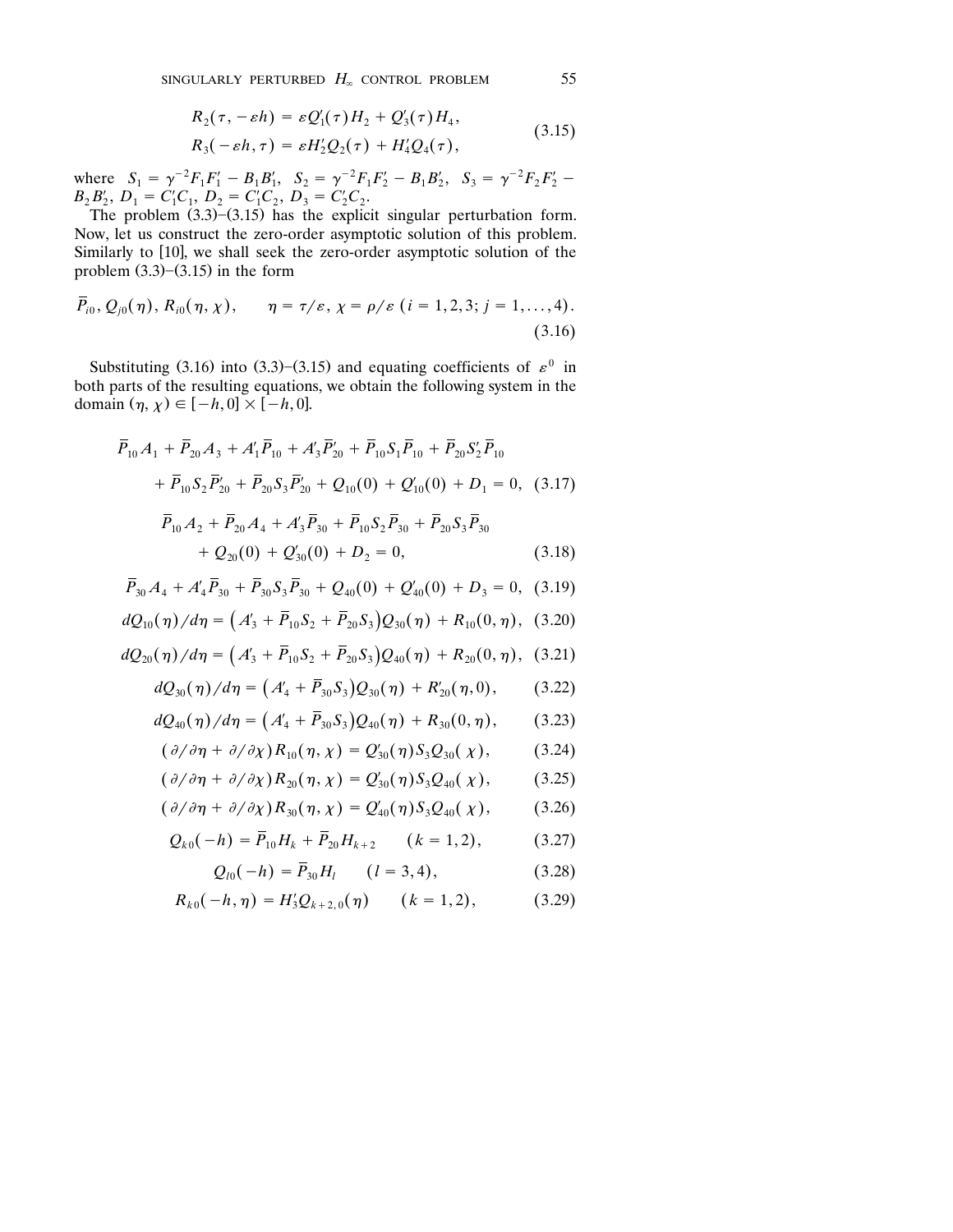$$R_2(\tau, -\varepsilon h) = \varepsilon Q_1'(\tau) H_2 + Q_3'(\tau) H_4,$$
$$R_3(-\varepsilon h, \tau) = \varepsilon H_2' Q_2(\tau) + H_4' Q_4(\tau), \tag{3.15}$$

where $S_1 = \gamma^{-2} F_1 F_1' - B_1 B_1'$, $S_2 = \gamma^{-2} F_1 F_2' - B_1 B_2'$, $S_3 = \gamma^{-2} F_2 F_2' - B_2 B_2'$, $D_1 = C_1' C_1$, $D_2 = C_1' C_2$, $D_3 = C_2' C_2$.

The problem (3.3)–(3.15) has the explicit singular perturbation form. Now, let us construct the zero-order asymptotic solution of this problem. Similarly to [10], we shall seek the zero-order asymptotic solution of the problem (3.3)–(3.15) in the form

$$\bar{P}_{i0},\ Q_{j0}(\eta),\ R_{i0}(\eta, \chi), \qquad \eta = \tau/\varepsilon,\ \chi = \rho/\varepsilon\ (i = 1,2,3;\ j = 1,\dots,4). \tag{3.16}$$

Substituting (3.16) into (3.3)–(3.15) and equating coefficients of $\varepsilon^0$ in both parts of the resulting equations, we obtain the following system in the domain $(\eta, \chi) \in [-h, 0] \times [-h, 0]$.

$$\bar{P}_{10} A_1 + \bar{P}_{20} A_3 + A_1' \bar{P}_{10} + A_3' \bar{P}_{20}' + \bar{P}_{10} S_1 \bar{P}_{10} + \bar{P}_{20} S_2' \bar{P}_{10} + \bar{P}_{10} S_2 \bar{P}_{20}' + \bar{P}_{20} S_3 \bar{P}_{20}' + Q_{10}(0) + Q_{10}'(0) + D_1 = 0, \tag{3.17}$$

$$\bar{P}_{10} A_2 + \bar{P}_{20} A_4 + A_3' \bar{P}_{30} + \bar{P}_{10} S_2 \bar{P}_{30} + \bar{P}_{20} S_3 \bar{P}_{30} + Q_{20}(0) + Q_{30}'(0) + D_2 = 0, \tag{3.18}$$

$$\bar{P}_{30} A_4 + A_4' \bar{P}_{30} + \bar{P}_{30} S_3 \bar{P}_{30} + Q_{40}(0) + Q_{40}'(0) + D_3 = 0, \tag{3.19}$$

$$dQ_{10}(\eta)/d\eta = \left(A_3' + \bar{P}_{10} S_2 + \bar{P}_{20} S_3\right) Q_{30}(\eta) + R_{10}(0, \eta), \tag{3.20}$$

$$dQ_{20}(\eta)/d\eta = \left(A_3' + \bar{P}_{10} S_2 + \bar{P}_{20} S_3\right) Q_{40}(\eta) + R_{20}(0, \eta), \tag{3.21}$$

$$dQ_{30}(\eta)/d\eta = \left(A_4' + \bar{P}_{30} S_3\right) Q_{30}(\eta) + R_{20}'(\eta, 0), \tag{3.22}$$

$$dQ_{40}(\eta)/d\eta = \left(A_4' + \bar{P}_{30} S_3\right) Q_{40}(\eta) + R_{30}(0, \eta), \tag{3.23}$$

$$(\partial/\partial\eta + \partial/\partial\chi) R_{10}(\eta, \chi) = Q_{30}'(\eta) S_3 Q_{30}(\chi), \tag{3.24}$$

$$(\partial/\partial\eta + \partial/\partial\chi) R_{20}(\eta, \chi) = Q_{30}'(\eta) S_3 Q_{40}(\chi), \tag{3.25}$$

$$(\partial/\partial\eta + \partial/\partial\chi) R_{30}(\eta, \chi) = Q_{40}'(\eta) S_3 Q_{40}(\chi), \tag{3.26}$$

$$Q_{k0}(-h) = \bar{P}_{10} H_k + \bar{P}_{20} H_{k+2} \qquad (k = 1, 2), \tag{3.27}$$

$$Q_{l0}(-h) = \bar{P}_{30} H_l \qquad (l = 3, 4), \tag{3.28}$$

$$R_{k0}(-h, \eta) = H_3' Q_{k+2,0}(\eta) \qquad (k = 1, 2), \tag{3.29}$$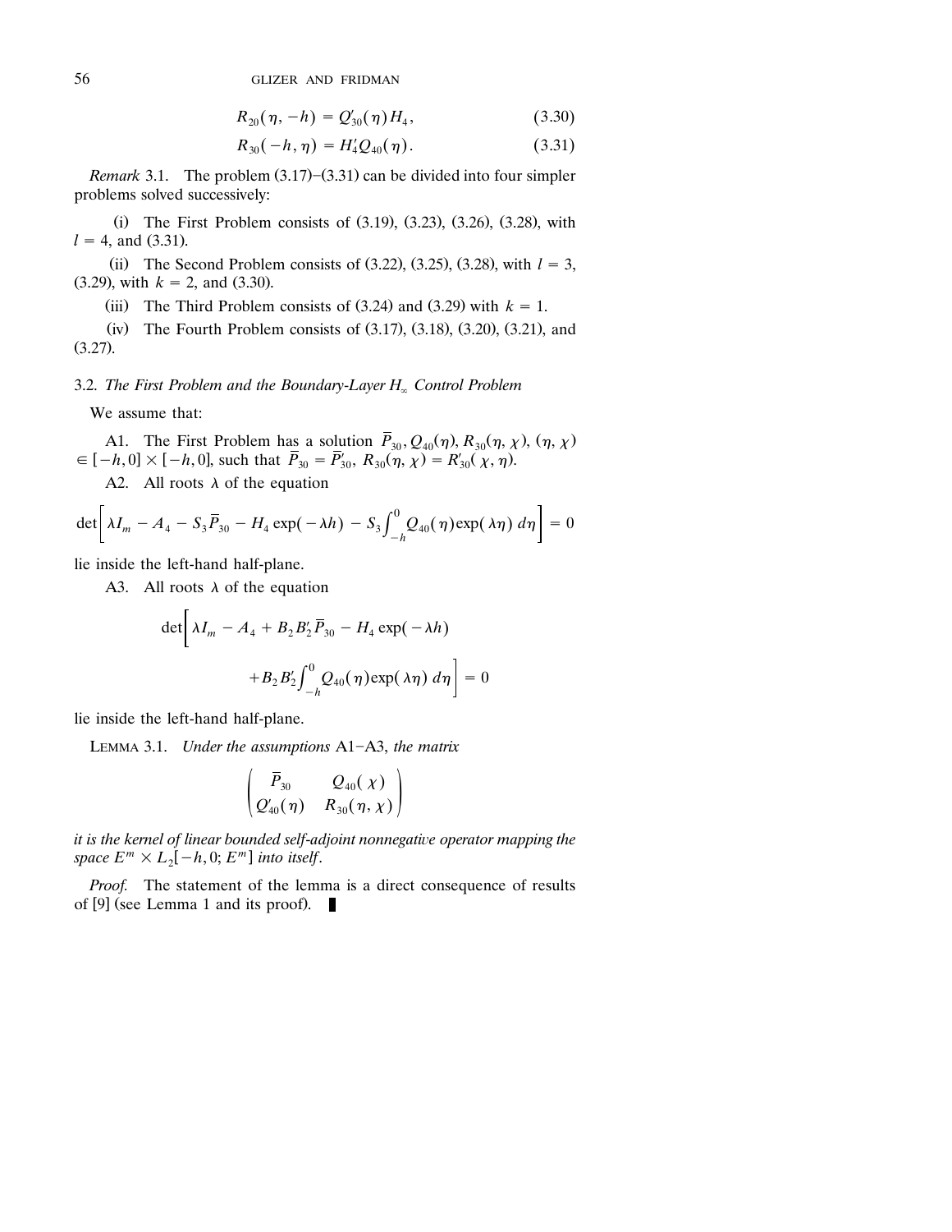$$R_{20}(\eta, -h) = Q'_{30}(\eta) H_4, \tag{3.30}$$

$$R_{30}(-h, \eta) = H'_4 Q_{40}(\eta). \tag{3.31}$$

*Remark* 3.1. The problem (3.17)–(3.31) can be divided into four simpler problems solved successively:

(i) The First Problem consists of (3.19), (3.23), (3.26), (3.28), with $l = 4$, and (3.31).

(ii) The Second Problem consists of (3.22), (3.25), (3.28), with $l = 3$, (3.29), with $k = 2$, and (3.30).

(iii) The Third Problem consists of (3.24) and (3.29) with $k = 1$.

(iv) The Fourth Problem consists of (3.17), (3.18), (3.20), (3.21), and (3.27).

### 3.2. *The First Problem and the Boundary-Layer $H_\infty$ Control Problem*

We assume that:

A1. The First Problem has a solution $\bar{P}_{30}, Q_{40}(\eta), R_{30}(\eta, \chi), (\eta, \chi) \in [-h, 0] \times [-h, 0]$, such that $\bar{P}_{30} = \bar{P}'_{30}$, $R_{30}(\eta, \chi) = R'_{30}(\chi, \eta)$.

A2. All roots $\lambda$ of the equation

$$\det\left[\lambda I_m - A_4 - S_3 \bar{P}_{30} - H_4 \exp(-\lambda h) - S_3 \int_{-h}^{0} Q_{40}(\eta) \exp(\lambda \eta)\, d\eta\right] = 0$$

lie inside the left-hand half-plane.

A3. All roots $\lambda$ of the equation

$$\det\left[\lambda I_m - A_4 + B_2 B'_2 \bar{P}_{30} - H_4 \exp(-\lambda h) + B_2 B'_2 \int_{-h}^{0} Q_{40}(\eta) \exp(\lambda \eta)\, d\eta\right] = 0$$

lie inside the left-hand half-plane.

LEMMA 3.1. *Under the assumptions* A1–A3, *the matrix*

$$\begin{pmatrix} \bar{P}_{30} & Q_{40}(\chi) \\ Q'_{40}(\eta) & R_{30}(\eta, \chi) \end{pmatrix}$$

*it is the kernel of linear bounded self-adjoint nonnegative operator mapping the space $E^m \times L_2[-h, 0; E^m]$ into itself.*

*Proof.* The statement of the lemma is a direct consequence of results of [9] (see Lemma 1 and its proof). ∎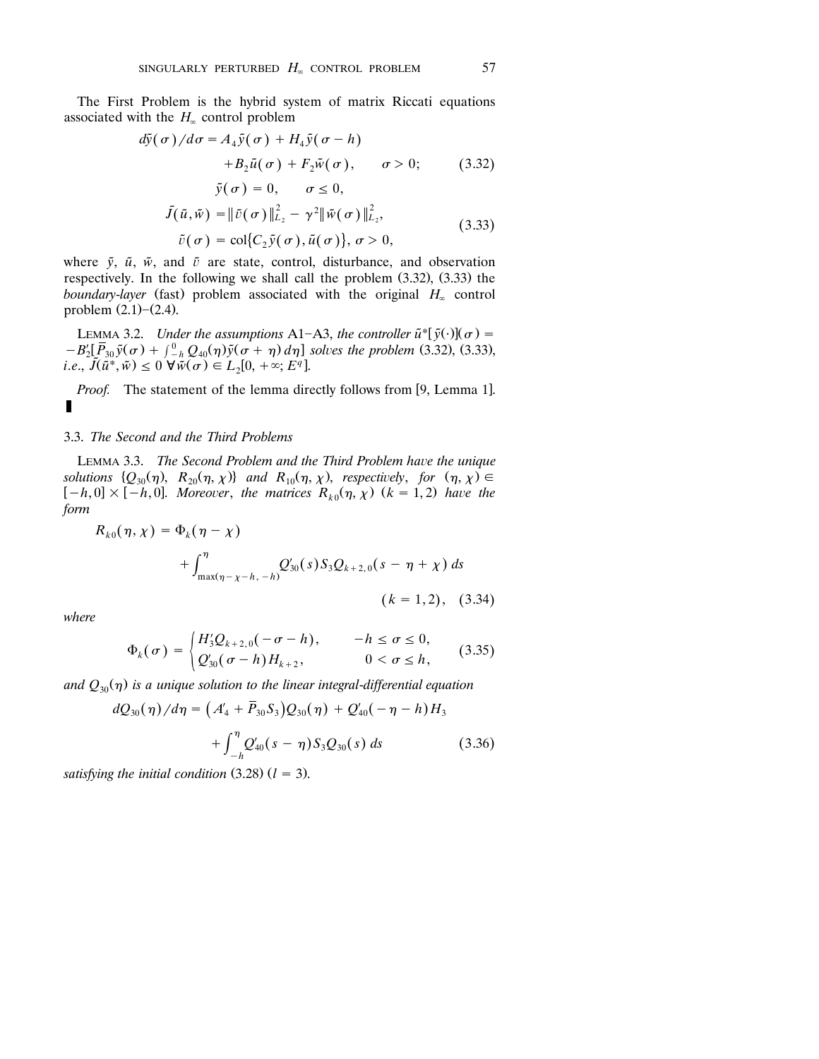The First Problem is the hybrid system of matrix Riccati equations associated with the $H_\infty$ control problem

$$
\begin{aligned}
d\tilde{y}(\sigma)/d\sigma = A_4\tilde{y}(\sigma) &+ H_4\tilde{y}(\sigma - h) \\
&+ B_2\tilde{u}(\sigma) + F_2\tilde{w}(\sigma), \qquad \sigma > 0; \qquad (3.32) \\
&\tilde{y}(\sigma) = 0, \qquad \sigma \leq 0,
\end{aligned}
$$

$$
\begin{aligned}
\tilde{J}(\tilde{u}, \tilde{w}) &= \|\tilde{v}(\sigma)\|_{L_2}^2 - \gamma^2\|\tilde{w}(\sigma)\|_{L_2}^2, \\
\tilde{v}(\sigma) &= \mathrm{col}\{C_2\tilde{y}(\sigma), \tilde{u}(\sigma)\}, \ \sigma > 0,
\end{aligned} \qquad (3.33)
$$

where $\tilde{y}$, $\tilde{u}$, $\tilde{w}$, and $\tilde{v}$ are state, control, disturbance, and observation respectively. In the following we shall call the problem (3.32), (3.33) the *boundary-layer* (fast) problem associated with the original $H_\infty$ control problem (2.1)–(2.4).

LEMMA 3.2. *Under the assumptions* A1–A3, *the controller* $\tilde{u}^*[\tilde{y}(\cdot)](\sigma) = -B_2'[\bar{P}_{30}\tilde{y}(\sigma) + \int_{-h}^{0} Q_{40}(\eta)\tilde{y}(\sigma + \eta)\, d\eta]$ *solves the problem* (3.32), (3.33), *i.e.*, $\tilde{J}(\tilde{u}^*, \tilde{w}) \leq 0\ \forall \tilde{w}(\sigma) \in L_2[0, +\infty; E^q]$.

*Proof.* The statement of the lemma directly follows from [9, Lemma 1]. ∎

### 3.3. *The Second and the Third Problems*

LEMMA 3.3. *The Second Problem and the Third Problem have the unique solutions* $\{Q_{30}(\eta),\ R_{20}(\eta, \chi)\}$ *and* $R_{10}(\eta, \chi)$, *respectively, for* $(\eta, \chi) \in [-h, 0] \times [-h, 0]$. *Moreover, the matrices* $R_{k0}(\eta, \chi)$ $(k = 1, 2)$ *have the form*

$$
R_{k0}(\eta, \chi) = \Phi_k(\eta - \chi) + \int_{\max(\eta - \chi - h, -h)}^{\eta} Q_{30}'(s) S_3 Q_{k+2,0}(s - \eta + \chi)\, ds \qquad (k = 1, 2), \quad (3.34)
$$

*where*

$$
\Phi_k(\sigma) = \begin{cases} H_3' Q_{k+2,0}(-\sigma - h), & -h \leq \sigma \leq 0, \\ Q_{30}'(\sigma - h) H_{k+2}, & 0 < \sigma \leq h, \end{cases} \qquad (3.35)
$$

*and* $Q_{30}(\eta)$ *is a unique solution to the linear integral-differential equation*

$$
dQ_{30}(\eta)/d\eta = \left(A_4' + \bar{P}_{30} S_3\right) Q_{30}(\eta) + Q_{40}'(-\eta - h) H_3 + \int_{-h}^{\eta} Q_{40}'(s - \eta) S_3 Q_{30}(s)\, ds \qquad (3.36)
$$

*satisfying the initial condition* (3.28) $(l = 3)$.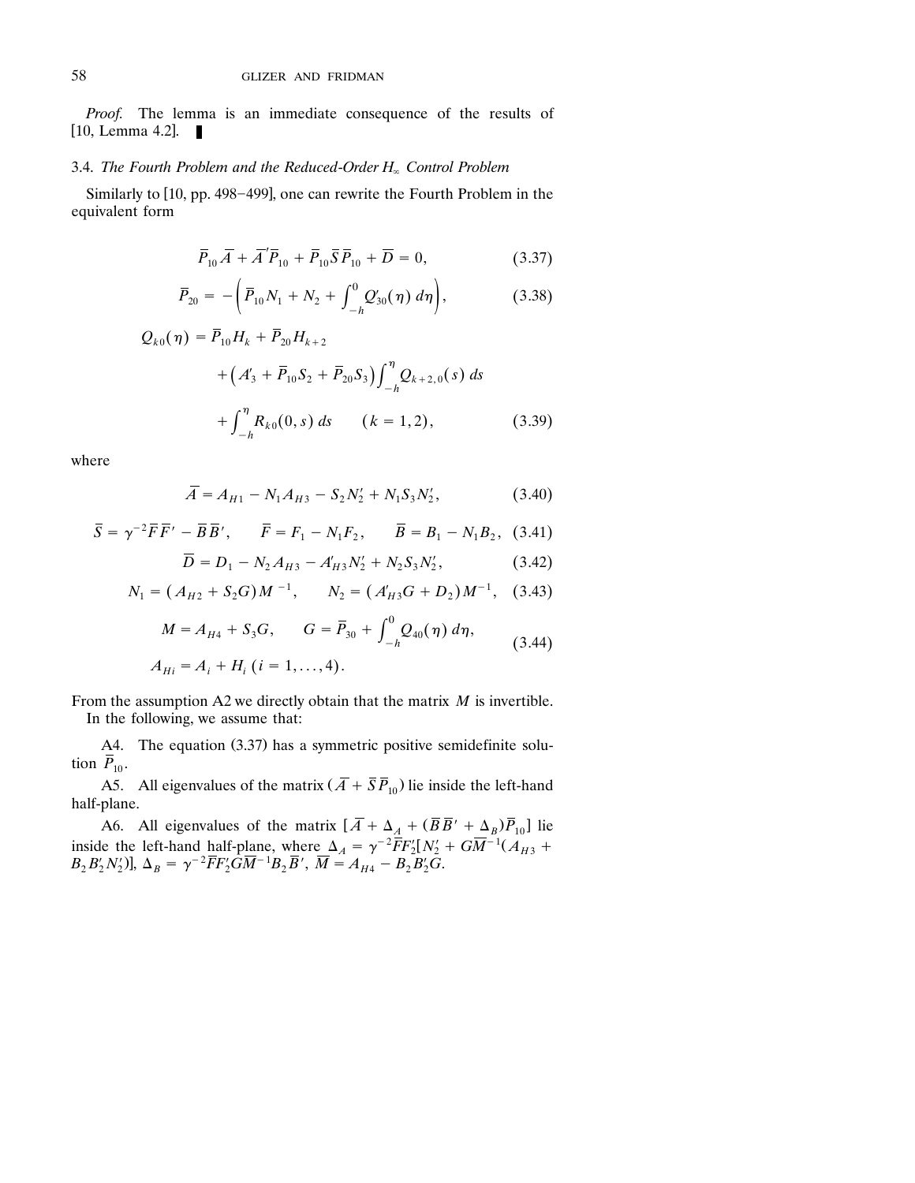*Proof.* The lemma is an immediate consequence of the results of [10, Lemma 4.2]. ∎

### 3.4. *The Fourth Problem and the Reduced-Order $H_\infty$ Control Problem*

Similarly to [10, pp. 498–499], one can rewrite the Fourth Problem in the equivalent form

$$\overline{P}_{10}\overline{A} + \overline{A}'\overline{P}_{10} + \overline{P}_{10}\overline{S}\,\overline{P}_{10} + \overline{D} = 0, \tag{3.37}$$

$$\overline{P}_{20} = -\left(\overline{P}_{10}N_1 + N_2 + \int_{-h}^{0} Q_{30}'(\eta)\,d\eta\right), \tag{3.38}$$

$$\begin{aligned} Q_{k0}(\eta) &= \overline{P}_{10}H_k + \overline{P}_{20}H_{k+2} \\ &\quad + \left(A_3' + \overline{P}_{10}S_2 + \overline{P}_{20}S_3\right)\int_{-h}^{\eta} Q_{k+2,0}(s)\,ds \\ &\quad + \int_{-h}^{\eta} R_{k0}(0,s)\,ds \qquad (k = 1,2), \end{aligned} \tag{3.39}$$

where

$$\overline{A} = A_{H1} - N_1A_{H3} - S_2N_2' + N_1S_3N_2', \tag{3.40}$$

$$\overline{S} = \gamma^{-2}\overline{F}\,\overline{F}' - \overline{B}\,\overline{B}', \qquad \overline{F} = F_1 - N_1F_2, \qquad \overline{B} = B_1 - N_1B_2, \tag{3.41}$$

$$\overline{D} = D_1 - N_2A_{H3} - A_{H3}'N_2' + N_2S_3N_2', \tag{3.42}$$

$$N_1 = (A_{H2} + S_2G)M^{-1}, \qquad N_2 = (A_{H3}'G + D_2)M^{-1}, \tag{3.43}$$

$$\begin{aligned} M &= A_{H4} + S_3G, \qquad G = \overline{P}_{30} + \int_{-h}^{0} Q_{40}(\eta)\,d\eta, \\ A_{Hi} &= A_i + H_i \ (i = 1,\ldots,4). \end{aligned} \tag{3.44}$$

From the assumption A2 we directly obtain that the matrix $M$ is invertible.

In the following, we assume that:

A4. The equation (3.37) has a symmetric positive semidefinite solution $\overline{P}_{10}$.

A5. All eigenvalues of the matrix $(\overline{A} + \overline{S}\,\overline{P}_{10})$ lie inside the left-hand half-plane.

A6. All eigenvalues of the matrix $[\overline{A} + \Delta_A + (\overline{B}\,\overline{B}' + \Delta_B)\overline{P}_{10}]$ lie inside the left-hand half-plane, where $\Delta_A = \gamma^{-2}\overline{F}F_2'[N_2' + G\overline{M}^{-1}(A_{H3} + B_2B_2'N_2')]$, $\Delta_B = \gamma^{-2}\overline{F}F_2'G\overline{M}^{-1}B_2\overline{B}'$, $\overline{M} = A_{H4} - B_2B_2'G$.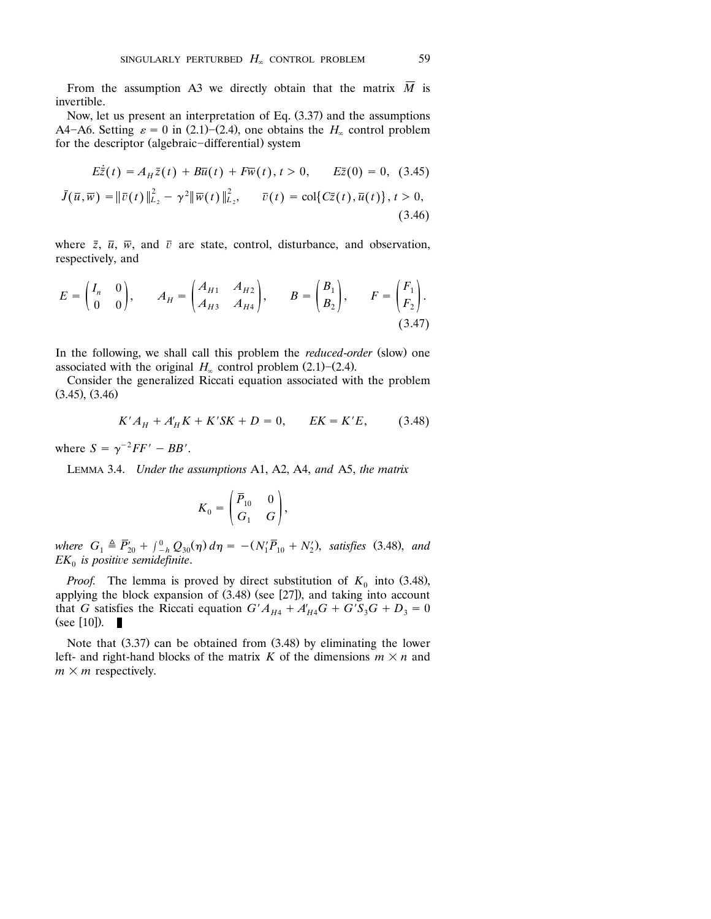From the assumption A3 we directly obtain that the matrix $\overline{M}$ is invertible.

Now, let us present an interpretation of Eq. (3.37) and the assumptions A4–A6. Setting $\varepsilon = 0$ in (2.1)–(2.4), one obtains the $H_\infty$ control problem for the descriptor (algebraic–differential) system

$$E\dot{\bar{z}}(t) = A_H \bar{z}(t) + B\bar{u}(t) + F\bar{w}(t), \; t > 0, \qquad E\bar{z}(0) = 0, \quad (3.45)$$

$$\bar{J}(\bar{u}, \bar{w}) = \|\bar{v}(t)\|_{L_2}^2 - \gamma^2 \|\bar{w}(t)\|_{L_2}^2, \qquad \bar{v}(t) = \mathrm{col}\{C\bar{z}(t), \bar{u}(t)\}, \; t > 0, \quad (3.46)$$

where $\bar{z}$, $\bar{u}$, $\bar{w}$, and $\bar{v}$ are state, control, disturbance, and observation, respectively, and

$$E = \begin{pmatrix} I_n & 0 \\ 0 & 0 \end{pmatrix}, \qquad A_H = \begin{pmatrix} A_{H1} & A_{H2} \\ A_{H3} & A_{H4} \end{pmatrix}, \qquad B = \begin{pmatrix} B_1 \\ B_2 \end{pmatrix}, \qquad F = \begin{pmatrix} F_1 \\ F_2 \end{pmatrix}. \quad (3.47)$$

In the following, we shall call this problem the *reduced-order* (slow) one associated with the original $H_\infty$ control problem (2.1)–(2.4).

Consider the generalized Riccati equation associated with the problem (3.45), (3.46)

$$K'A_H + A_H'K + K'SK + D = 0, \qquad EK = K'E, \quad (3.48)$$

where $S = \gamma^{-2}FF' - BB'$.

LEMMA 3.4. *Under the assumptions* A1, A2, A4, *and* A5, *the matrix*

$$K_0 = \begin{pmatrix} \overline{P}_{10} & 0 \\ G_1 & G \end{pmatrix},$$

*where* $G_1 \triangleq \overline{P}_{20}' + \int_{-h}^{0} Q_{30}(\eta)\, d\eta = -(N_1'\overline{P}_{10} + N_2')$, *satisfies* (3.48), *and* $EK_0$ *is positive semidefinite*.

*Proof.* The lemma is proved by direct substitution of $K_0$ into (3.48), applying the block expansion of (3.48) (see [27]), and taking into account that $G$ satisfies the Riccati equation $G'A_{H4} + A_{H4}'G + G'S_3G + D_3 = 0$ (see [10]). ∎

Note that (3.37) can be obtained from (3.48) by eliminating the lower left- and right-hand blocks of the matrix $K$ of the dimensions $m \times n$ and $m \times m$ respectively.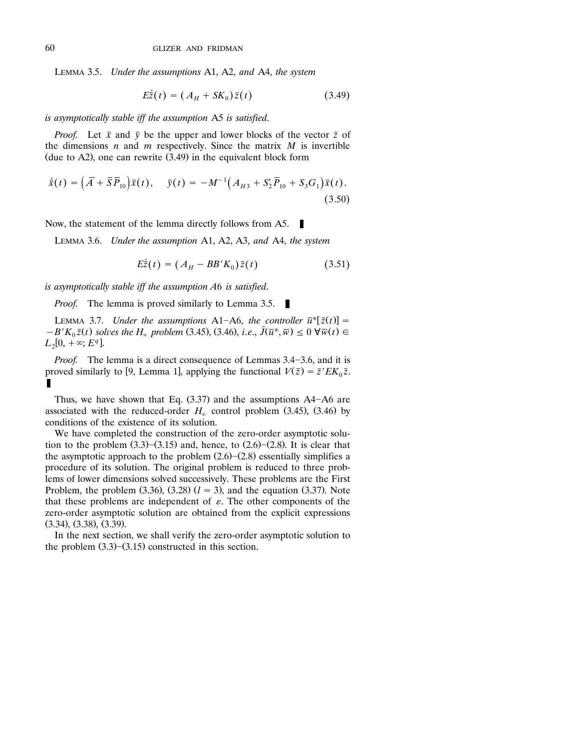**Lemma 3.5.** *Under the assumptions* A1, A2, *and* A4, *the system*

$$E\dot{\bar{z}}(t) = (A_H + SK_0)\bar{z}(t) \tag{3.49}$$

*is asymptotically stable iff the assumption* A5 *is satisfied.*

*Proof.* Let $\bar{x}$ and $\bar{y}$ be the upper and lower blocks of the vector $\bar{z}$ of the dimensions $n$ and $m$ respectively. Since the matrix $M$ is invertible (due to A2), one can rewrite (3.49) in the equivalent block form

$$\dot{\bar{x}}(t) = \left(\bar{A} + \bar{S}\bar{P}_{10}\right)\bar{x}(t), \quad \bar{y}(t) = -M^{-1}\left(A_{H3} + S_2'\bar{P}_{10} + S_3 G_1\right)\bar{x}(t). \tag{3.50}$$

Now, the statement of the lemma directly follows from A5. ∎

**Lemma 3.6.** *Under the assumption* A1, A2, A3, *and* A4, *the system*

$$E\dot{\bar{z}}(t) = (A_H - BB'K_0)\bar{z}(t) \tag{3.51}$$

*is asymptotically stable iff the assumption A*6 *is satisfied.*

*Proof.* The lemma is proved similarly to Lemma 3.5. ∎

**Lemma 3.7.** *Under the assumptions* A1–A6, *the controller* $\bar{u}^*[\bar{z}(t)] = -B'K_0\bar{z}(t)$ *solves the* $H_\infty$ *problem* (3.45), (3.46), *i.e.*, $\bar{J}(\bar{u}^*, \bar{w}) \leq 0 \ \forall \bar{w}(t) \in L_2[0, +\infty; E^q]$.

*Proof.* The lemma is a direct consequence of Lemmas 3.4–3.6, and it is proved similarly to [9, Lemma 1], applying the functional $V(\bar{z}) = \bar{z}'EK_0\bar{z}$. ∎

Thus, we have shown that Eq. (3.37) and the assumptions A4–A6 are associated with the reduced-order $H_\infty$ control problem (3.45), (3.46) by conditions of the existence of its solution.

We have completed the construction of the zero-order asymptotic solution to the problem (3.3)–(3.15) and, hence, to (2.6)–(2.8). It is clear that the asymptotic approach to the problem (2.6)–(2.8) essentially simplifies a procedure of its solution. The original problem is reduced to three problems of lower dimensions solved successively. These problems are the First Problem, the problem (3.36), (3.28) ($l = 3$), and the equation (3.37). Note that these problems are independent of $\varepsilon$. The other components of the zero-order asymptotic solution are obtained from the explicit expressions (3.34), (3.38), (3.39).

In the next section, we shall verify the zero-order asymptotic solution to the problem (3.3)–(3.15) constructed in this section.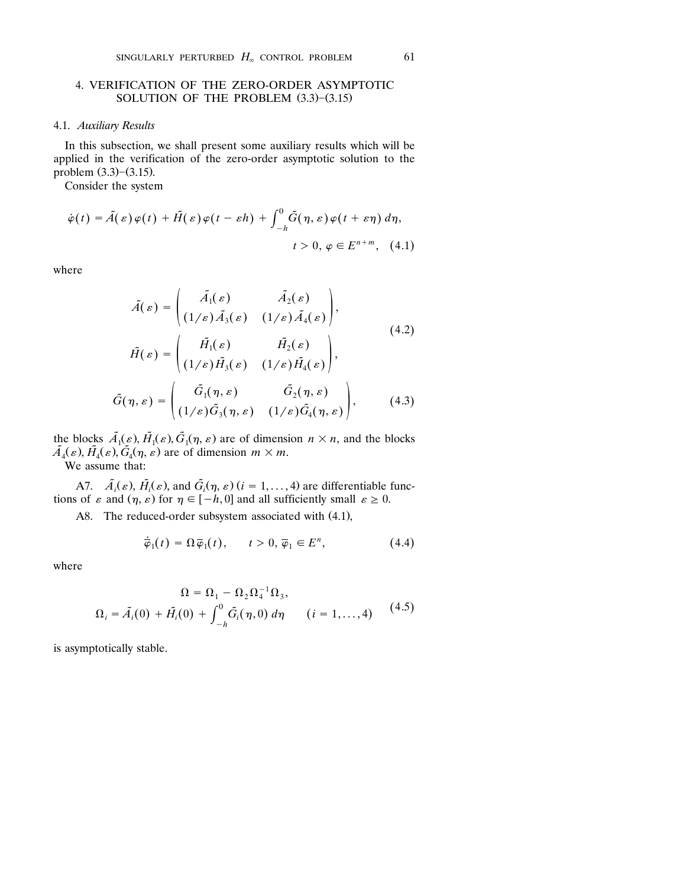## 4. VERIFICATION OF THE ZERO-ORDER ASYMPTOTIC SOLUTION OF THE PROBLEM (3.3)–(3.15)

### 4.1. *Auxiliary Results*

In this subsection, we shall present some auxiliary results which will be applied in the verification of the zero-order asymptotic solution to the problem (3.3)–(3.15).

Consider the system

$$\dot{\varphi}(t) = \tilde{A}(\varepsilon)\varphi(t) + \tilde{H}(\varepsilon)\varphi(t - \varepsilon h) + \int_{-h}^{0} \tilde{G}(\eta, \varepsilon)\varphi(t + \varepsilon\eta)\, d\eta, \qquad t > 0,\ \varphi \in E^{n+m}, \quad (4.1)$$

where

$$\tilde{A}(\varepsilon) = \begin{pmatrix} \tilde{A}_1(\varepsilon) & \tilde{A}_2(\varepsilon) \\ (1/\varepsilon)\tilde{A}_3(\varepsilon) & (1/\varepsilon)\tilde{A}_4(\varepsilon) \end{pmatrix},$$

$$\tilde{H}(\varepsilon) = \begin{pmatrix} \tilde{H}_1(\varepsilon) & \tilde{H}_2(\varepsilon) \\ (1/\varepsilon)\tilde{H}_3(\varepsilon) & (1/\varepsilon)\tilde{H}_4(\varepsilon) \end{pmatrix}, \quad (4.2)$$

$$\tilde{G}(\eta, \varepsilon) = \begin{pmatrix} \tilde{G}_1(\eta, \varepsilon) & \tilde{G}_2(\eta, \varepsilon) \\ (1/\varepsilon)\tilde{G}_3(\eta, \varepsilon) & (1/\varepsilon)\tilde{G}_4(\eta, \varepsilon) \end{pmatrix}, \quad (4.3)$$

the blocks $\tilde{A}_1(\varepsilon), \tilde{H}_1(\varepsilon), \tilde{G}_1(\eta, \varepsilon)$ are of dimension $n \times n$, and the blocks $\tilde{A}_4(\varepsilon), \tilde{H}_4(\varepsilon), \tilde{G}_4(\eta, \varepsilon)$ are of dimension $m \times m$.

We assume that:

A7. $\tilde{A}_i(\varepsilon)$, $\tilde{H}_i(\varepsilon)$, and $\tilde{G}_i(\eta, \varepsilon)$ $(i = 1, \dots, 4)$ are differentiable functions of $\varepsilon$ and $(\eta, \varepsilon)$ for $\eta \in [-h, 0]$ and all sufficiently small $\varepsilon \geq 0$.

A8. The reduced-order subsystem associated with (4.1),

$$\dot{\bar{\varphi}}_1(t) = \Omega\bar{\varphi}_1(t), \qquad t > 0,\ \bar{\varphi}_1 \in E^n, \quad (4.4)$$

where

$$\Omega = \Omega_1 - \Omega_2\Omega_4^{-1}\Omega_3,$$
$$\Omega_i = \tilde{A}_i(0) + \tilde{H}_i(0) + \int_{-h}^{0} \tilde{G}_i(\eta, 0)\, d\eta \qquad (i = 1, \dots, 4) \quad (4.5)$$

is asymptotically stable.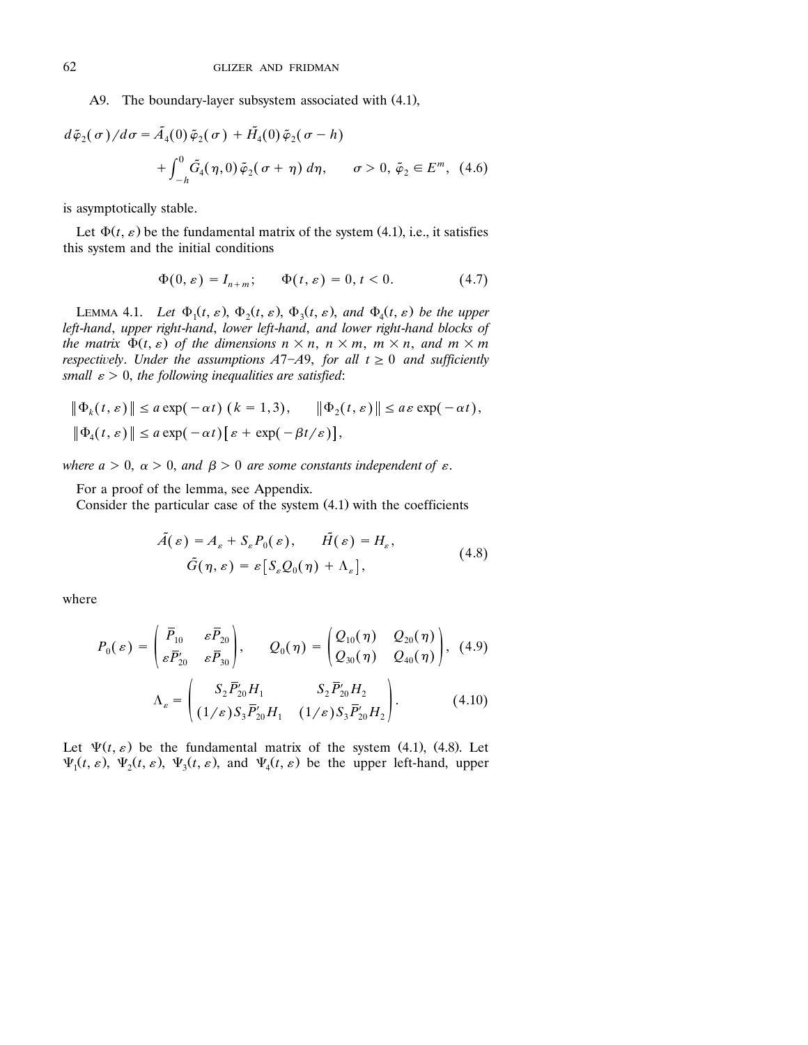A9. The boundary-layer subsystem associated with (4.1),

$$d\tilde{\varphi}_2(\sigma)/d\sigma = \tilde{A}_4(0)\tilde{\varphi}_2(\sigma) + \tilde{H}_4(0)\tilde{\varphi}_2(\sigma - h) + \int_{-h}^{0} \tilde{G}_4(\eta, 0)\tilde{\varphi}_2(\sigma + \eta)\, d\eta, \qquad \sigma > 0,\ \tilde{\varphi}_2 \in E^m, \quad (4.6)$$

is asymptotically stable.

Let $\Phi(t, \varepsilon)$ be the fundamental matrix of the system (4.1), i.e., it satisfies this system and the initial conditions

$$\Phi(0, \varepsilon) = I_{n+m}; \qquad \Phi(t, \varepsilon) = 0,\ t < 0. \quad (4.7)$$

LEMMA 4.1. *Let $\Phi_1(t, \varepsilon)$, $\Phi_2(t, \varepsilon)$, $\Phi_3(t, \varepsilon)$, and $\Phi_4(t, \varepsilon)$ be the upper left-hand, upper right-hand, lower left-hand, and lower right-hand blocks of the matrix $\Phi(t, \varepsilon)$ of the dimensions $n \times n$, $n \times m$, $m \times n$, and $m \times m$ respectively. Under the assumptions A7–A9, for all $t \geq 0$ and sufficiently small $\varepsilon > 0$, the following inequalities are satisfied*:

$$\|\Phi_k(t, \varepsilon)\| \leq a \exp(-\alpha t)\ (k = 1, 3), \qquad \|\Phi_2(t, \varepsilon)\| \leq a\varepsilon \exp(-\alpha t),$$
$$\|\Phi_4(t, \varepsilon)\| \leq a \exp(-\alpha t)\left[\varepsilon + \exp(-\beta t/\varepsilon)\right],$$

*where $a > 0$, $\alpha > 0$, and $\beta > 0$ are some constants independent of $\varepsilon$.*

For a proof of the lemma, see Appendix.

Consider the particular case of the system (4.1) with the coefficients

$$\tilde{A}(\varepsilon) = A_\varepsilon + S_\varepsilon P_0(\varepsilon), \qquad \tilde{H}(\varepsilon) = H_\varepsilon,$$
$$\tilde{G}(\eta, \varepsilon) = \varepsilon\left[S_\varepsilon Q_0(\eta) + \Lambda_\varepsilon\right], \quad (4.8)$$

where

$$P_0(\varepsilon) = \begin{pmatrix} \bar{P}_{10} & \varepsilon \bar{P}_{20} \\ \varepsilon \bar{P}'_{20} & \varepsilon \bar{P}_{30} \end{pmatrix}, \qquad Q_0(\eta) = \begin{pmatrix} Q_{10}(\eta) & Q_{20}(\eta) \\ Q_{30}(\eta) & Q_{40}(\eta) \end{pmatrix}, \quad (4.9)$$

$$\Lambda_\varepsilon = \begin{pmatrix} S_2 \bar{P}'_{20} H_1 & S_2 \bar{P}'_{20} H_2 \\ (1/\varepsilon) S_3 \bar{P}'_{20} H_1 & (1/\varepsilon) S_3 \bar{P}'_{20} H_2 \end{pmatrix}. \quad (4.10)$$

Let $\Psi(t, \varepsilon)$ be the fundamental matrix of the system (4.1), (4.8). Let $\Psi_1(t, \varepsilon)$, $\Psi_2(t, \varepsilon)$, $\Psi_3(t, \varepsilon)$, and $\Psi_4(t, \varepsilon)$ be the upper left-hand, upper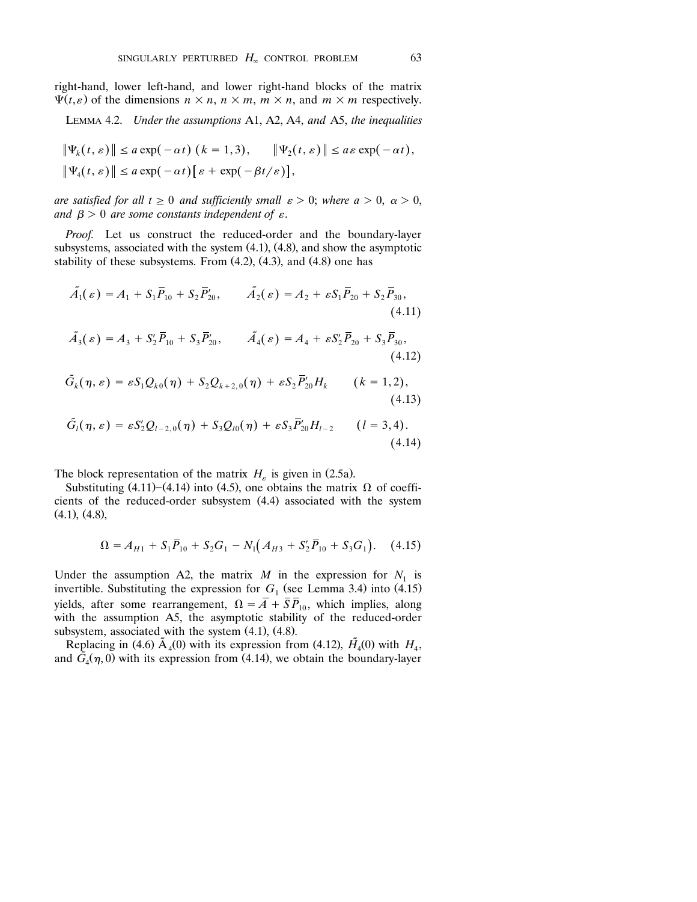right-hand, lower left-hand, and lower right-hand blocks of the matrix $\Psi(t,\varepsilon)$ of the dimensions $n \times n$, $n \times m$, $m \times n$, and $m \times m$ respectively.

LEMMA 4.2. *Under the assumptions* A1, A2, A4, *and* A5, *the inequalities*

$$\|\Psi_k(t,\varepsilon)\| \leq a\exp(-\alpha t) \ (k = 1,3), \qquad \|\Psi_2(t,\varepsilon)\| \leq a\varepsilon\exp(-\alpha t),$$

$$\|\Psi_4(t,\varepsilon)\| \leq a\exp(-\alpha t)\left[\varepsilon + \exp(-\beta t/\varepsilon)\right],$$

*are satisfied for all $t \geq 0$ and sufficiently small $\varepsilon > 0$; where $a > 0$, $\alpha > 0$, and $\beta > 0$ are some constants independent of $\varepsilon$.*

*Proof.* Let us construct the reduced-order and the boundary-layer subsystems, associated with the system (4.1), (4.8), and show the asymptotic stability of these subsystems. From (4.2), (4.3), and (4.8) one has

$$\tilde{A}_1(\varepsilon) = A_1 + S_1\bar{P}_{10} + S_2\bar{P}'_{20}, \qquad \tilde{A}_2(\varepsilon) = A_2 + \varepsilon S_1\bar{P}_{20} + S_2\bar{P}_{30}, \tag{4.11}$$

$$\tilde{A}_3(\varepsilon) = A_3 + S'_2\bar{P}_{10} + S_3\bar{P}'_{20}, \qquad \tilde{A}_4(\varepsilon) = A_4 + \varepsilon S'_2\bar{P}_{20} + S_3\bar{P}_{30}, \tag{4.12}$$

$$\tilde{G}_k(\eta,\varepsilon) = \varepsilon S_1 Q_{k0}(\eta) + S_2 Q_{k+2,0}(\eta) + \varepsilon S_2\bar{P}'_{20}H_k \qquad (k = 1,2), \tag{4.13}$$

$$\tilde{G}_l(\eta,\varepsilon) = \varepsilon S'_2 Q_{l-2,0}(\eta) + S_3 Q_{l0}(\eta) + \varepsilon S_3\bar{P}'_{20}H_{l-2} \qquad (l = 3,4). \tag{4.14}$$

The block representation of the matrix $H_\varepsilon$ is given in (2.5a).

Substituting (4.11)–(4.14) into (4.5), one obtains the matrix $\Omega$ of coefficients of the reduced-order subsystem (4.4) associated with the system (4.1), (4.8),

$$\Omega = A_{H1} + S_1\bar{P}_{10} + S_2 G_1 - N_1\left(A_{H3} + S'_2\bar{P}_{10} + S_3 G_1\right). \tag{4.15}$$

Under the assumption A2, the matrix $M$ in the expression for $N_1$ is invertible. Substituting the expression for $G_1$ (see Lemma 3.4) into (4.15) yields, after some rearrangement, $\Omega = \bar{A} + \bar{S}\bar{P}_{10}$, which implies, along with the assumption A5, the asymptotic stability of the reduced-order subsystem, associated with the system (4.1), (4.8).

Replacing in (4.6) $\tilde{A}_4(0)$ with its expression from (4.12), $\tilde{H}_4(0)$ with $H_4$, and $\tilde{G}_4(\eta, 0)$ with its expression from (4.14), we obtain the boundary-layer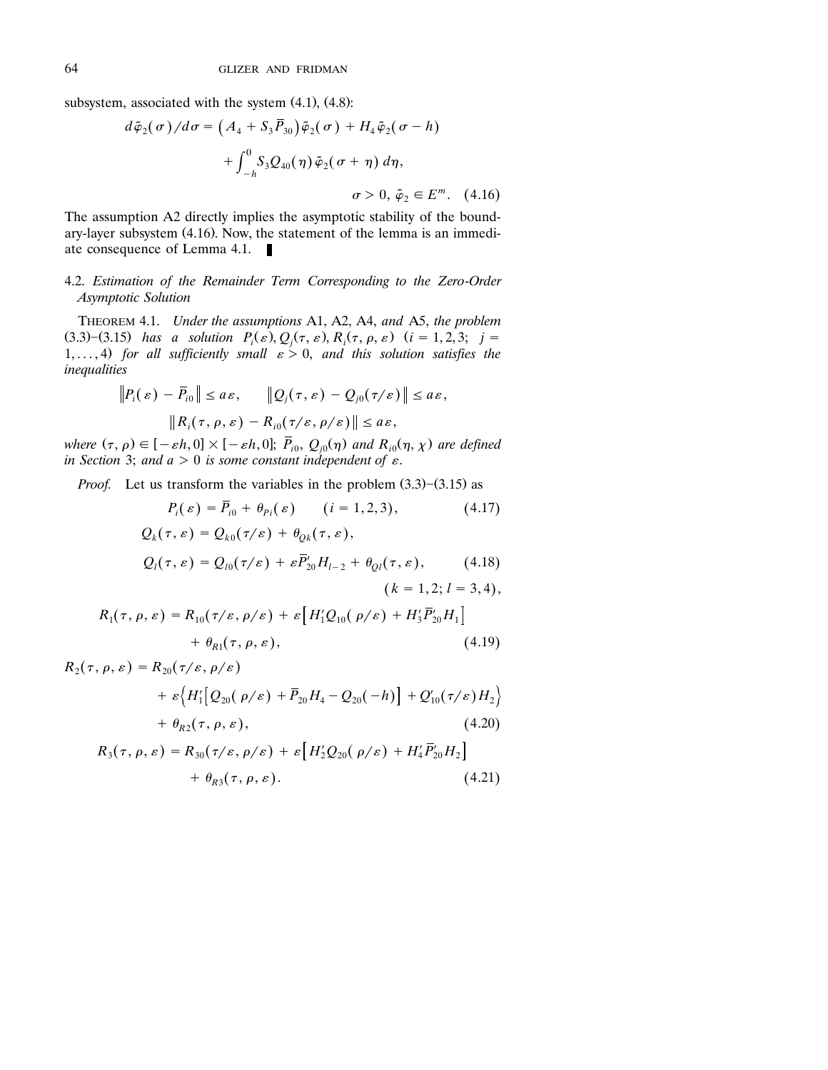subsystem, associated with the system (4.1), (4.8):

$$d\tilde{\varphi}_2(\sigma)/d\sigma = \left(A_4 + S_3\overline{P}_{30}\right)\tilde{\varphi}_2(\sigma) + H_4\tilde{\varphi}_2(\sigma - h) + \int_{-h}^{0} S_3 Q_{40}(\eta)\tilde{\varphi}_2(\sigma + \eta)\,d\eta,$$

$$\sigma > 0,\ \tilde{\varphi}_2 \in E^m. \quad (4.16)$$

The assumption A2 directly implies the asymptotic stability of the boundary-layer subsystem (4.16). Now, the statement of the lemma is an immediate consequence of Lemma 4.1. ∎

### 4.2. *Estimation of the Remainder Term Corresponding to the Zero-Order Asymptotic Solution*

THEOREM 4.1. *Under the assumptions* A1, A2, A4, *and* A5, *the problem* (3.3)–(3.15) *has a solution* $P_i(\varepsilon), Q_j(\tau, \varepsilon), R_i(\tau, \rho, \varepsilon)$ $(i = 1, 2, 3;\ j = 1, \dots, 4)$ *for all sufficiently small* $\varepsilon > 0$, *and this solution satisfies the inequalities*

$$\left\|P_i(\varepsilon) - \overline{P}_{i0}\right\| \le a\varepsilon, \qquad \left\|Q_j(\tau, \varepsilon) - Q_{j0}(\tau/\varepsilon)\right\| \le a\varepsilon,$$

$$\left\|R_i(\tau, \rho, \varepsilon) - R_{i0}(\tau/\varepsilon, \rho/\varepsilon)\right\| \le a\varepsilon,$$

*where* $(\tau, \rho) \in [-\varepsilon h, 0] \times [-\varepsilon h, 0]$; $\overline{P}_{i0}$, $Q_{j0}(\eta)$ *and* $R_{i0}(\eta, \chi)$ *are defined in Section* 3; *and* $a > 0$ *is some constant independent of* $\varepsilon$.

*Proof.* Let us transform the variables in the problem (3.3)–(3.15) as

$$P_i(\varepsilon) = \overline{P}_{i0} + \theta_{Pi}(\varepsilon) \qquad (i = 1, 2, 3), \quad (4.17)$$

$$Q_k(\tau, \varepsilon) = Q_{k0}(\tau/\varepsilon) + \theta_{Qk}(\tau, \varepsilon),$$

$$Q_l(\tau, \varepsilon) = Q_{l0}(\tau/\varepsilon) + \varepsilon\overline{P}'_{20}H_{l-2} + \theta_{Ql}(\tau, \varepsilon), \quad (4.18)$$

$$(k = 1, 2;\ l = 3, 4),$$

$$R_1(\tau, \rho, \varepsilon) = R_{10}(\tau/\varepsilon, \rho/\varepsilon) + \varepsilon\left[H'_1 Q_{10}(\rho/\varepsilon) + H'_3\overline{P}'_{20}H_1\right] + \theta_{R1}(\tau, \rho, \varepsilon), \quad (4.19)$$

$$R_2(\tau, \rho, \varepsilon) = R_{20}(\tau/\varepsilon, \rho/\varepsilon) + \varepsilon\left\{H'_1\left[Q_{20}(\rho/\varepsilon) + \overline{P}_{20}H_4 - Q_{20}(-h)\right] + Q'_{10}(\tau/\varepsilon)H_2\right\} + \theta_{R2}(\tau, \rho, \varepsilon), \quad (4.20)$$

$$R_3(\tau, \rho, \varepsilon) = R_{30}(\tau/\varepsilon, \rho/\varepsilon) + \varepsilon\left[H'_2 Q_{20}(\rho/\varepsilon) + H'_4\overline{P}'_{20}H_2\right] + \theta_{R3}(\tau, \rho, \varepsilon). \quad (4.21)$$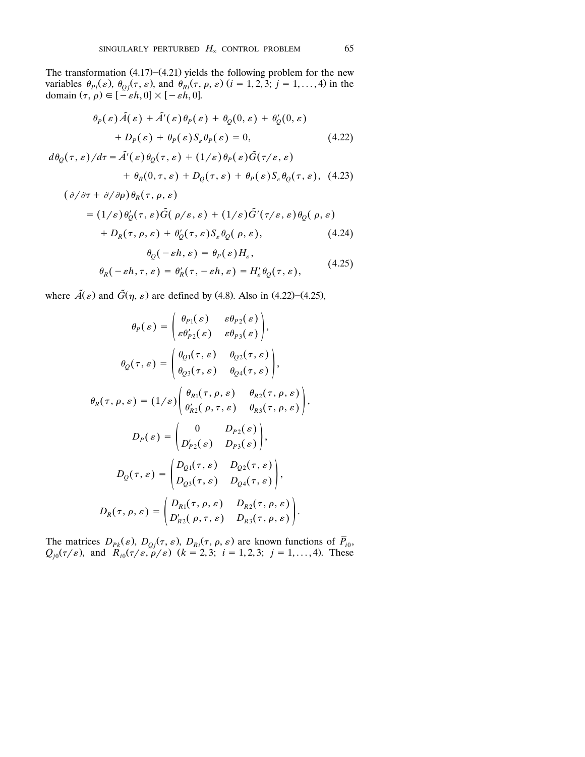The transformation (4.17)–(4.21) yields the following problem for the new variables $\theta_{Pi}(\varepsilon)$, $\theta_{Qj}(\tau, \varepsilon)$, and $\theta_{Ri}(\tau, \rho, \varepsilon)$ $(i = 1, 2, 3;\ j = 1, \dots, 4)$ in the domain $(\tau, \rho) \in [-\varepsilon h, 0] \times [-\varepsilon h, 0]$.

$$
\begin{aligned}
&\theta_P(\varepsilon)\tilde{A}(\varepsilon) + \tilde{A}'(\varepsilon)\theta_P(\varepsilon) + \theta_Q(0, \varepsilon) + \theta_Q'(0, \varepsilon) \\
&\qquad + D_P(\varepsilon) + \theta_P(\varepsilon) S_\varepsilon \theta_P(\varepsilon) = 0, \qquad (4.22)
\end{aligned}
$$

$$
\begin{aligned}
d\theta_Q(\tau, \varepsilon)/d\tau &= \tilde{A}'(\varepsilon)\theta_Q(\tau, \varepsilon) + (1/\varepsilon)\theta_P(\varepsilon)\tilde{G}(\tau/\varepsilon, \varepsilon) \\
&\quad + \theta_R(0, \tau, \varepsilon) + D_Q(\tau, \varepsilon) + \theta_P(\varepsilon) S_\varepsilon \theta_Q(\tau, \varepsilon), \qquad (4.23)
\end{aligned}
$$

$$
\begin{aligned}
&(\partial/\partial\tau + \partial/\partial\rho)\theta_R(\tau, \rho, \varepsilon) \\
&\quad = (1/\varepsilon)\theta_Q'(\tau, \varepsilon)\tilde{G}(\rho/\varepsilon, \varepsilon) + (1/\varepsilon)\tilde{G}'(\tau/\varepsilon, \varepsilon)\theta_Q(\rho, \varepsilon) \\
&\qquad + D_R(\tau, \rho, \varepsilon) + \theta_Q'(\tau, \varepsilon) S_\varepsilon \theta_Q(\rho, \varepsilon), \qquad (4.24)
\end{aligned}
$$

$$
\begin{aligned}
\theta_Q(-\varepsilon h, \varepsilon) &= \theta_P(\varepsilon) H_\varepsilon, \\
\theta_R(-\varepsilon h, \tau, \varepsilon) = \theta_R'(\tau, -\varepsilon h, \varepsilon) &= H_\varepsilon' \theta_Q(\tau, \varepsilon),
\end{aligned}
\qquad (4.25)
$$

where $\tilde{A}(\varepsilon)$ and $\tilde{G}(\eta, \varepsilon)$ are defined by (4.8). Also in (4.22)–(4.25),

$$
\theta_P(\varepsilon) = \begin{pmatrix} \theta_{P1}(\varepsilon) & \varepsilon\theta_{P2}(\varepsilon) \\ \varepsilon\theta_{P2}'(\varepsilon) & \varepsilon\theta_{P3}(\varepsilon) \end{pmatrix},
$$

$$
\theta_Q(\tau, \varepsilon) = \begin{pmatrix} \theta_{Q1}(\tau, \varepsilon) & \theta_{Q2}(\tau, \varepsilon) \\ \theta_{Q3}(\tau, \varepsilon) & \theta_{Q4}(\tau, \varepsilon) \end{pmatrix},
$$

$$
\theta_R(\tau, \rho, \varepsilon) = (1/\varepsilon)\begin{pmatrix} \theta_{R1}(\tau, \rho, \varepsilon) & \theta_{R2}(\tau, \rho, \varepsilon) \\ \theta_{R2}'(\rho, \tau, \varepsilon) & \theta_{R3}(\tau, \rho, \varepsilon) \end{pmatrix},
$$

$$
D_P(\varepsilon) = \begin{pmatrix} 0 & D_{P2}(\varepsilon) \\ D_{P2}'(\varepsilon) & D_{P3}(\varepsilon) \end{pmatrix},
$$

$$
D_Q(\tau, \varepsilon) = \begin{pmatrix} D_{Q1}(\tau, \varepsilon) & D_{Q2}(\tau, \varepsilon) \\ D_{Q3}(\tau, \varepsilon) & D_{Q4}(\tau, \varepsilon) \end{pmatrix},
$$

$$
D_R(\tau, \rho, \varepsilon) = \begin{pmatrix} D_{R1}(\tau, \rho, \varepsilon) & D_{R2}(\tau, \rho, \varepsilon) \\ D_{R2}'(\rho, \tau, \varepsilon) & D_{R3}(\tau, \rho, \varepsilon) \end{pmatrix}.
$$

The matrices $D_{Pk}(\varepsilon)$, $D_{Qj}(\tau, \varepsilon)$, $D_{Ri}(\tau, \rho, \varepsilon)$ are known functions of $\overline{P}_{i0}$, $Q_{j0}(\tau/\varepsilon)$, and $R_{i0}(\tau/\varepsilon, \rho/\varepsilon)$ $(k = 2, 3;\ i = 1, 2, 3;\ j = 1, \dots, 4)$. These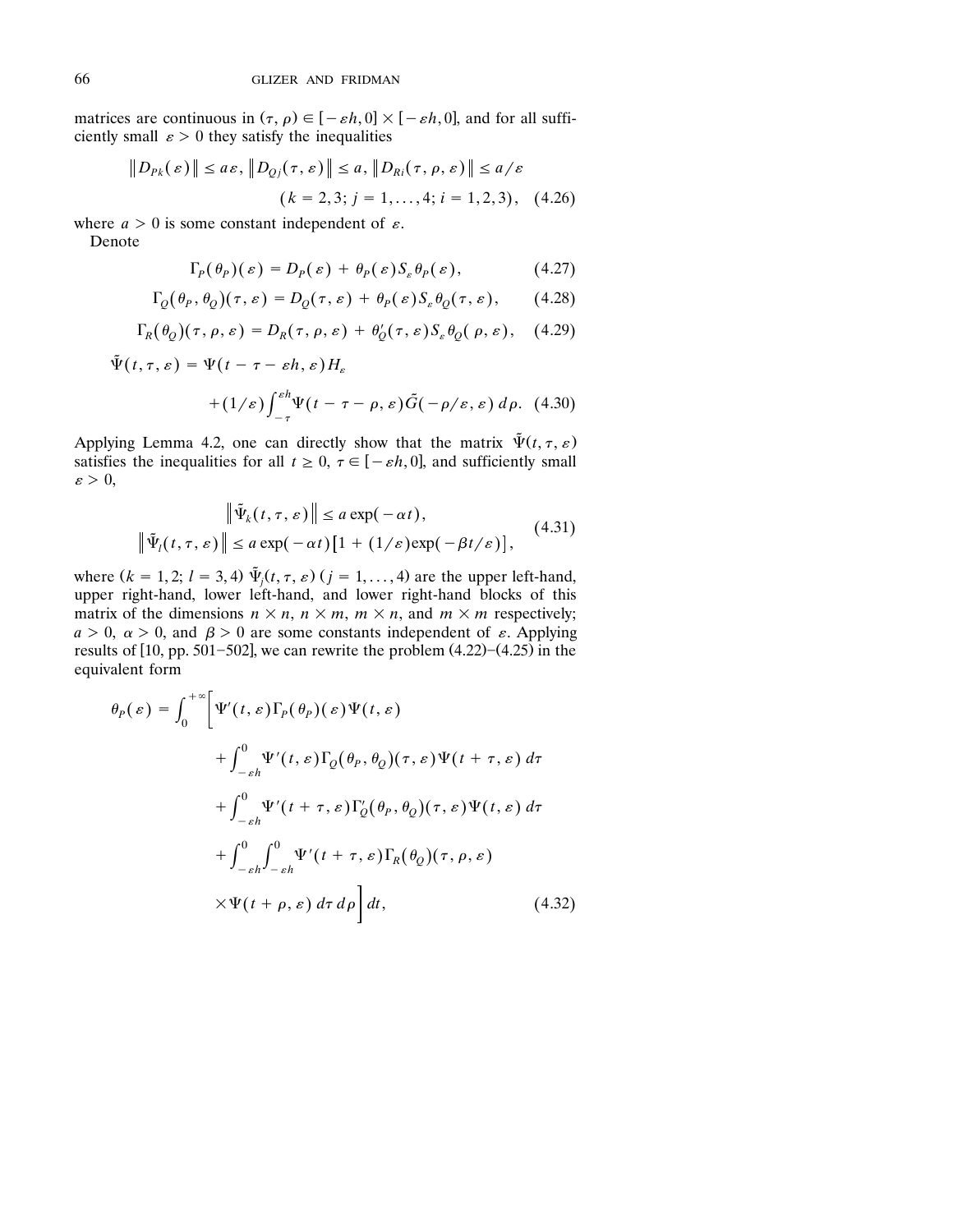matrices are continuous in $(\tau, \rho) \in [-\varepsilon h, 0] \times [-\varepsilon h, 0]$, and for all sufficiently small $\varepsilon > 0$ they satisfy the inequalities

$$\|D_{Pk}(\varepsilon)\| \leq a\varepsilon, \ \|D_{Qj}(\tau, \varepsilon)\| \leq a, \ \|D_{Ri}(\tau, \rho, \varepsilon)\| \leq a/\varepsilon$$
$$(k = 2, 3; \ j = 1, \dots, 4; \ i = 1, 2, 3), \quad (4.26)$$

where $a > 0$ is some constant independent of $\varepsilon$.

Denote

$$\Gamma_P(\theta_P)(\varepsilon) = D_P(\varepsilon) + \theta_P(\varepsilon) S_\varepsilon \theta_P(\varepsilon), \quad (4.27)$$

$$\Gamma_Q(\theta_P, \theta_Q)(\tau, \varepsilon) = D_Q(\tau, \varepsilon) + \theta_P(\varepsilon) S_\varepsilon \theta_Q(\tau, \varepsilon), \quad (4.28)$$

$$\Gamma_R(\theta_Q)(\tau, \rho, \varepsilon) = D_R(\tau, \rho, \varepsilon) + \theta_Q'(\tau, \varepsilon) S_\varepsilon \theta_Q(\rho, \varepsilon), \quad (4.29)$$

$$\tilde{\Psi}(t, \tau, \varepsilon) = \Psi(t - \tau - \varepsilon h, \varepsilon) H_\varepsilon + (1/\varepsilon) \int_{-\tau}^{\varepsilon h} \Psi(t - \tau - \rho, \varepsilon) \tilde{G}(-\rho/\varepsilon, \varepsilon) \, d\rho. \quad (4.30)$$

Applying Lemma 4.2, one can directly show that the matrix $\tilde{\Psi}(t, \tau, \varepsilon)$ satisfies the inequalities for all $t \geq 0$, $\tau \in [-\varepsilon h, 0]$, and sufficiently small $\varepsilon > 0$,

$$\begin{gathered} \|\tilde{\Psi}_k(t, \tau, \varepsilon)\| \leq a \exp(-\alpha t), \\ \|\tilde{\Psi}_l(t, \tau, \varepsilon)\| \leq a \exp(-\alpha t)\left[1 + (1/\varepsilon)\exp(-\beta t/\varepsilon)\right], \end{gathered} \quad (4.31)$$

where $(k = 1, 2; \ l = 3, 4)$ $\tilde{\Psi}_j(t, \tau, \varepsilon)$ $(j = 1, \dots, 4)$ are the upper left-hand, upper right-hand, lower left-hand, and lower right-hand blocks of this matrix of the dimensions $n \times n$, $n \times m$, $m \times n$, and $m \times m$ respectively; $a > 0$, $\alpha > 0$, and $\beta > 0$ are some constants independent of $\varepsilon$. Applying results of [10, pp. 501–502], we can rewrite the problem (4.22)–(4.25) in the equivalent form

$$\begin{aligned} \theta_P(\varepsilon) = \int_0^{+\infty} \Bigg[ & \Psi'(t, \varepsilon) \Gamma_P(\theta_P)(\varepsilon) \Psi(t, \varepsilon) \\ & + \int_{-\varepsilon h}^0 \Psi'(t, \varepsilon) \Gamma_Q(\theta_P, \theta_Q)(\tau, \varepsilon) \Psi(t + \tau, \varepsilon) \, d\tau \\ & + \int_{-\varepsilon h}^0 \Psi'(t + \tau, \varepsilon) \Gamma_Q'(\theta_P, \theta_Q)(\tau, \varepsilon) \Psi(t, \varepsilon) \, d\tau \\ & + \int_{-\varepsilon h}^0 \int_{-\varepsilon h}^0 \Psi'(t + \tau, \varepsilon) \Gamma_R(\theta_Q)(\tau, \rho, \varepsilon) \\ & \times \Psi(t + \rho, \varepsilon) \, d\tau \, d\rho \Bigg] dt, \end{aligned} \quad (4.32)$$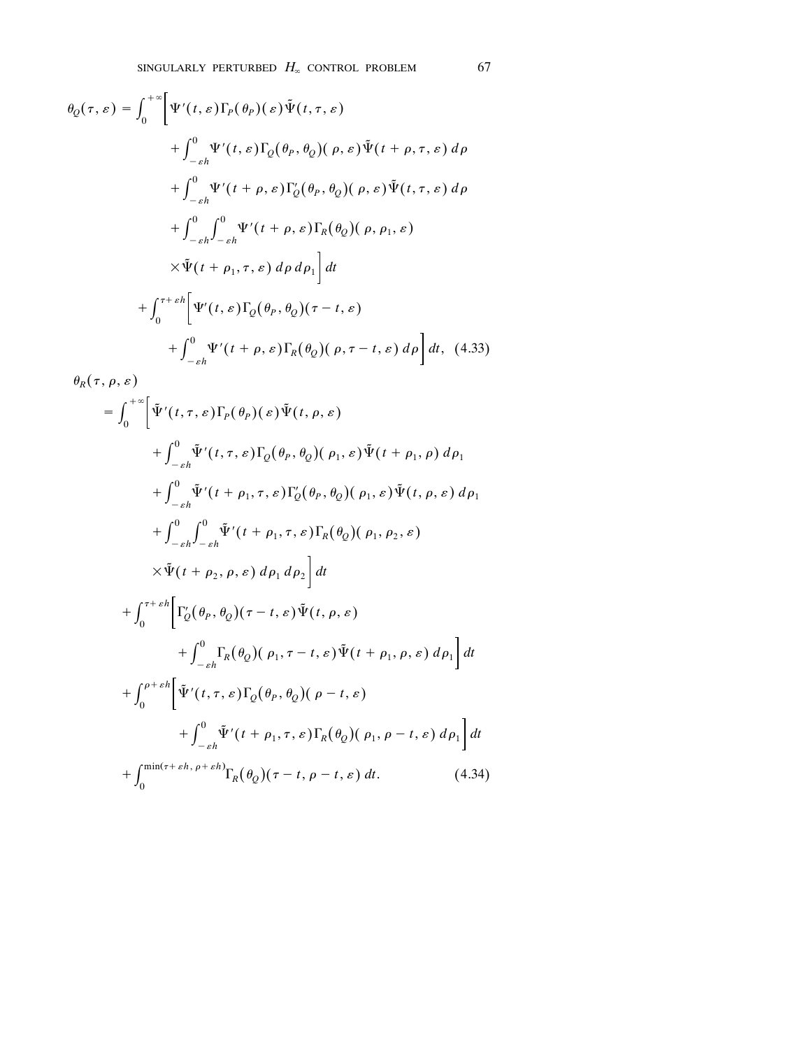$$
\begin{aligned}
\theta_Q(\tau, \varepsilon) = \int_0^{+\infty} \Bigg[ & \Psi'(t, \varepsilon) \Gamma_P(\theta_P)(\varepsilon) \tilde{\Psi}(t, \tau, \varepsilon) \\
& + \int_{-\varepsilon h}^{0} \Psi'(t, \varepsilon) \Gamma_Q(\theta_P, \theta_Q)(\rho, \varepsilon) \tilde{\Psi}(t + \rho, \tau, \varepsilon)\, d\rho \\
& + \int_{-\varepsilon h}^{0} \Psi'(t + \rho, \varepsilon) \Gamma_Q'(\theta_P, \theta_Q)(\rho, \varepsilon) \tilde{\Psi}(t, \tau, \varepsilon)\, d\rho \\
& + \int_{-\varepsilon h}^{0} \int_{-\varepsilon h}^{0} \Psi'(t + \rho, \varepsilon) \Gamma_R(\theta_Q)(\rho, \rho_1, \varepsilon) \\
& \times \tilde{\Psi}(t + \rho_1, \tau, \varepsilon)\, d\rho\, d\rho_1 \Bigg] dt \\
+ \int_0^{\tau + \varepsilon h} \Bigg[ & \Psi'(t, \varepsilon) \Gamma_Q(\theta_P, \theta_Q)(\tau - t, \varepsilon) \\
& + \int_{-\varepsilon h}^{0} \Psi'(t + \rho, \varepsilon) \Gamma_R(\theta_Q)(\rho, \tau - t, \varepsilon)\, d\rho \Bigg] dt, \quad (4.33)
\end{aligned}
$$

$$
\begin{aligned}
& \theta_R(\tau, \rho, \varepsilon) \\
& = \int_0^{+\infty} \Bigg[ \tilde{\Psi}'(t, \tau, \varepsilon) \Gamma_P(\theta_P)(\varepsilon) \tilde{\Psi}(t, \rho, \varepsilon) \\
& \qquad + \int_{-\varepsilon h}^{0} \tilde{\Psi}'(t, \tau, \varepsilon) \Gamma_Q(\theta_P, \theta_Q)(\rho_1, \varepsilon) \tilde{\Psi}(t + \rho_1, \rho)\, d\rho_1 \\
& \qquad + \int_{-\varepsilon h}^{0} \tilde{\Psi}'(t + \rho_1, \tau, \varepsilon) \Gamma_Q'(\theta_P, \theta_Q)(\rho_1, \varepsilon) \tilde{\Psi}(t, \rho, \varepsilon)\, d\rho_1 \\
& \qquad + \int_{-\varepsilon h}^{0} \int_{-\varepsilon h}^{0} \tilde{\Psi}'(t + \rho_1, \tau, \varepsilon) \Gamma_R(\theta_Q)(\rho_1, \rho_2, \varepsilon) \\
& \qquad \times \tilde{\Psi}(t + \rho_2, \rho, \varepsilon)\, d\rho_1\, d\rho_2 \Bigg] dt \\
& \quad + \int_0^{\tau + \varepsilon h} \Bigg[ \Gamma_Q'(\theta_P, \theta_Q)(\tau - t, \varepsilon) \tilde{\Psi}(t, \rho, \varepsilon) \\
& \qquad + \int_{-\varepsilon h}^{0} \Gamma_R(\theta_Q)(\rho_1, \tau - t, \varepsilon) \tilde{\Psi}(t + \rho_1, \rho, \varepsilon)\, d\rho_1 \Bigg] dt \\
& \quad + \int_0^{\rho + \varepsilon h} \Bigg[ \tilde{\Psi}'(t, \tau, \varepsilon) \Gamma_Q(\theta_P, \theta_Q)(\rho - t, \varepsilon) \\
& \qquad + \int_{-\varepsilon h}^{0} \tilde{\Psi}'(t + \rho_1, \tau, \varepsilon) \Gamma_R(\theta_Q)(\rho_1, \rho - t, \varepsilon)\, d\rho_1 \Bigg] dt \\
& \quad + \int_0^{\min(\tau + \varepsilon h, \rho + \varepsilon h)} \Gamma_R(\theta_Q)(\tau - t, \rho - t, \varepsilon)\, dt. \qquad (4.34)
\end{aligned}
$$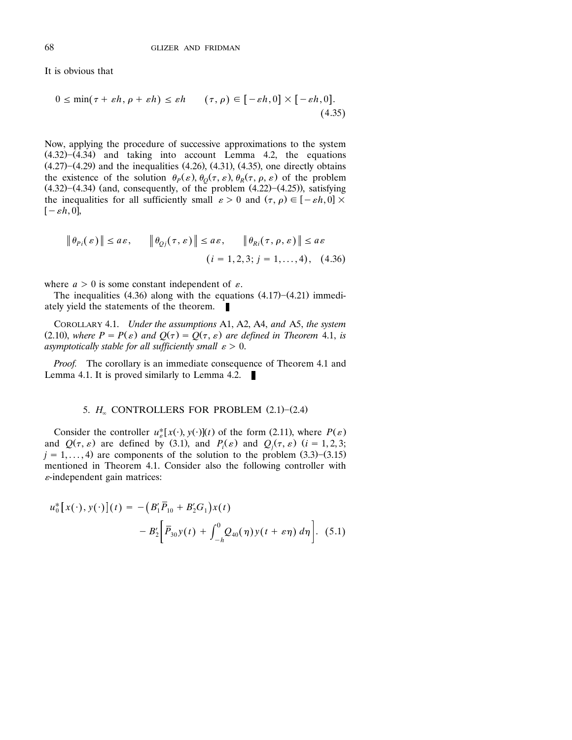It is obvious that

$$0 \le \min(\tau + \varepsilon h, \rho + \varepsilon h) \le \varepsilon h \qquad (\tau, \rho) \in [-\varepsilon h, 0] \times [-\varepsilon h, 0]. \tag{4.35}$$

Now, applying the procedure of successive approximations to the system (4.32)–(4.34) and taking into account Lemma 4.2, the equations (4.27)–(4.29) and the inequalities (4.26), (4.31), (4.35), one directly obtains the existence of the solution $\theta_P(\varepsilon), \theta_Q(\tau, \varepsilon), \theta_R(\tau, \rho, \varepsilon)$ of the problem (4.32)–(4.34) (and, consequently, of the problem (4.22)–(4.25)), satisfying the inequalities for all sufficiently small $\varepsilon > 0$ and $(\tau, \rho) \in [-\varepsilon h, 0] \times [-\varepsilon h, 0]$,

$$\|\theta_{Pi}(\varepsilon)\| \le a\varepsilon, \qquad \|\theta_{Qj}(\tau, \varepsilon)\| \le a\varepsilon, \qquad \|\theta_{Ri}(\tau, \rho, \varepsilon)\| \le a\varepsilon$$
$$(i = 1, 2, 3;\ j = 1, \dots, 4), \tag{4.36}$$

where $a > 0$ is some constant independent of $\varepsilon$.

The inequalities (4.36) along with the equations (4.17)–(4.21) immediately yield the statements of the theorem. ∎

COROLLARY 4.1. *Under the assumptions* A1, A2, A4, *and* A5, *the system* (2.10), *where* $P = P(\varepsilon)$ *and* $Q(\tau) = Q(\tau, \varepsilon)$ *are defined in Theorem* 4.1, *is asymptotically stable for all sufficiently small* $\varepsilon > 0$.

*Proof.* The corollary is an immediate consequence of Theorem 4.1 and Lemma 4.1. It is proved similarly to Lemma 4.2. ∎

## 5. $H_\infty$ CONTROLLERS FOR PROBLEM (2.1)–(2.4)

Consider the controller $u_\varepsilon^*[x(\cdot), y(\cdot)](t)$ of the form (2.11), where $P(\varepsilon)$ and $Q(\tau, \varepsilon)$ are defined by (3.1), and $P_i(\varepsilon)$ and $Q_j(\tau, \varepsilon)$ $(i = 1, 2, 3;\ j = 1, \dots, 4)$ are components of the solution to the problem (3.3)–(3.15) mentioned in Theorem 4.1. Consider also the following controller with $\varepsilon$-independent gain matrices:

$$u_0^*[x(\cdot), y(\cdot)](t) = -\left(B_1'\bar{P}_{10} + B_2'G_1\right)x(t) - B_2'\left[\bar{P}_{30}y(t) + \int_{-h}^{0} Q_{40}(\eta)y(t + \varepsilon\eta)\,d\eta\right]. \tag{5.1}$$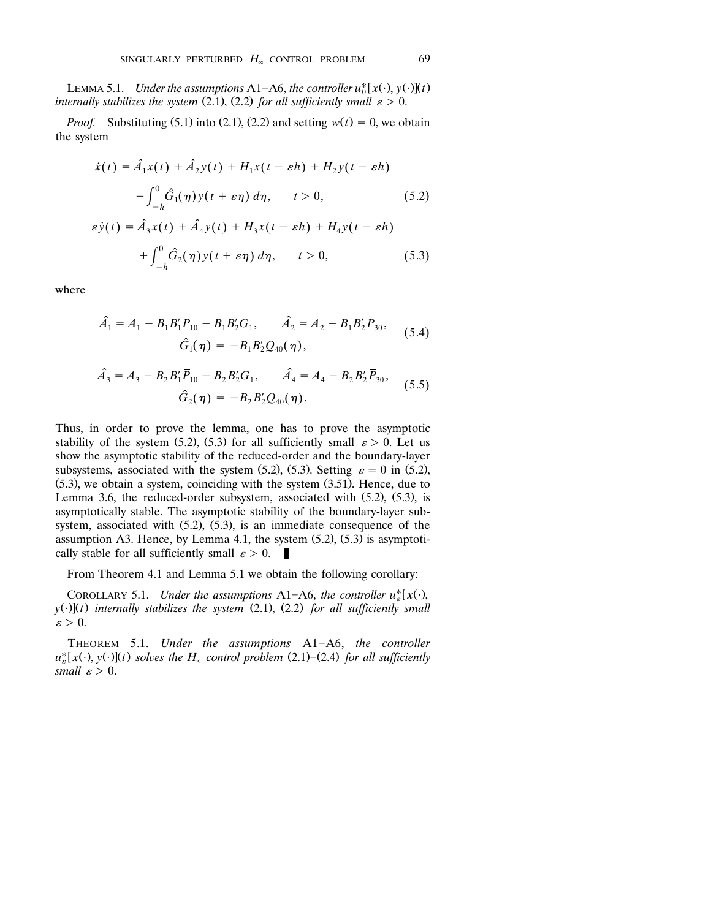**Lemma 5.1.** *Under the assumptions* A1–A6, *the controller* $u_0^*[x(\cdot), y(\cdot)](t)$ *internally stabilizes the system* (2.1), (2.2) *for all sufficiently small* $\varepsilon > 0$.

*Proof.* Substituting (5.1) into (2.1), (2.2) and setting $w(t) = 0$, we obtain the system

$$\dot{x}(t) = \hat{A}_1 x(t) + \hat{A}_2 y(t) + H_1 x(t - \varepsilon h) + H_2 y(t - \varepsilon h) + \int_{-h}^{0} \hat{G}_1(\eta) y(t + \varepsilon \eta)\, d\eta, \qquad t > 0, \tag{5.2}$$

$$\varepsilon \dot{y}(t) = \hat{A}_3 x(t) + \hat{A}_4 y(t) + H_3 x(t - \varepsilon h) + H_4 y(t - \varepsilon h) + \int_{-h}^{0} \hat{G}_2(\eta) y(t + \varepsilon \eta)\, d\eta, \qquad t > 0, \tag{5.3}$$

where

$$\hat{A}_1 = A_1 - B_1 B_1' \bar{P}_{10} - B_1 B_2' G_1, \qquad \hat{A}_2 = A_2 - B_1 B_2' \bar{P}_{30}, \qquad \hat{G}_1(\eta) = -B_1 B_2' Q_{40}(\eta), \tag{5.4}$$

$$\hat{A}_3 = A_3 - B_2 B_1' \bar{P}_{10} - B_2 B_2' G_1, \qquad \hat{A}_4 = A_4 - B_2 B_2' \bar{P}_{30}, \qquad \hat{G}_2(\eta) = -B_2 B_2' Q_{40}(\eta). \tag{5.5}$$

Thus, in order to prove the lemma, one has to prove the asymptotic stability of the system (5.2), (5.3) for all sufficiently small $\varepsilon > 0$. Let us show the asymptotic stability of the reduced-order and the boundary-layer subsystems, associated with the system (5.2), (5.3). Setting $\varepsilon = 0$ in (5.2), (5.3), we obtain a system, coinciding with the system (3.51). Hence, due to Lemma 3.6, the reduced-order subsystem, associated with (5.2), (5.3), is asymptotically stable. The asymptotic stability of the boundary-layer subsystem, associated with (5.2), (5.3), is an immediate consequence of the assumption A3. Hence, by Lemma 4.1, the system (5.2), (5.3) is asymptotically stable for all sufficiently small $\varepsilon > 0$. ∎

From Theorem 4.1 and Lemma 5.1 we obtain the following corollary:

**Corollary 5.1.** *Under the assumptions* A1–A6, *the controller* $u_\varepsilon^*[x(\cdot), y(\cdot)](t)$ *internally stabilizes the system* (2.1), (2.2) *for all sufficiently small* $\varepsilon > 0$.

**Theorem 5.1.** *Under the assumptions* A1–A6, *the controller* $u_\varepsilon^*[x(\cdot), y(\cdot)](t)$ *solves the* $H_\infty$ *control problem* (2.1)–(2.4) *for all sufficiently small* $\varepsilon > 0$.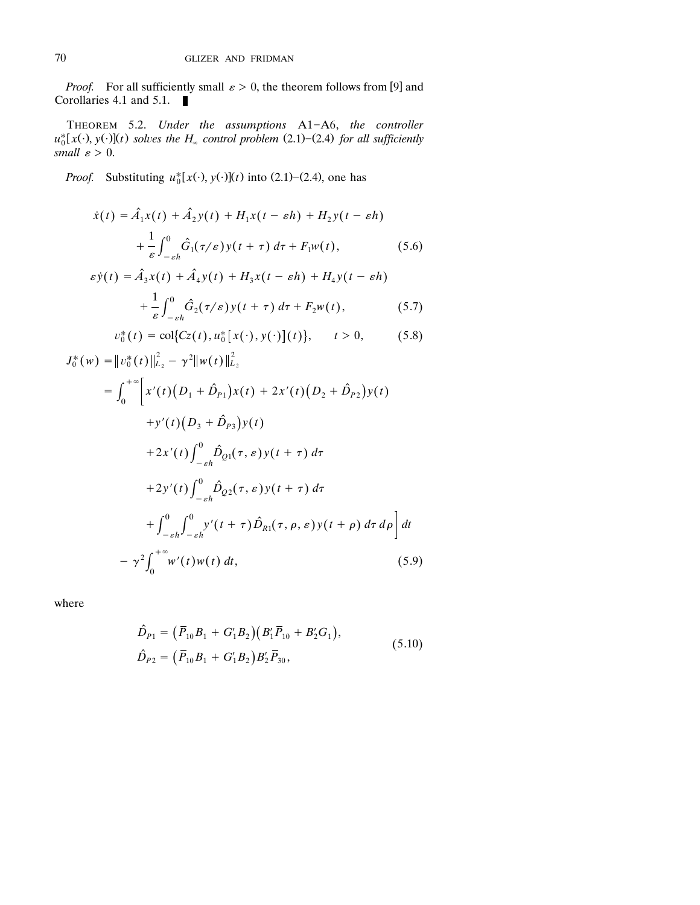*Proof.* For all sufficiently small $\varepsilon > 0$, the theorem follows from [9] and Corollaries 4.1 and 5.1. ∎

THEOREM 5.2. *Under the assumptions* A1–A6, *the controller* $u_0^*[x(\cdot), y(\cdot)](t)$ *solves the* $H_\infty$ *control problem* (2.1)–(2.4) *for all sufficiently small* $\varepsilon > 0$.

*Proof.* Substituting $u_0^*[x(\cdot), y(\cdot)](t)$ into (2.1)–(2.4), one has

$$\dot{x}(t) = \hat{A}_1 x(t) + \hat{A}_2 y(t) + H_1 x(t - \varepsilon h) + H_2 y(t - \varepsilon h) + \frac{1}{\varepsilon}\int_{-\varepsilon h}^{0} \hat{G}_1(\tau/\varepsilon) y(t + \tau)\, d\tau + F_1 w(t), \tag{5.6}$$

$$\varepsilon \dot{y}(t) = \hat{A}_3 x(t) + \hat{A}_4 y(t) + H_3 x(t - \varepsilon h) + H_4 y(t - \varepsilon h) + \frac{1}{\varepsilon}\int_{-\varepsilon h}^{0} \hat{G}_2(\tau/\varepsilon) y(t + \tau)\, d\tau + F_2 w(t), \tag{5.7}$$

$$v_0^*(t) = \mathrm{col}\{Cz(t), u_0^*[x(\cdot), y(\cdot)](t)\}, \qquad t > 0, \tag{5.8}$$

$$\begin{aligned}
J_0^*(w) &= \| v_0^*(t)\|_{L_2}^2 - \gamma^2 \| w(t)\|_{L_2}^2 \\
&= \int_0^{+\infty} \Big[ x'(t)\big(D_1 + \hat{D}_{P1}\big)x(t) + 2x'(t)\big(D_2 + \hat{D}_{P2}\big)y(t) \\
&\qquad + y'(t)\big(D_3 + \hat{D}_{P3}\big)y(t) \\
&\qquad + 2x'(t)\int_{-\varepsilon h}^{0} \hat{D}_{Q1}(\tau, \varepsilon) y(t + \tau)\, d\tau \\
&\qquad + 2y'(t)\int_{-\varepsilon h}^{0} \hat{D}_{Q2}(\tau, \varepsilon) y(t + \tau)\, d\tau \\
&\qquad + \int_{-\varepsilon h}^{0}\int_{-\varepsilon h}^{0} y'(t + \tau) \hat{D}_{R1}(\tau, \rho, \varepsilon) y(t + \rho)\, d\tau\, d\rho \Big]\, dt \\
&\quad - \gamma^2 \int_0^{+\infty} w'(t) w(t)\, dt,
\end{aligned} \tag{5.9}$$

where

$$\begin{aligned}
\hat{D}_{P1} &= \big(\bar{P}_{10} B_1 + G_1' B_2\big)\big(B_1' \bar{P}_{10} + B_2' G_1\big), \\
\hat{D}_{P2} &= \big(\bar{P}_{10} B_1 + G_1' B_2\big) B_2' \bar{P}_{30},
\end{aligned} \tag{5.10}$$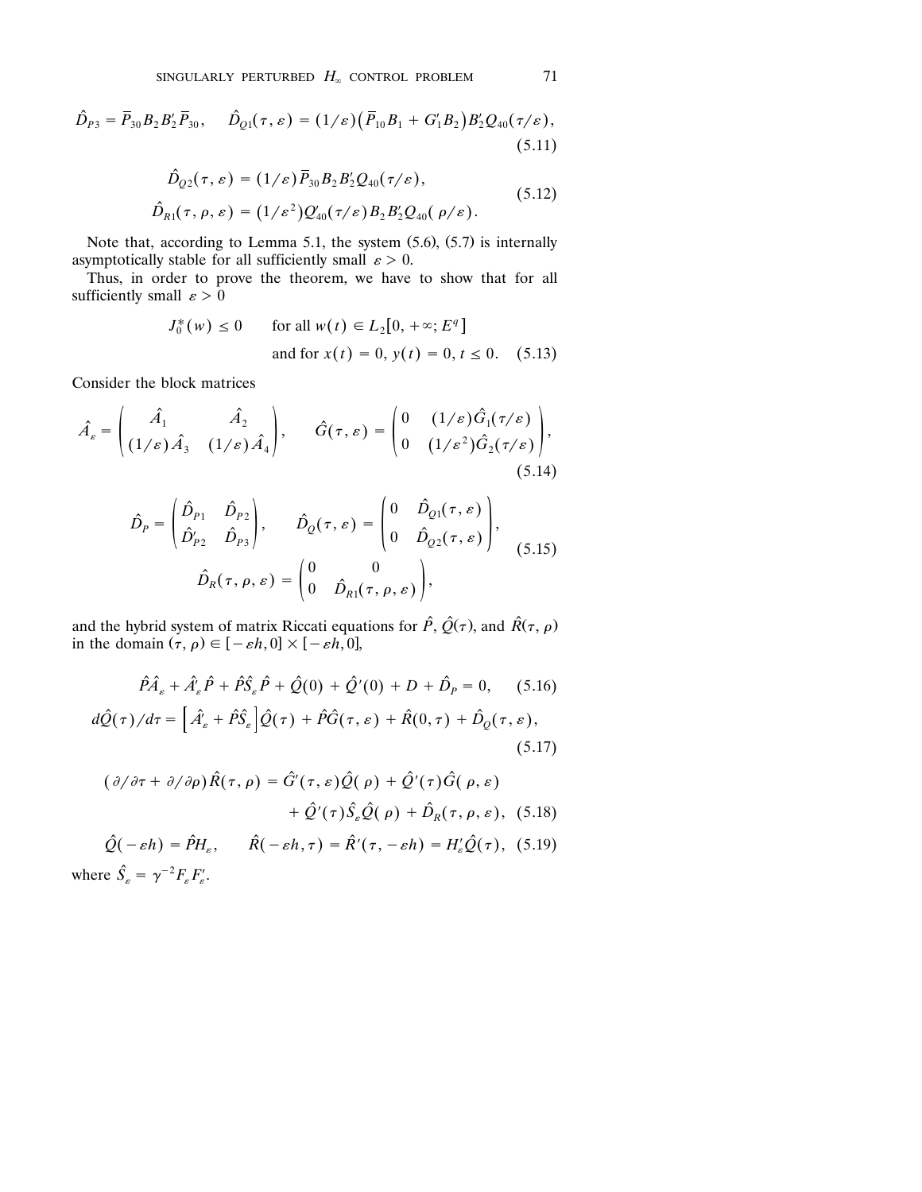$$\hat{D}_{P3} = \overline{P}_{30} B_2 B_2' \overline{P}_{30}, \qquad \hat{D}_{Q1}(\tau, \varepsilon) = (1/\varepsilon)\big(\overline{P}_{10} B_1 + G_1' B_2\big) B_2' Q_{40}(\tau/\varepsilon), \tag{5.11}$$

$$\begin{aligned} \hat{D}_{Q2}(\tau, \varepsilon) &= (1/\varepsilon)\overline{P}_{30} B_2 B_2' Q_{40}(\tau/\varepsilon), \\ \hat{D}_{R1}(\tau, \rho, \varepsilon) &= (1/\varepsilon^2) Q_{40}'(\tau/\varepsilon) B_2 B_2' Q_{40}(\rho/\varepsilon). \end{aligned} \tag{5.12}$$

Note that, according to Lemma 5.1, the system (5.6), (5.7) is internally asymptotically stable for all sufficiently small $\varepsilon > 0$.

Thus, in order to prove the theorem, we have to show that for all sufficiently small $\varepsilon > 0$

$$J_0^*(w) \le 0 \qquad \text{for all } w(t) \in L_2[0, +\infty; E^q] \text{ and for } x(t) = 0,\ y(t) = 0,\ t \le 0. \tag{5.13}$$

Consider the block matrices

$$\hat{A}_\varepsilon = \begin{pmatrix} \hat{A}_1 & \hat{A}_2 \\ (1/\varepsilon)\hat{A}_3 & (1/\varepsilon)\hat{A}_4 \end{pmatrix}, \qquad \hat{G}(\tau, \varepsilon) = \begin{pmatrix} 0 & (1/\varepsilon)\hat{G}_1(\tau/\varepsilon) \\ 0 & (1/\varepsilon^2)\hat{G}_2(\tau/\varepsilon) \end{pmatrix}, \tag{5.14}$$

$$\hat{D}_P = \begin{pmatrix} \hat{D}_{P1} & \hat{D}_{P2} \\ \hat{D}_{P2}' & \hat{D}_{P3} \end{pmatrix}, \qquad \hat{D}_Q(\tau, \varepsilon) = \begin{pmatrix} 0 & \hat{D}_{Q1}(\tau, \varepsilon) \\ 0 & \hat{D}_{Q2}(\tau, \varepsilon) \end{pmatrix},$$
$$\hat{D}_R(\tau, \rho, \varepsilon) = \begin{pmatrix} 0 & 0 \\ 0 & \hat{D}_{R1}(\tau, \rho, \varepsilon) \end{pmatrix}, \tag{5.15}$$

and the hybrid system of matrix Riccati equations for $\hat{P}$, $\hat{Q}(\tau)$, and $\hat{R}(\tau, \rho)$ in the domain $(\tau, \rho) \in [-\varepsilon h, 0] \times [-\varepsilon h, 0]$,

$$\hat{P}\hat{A}_\varepsilon + \hat{A}_\varepsilon' \hat{P} + \hat{P}\hat{S}_\varepsilon \hat{P} + \hat{Q}(0) + \hat{Q}'(0) + D + \hat{D}_P = 0, \tag{5.16}$$

$$d\hat{Q}(\tau)/d\tau = \left[\hat{A}_\varepsilon' + \hat{P}\hat{S}_\varepsilon\right]\hat{Q}(\tau) + \hat{P}\hat{G}(\tau, \varepsilon) + \hat{R}(0, \tau) + \hat{D}_Q(\tau, \varepsilon), \tag{5.17}$$

$$(\partial/\partial\tau + \partial/\partial\rho)\hat{R}(\tau, \rho) = \hat{G}'(\tau, \varepsilon)\hat{Q}(\rho) + \hat{Q}'(\tau)\hat{G}(\rho, \varepsilon) + \hat{Q}'(\tau)\hat{S}_\varepsilon \hat{Q}(\rho) + \hat{D}_R(\tau, \rho, \varepsilon), \tag{5.18}$$

$$\hat{Q}(-\varepsilon h) = \hat{P}H_\varepsilon, \qquad \hat{R}(-\varepsilon h, \tau) = \hat{R}'(\tau, -\varepsilon h) = H_\varepsilon' \hat{Q}(\tau), \tag{5.19}$$

where $\hat{S}_\varepsilon = \gamma^{-2} F_\varepsilon F_\varepsilon'$.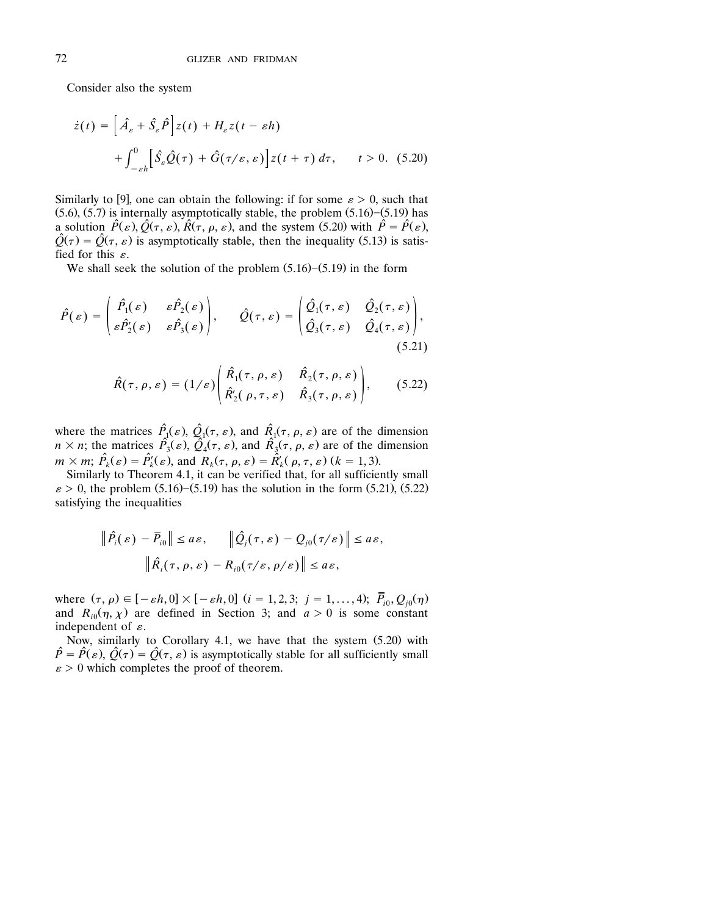Consider also the system

$$\dot{z}(t) = \left[\hat{A}_\varepsilon + \hat{S}_\varepsilon \hat{P}\right] z(t) + H_\varepsilon z(t - \varepsilon h) + \int_{-\varepsilon h}^{0} \left[\hat{S}_\varepsilon \hat{Q}(\tau) + \hat{G}(\tau/\varepsilon, \varepsilon)\right] z(t + \tau)\, d\tau, \qquad t > 0. \quad (5.20)$$

Similarly to [9], one can obtain the following: if for some $\varepsilon > 0$, such that (5.6), (5.7) is internally asymptotically stable, the problem (5.16)–(5.19) has a solution $\hat{P}(\varepsilon), \hat{Q}(\tau, \varepsilon), \hat{R}(\tau, \rho, \varepsilon)$, and the system (5.20) with $\hat{P} = \hat{P}(\varepsilon)$, $\hat{Q}(\tau) = \hat{Q}(\tau, \varepsilon)$ is asymptotically stable, then the inequality (5.13) is satisfied for this $\varepsilon$.

We shall seek the solution of the problem (5.16)–(5.19) in the form

$$\hat{P}(\varepsilon) = \begin{pmatrix} \hat{P}_1(\varepsilon) & \varepsilon \hat{P}_2(\varepsilon) \\ \varepsilon \hat{P}_2'(\varepsilon) & \varepsilon \hat{P}_3(\varepsilon) \end{pmatrix}, \qquad \hat{Q}(\tau, \varepsilon) = \begin{pmatrix} \hat{Q}_1(\tau, \varepsilon) & \hat{Q}_2(\tau, \varepsilon) \\ \hat{Q}_3(\tau, \varepsilon) & \hat{Q}_4(\tau, \varepsilon) \end{pmatrix}, \quad (5.21)$$

$$\hat{R}(\tau, \rho, \varepsilon) = (1/\varepsilon) \begin{pmatrix} \hat{R}_1(\tau, \rho, \varepsilon) & \hat{R}_2(\tau, \rho, \varepsilon) \\ \hat{R}_2'(\rho, \tau, \varepsilon) & \hat{R}_3(\tau, \rho, \varepsilon) \end{pmatrix}, \quad (5.22)$$

where the matrices $\hat{P}_1(\varepsilon)$, $\hat{Q}_1(\tau, \varepsilon)$, and $\hat{R}_1(\tau, \rho, \varepsilon)$ are of the dimension $n \times n$; the matrices $\hat{P}_3(\varepsilon)$, $\hat{Q}_4(\tau, \varepsilon)$, and $\hat{R}_3(\tau, \rho, \varepsilon)$ are of the dimension $m \times m$; $\hat{P}_k(\varepsilon) = \hat{P}_k'(\varepsilon)$, and $R_k(\tau, \rho, \varepsilon) = \hat{R}_k'(\rho, \tau, \varepsilon)$ $(k = 1, 3)$.

Similarly to Theorem 4.1, it can be verified that, for all sufficiently small $\varepsilon > 0$, the problem (5.16)–(5.19) has the solution in the form (5.21), (5.22) satisfying the inequalities

$$\left\| \hat{P}_i(\varepsilon) - \overline{P}_{i0} \right\| \le a\varepsilon, \qquad \left\| \hat{Q}_j(\tau, \varepsilon) - Q_{j0}(\tau/\varepsilon) \right\| \le a\varepsilon,$$

$$\left\| \hat{R}_i(\tau, \rho, \varepsilon) - R_{i0}(\tau/\varepsilon, \rho/\varepsilon) \right\| \le a\varepsilon,$$

where $(\tau, \rho) \in [-\varepsilon h, 0] \times [-\varepsilon h, 0]$ $(i = 1, 2, 3;\ j = 1, \dots, 4)$; $\overline{P}_{i0}, Q_{j0}(\eta)$ and $R_{i0}(\eta, \chi)$ are defined in Section 3; and $a > 0$ is some constant independent of $\varepsilon$.

Now, similarly to Corollary 4.1, we have that the system (5.20) with $\hat{P} = \hat{P}(\varepsilon)$, $\hat{Q}(\tau) = \hat{Q}(\tau, \varepsilon)$ is asymptotically stable for all sufficiently small $\varepsilon > 0$ which completes the proof of theorem.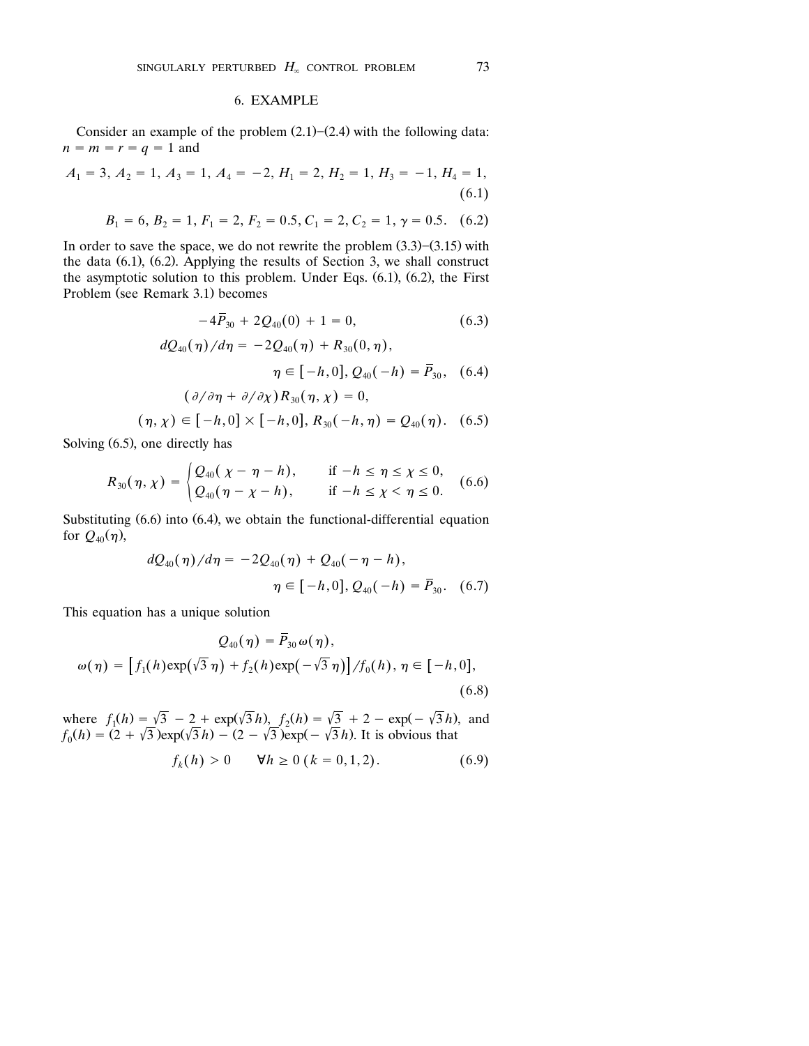## 6. EXAMPLE

Consider an example of the problem (2.1)–(2.4) with the following data: $n = m = r = q = 1$ and

$$A_1 = 3,\ A_2 = 1,\ A_3 = 1,\ A_4 = -2,\ H_1 = 2,\ H_2 = 1,\ H_3 = -1,\ H_4 = 1, \tag{6.1}$$

$$B_1 = 6,\ B_2 = 1,\ F_1 = 2,\ F_2 = 0.5,\ C_1 = 2,\ C_2 = 1,\ \gamma = 0.5. \tag{6.2}$$

In order to save the space, we do not rewrite the problem (3.3)–(3.15) with the data (6.1), (6.2). Applying the results of Section 3, we shall construct the asymptotic solution to this problem. Under Eqs. (6.1), (6.2), the First Problem (see Remark 3.1) becomes

$$-4\bar{P}_{30} + 2Q_{40}(0) + 1 = 0, \tag{6.3}$$

$$dQ_{40}(\eta)/d\eta = -2Q_{40}(\eta) + R_{30}(0,\eta),$$
$$\eta \in [-h,0],\ Q_{40}(-h) = \bar{P}_{30}, \tag{6.4}$$

$$(\partial/\partial\eta + \partial/\partial\chi)R_{30}(\eta,\chi) = 0,$$
$$(\eta,\chi) \in [-h,0]\times[-h,0],\ R_{30}(-h,\eta) = Q_{40}(\eta). \tag{6.5}$$

Solving (6.5), one directly has

$$R_{30}(\eta,\chi) = \begin{cases} Q_{40}(\chi - \eta - h), & \text{if } -h \le \eta \le \chi \le 0, \\ Q_{40}(\eta - \chi - h), & \text{if } -h \le \chi < \eta \le 0. \end{cases} \tag{6.6}$$

Substituting (6.6) into (6.4), we obtain the functional-differential equation for $Q_{40}(\eta)$,

$$dQ_{40}(\eta)/d\eta = -2Q_{40}(\eta) + Q_{40}(-\eta - h),$$
$$\eta \in [-h,0],\ Q_{40}(-h) = \bar{P}_{30}. \tag{6.7}$$

This equation has a unique solution

$$Q_{40}(\eta) = \bar{P}_{30}\,\omega(\eta),$$
$$\omega(\eta) = \left[f_1(h)\exp\left(\sqrt{3}\,\eta\right) + f_2(h)\exp\left(-\sqrt{3}\,\eta\right)\right]/f_0(h),\ \eta \in [-h,0], \tag{6.8}$$

where $f_1(h) = \sqrt{3} - 2 + \exp(\sqrt{3}h)$, $f_2(h) = \sqrt{3} + 2 - \exp(-\sqrt{3}h)$, and $f_0(h) = (2 + \sqrt{3})\exp(\sqrt{3}h) - (2 - \sqrt{3})\exp(-\sqrt{3}h)$. It is obvious that

$$f_k(h) > 0 \qquad \forall h \ge 0\ (k = 0,1,2). \tag{6.9}$$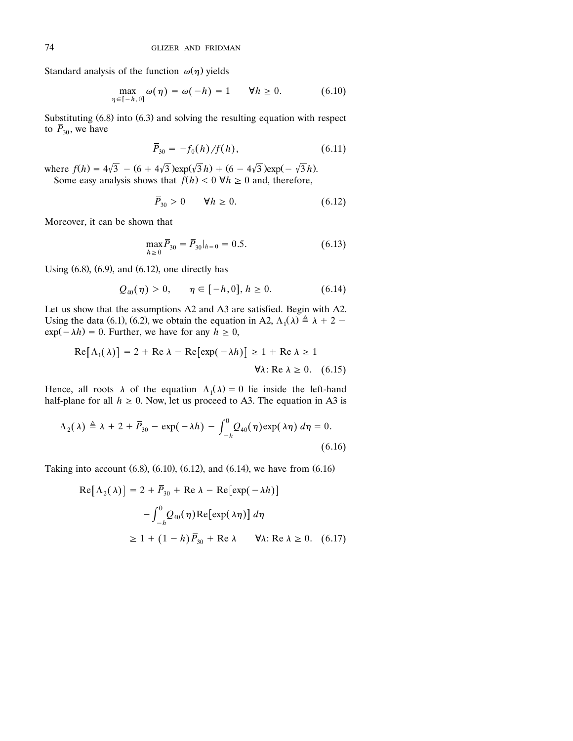Standard analysis of the function $\omega(\eta)$ yields

$$\max_{\eta \in [-h, 0]} \omega(\eta) = \omega(-h) = 1 \qquad \forall h \geq 0. \tag{6.10}$$

Substituting (6.8) into (6.3) and solving the resulting equation with respect to $\overline{P}_{30}$, we have

$$\overline{P}_{30} = -f_0(h)/f(h), \tag{6.11}$$

where $f(h) = 4\sqrt{3} - (6 + 4\sqrt{3})\exp(\sqrt{3}h) + (6 - 4\sqrt{3})\exp(-\sqrt{3}h)$.

Some easy analysis shows that $f(h) < 0 \ \forall h \geq 0$ and, therefore,

$$\overline{P}_{30} > 0 \qquad \forall h \geq 0. \tag{6.12}$$

Moreover, it can be shown that

$$\max_{h \geq 0} \overline{P}_{30} = \overline{P}_{30}|_{h=0} = 0.5. \tag{6.13}$$

Using (6.8), (6.9), and (6.12), one directly has

$$Q_{40}(\eta) > 0, \qquad \eta \in [-h, 0], \ h \geq 0. \tag{6.14}$$

Let us show that the assumptions A2 and A3 are satisfied. Begin with A2. Using the data (6.1), (6.2), we obtain the equation in A2, $\Lambda_1(\lambda) \triangleq \lambda + 2 - \exp(-\lambda h) = 0$. Further, we have for any $h \geq 0$,

$$\operatorname{Re}[\Lambda_1(\lambda)] = 2 + \operatorname{Re}\lambda - \operatorname{Re}[\exp(-\lambda h)] \geq 1 + \operatorname{Re}\lambda \geq 1 \qquad \forall \lambda\colon \operatorname{Re}\lambda \geq 0. \tag{6.15}$$

Hence, all roots $\lambda$ of the equation $\Lambda_1(\lambda) = 0$ lie inside the left-hand half-plane for all $h \geq 0$. Now, let us proceed to A3. The equation in A3 is

$$\Lambda_2(\lambda) \triangleq \lambda + 2 + \overline{P}_{30} - \exp(-\lambda h) - \int_{-h}^{0} Q_{40}(\eta)\exp(\lambda\eta)\, d\eta = 0. \tag{6.16}$$

Taking into account (6.8), (6.10), (6.12), and (6.14), we have from (6.16)

$$\begin{aligned}
\operatorname{Re}[\Lambda_2(\lambda)] &= 2 + \overline{P}_{30} + \operatorname{Re}\lambda - \operatorname{Re}[\exp(-\lambda h)] \\
&\quad - \int_{-h}^{0} Q_{40}(\eta)\operatorname{Re}[\exp(\lambda\eta)]\, d\eta \\
&\geq 1 + (1 - h)\overline{P}_{30} + \operatorname{Re}\lambda \qquad \forall \lambda\colon \operatorname{Re}\lambda \geq 0.
\end{aligned} \tag{6.17}$$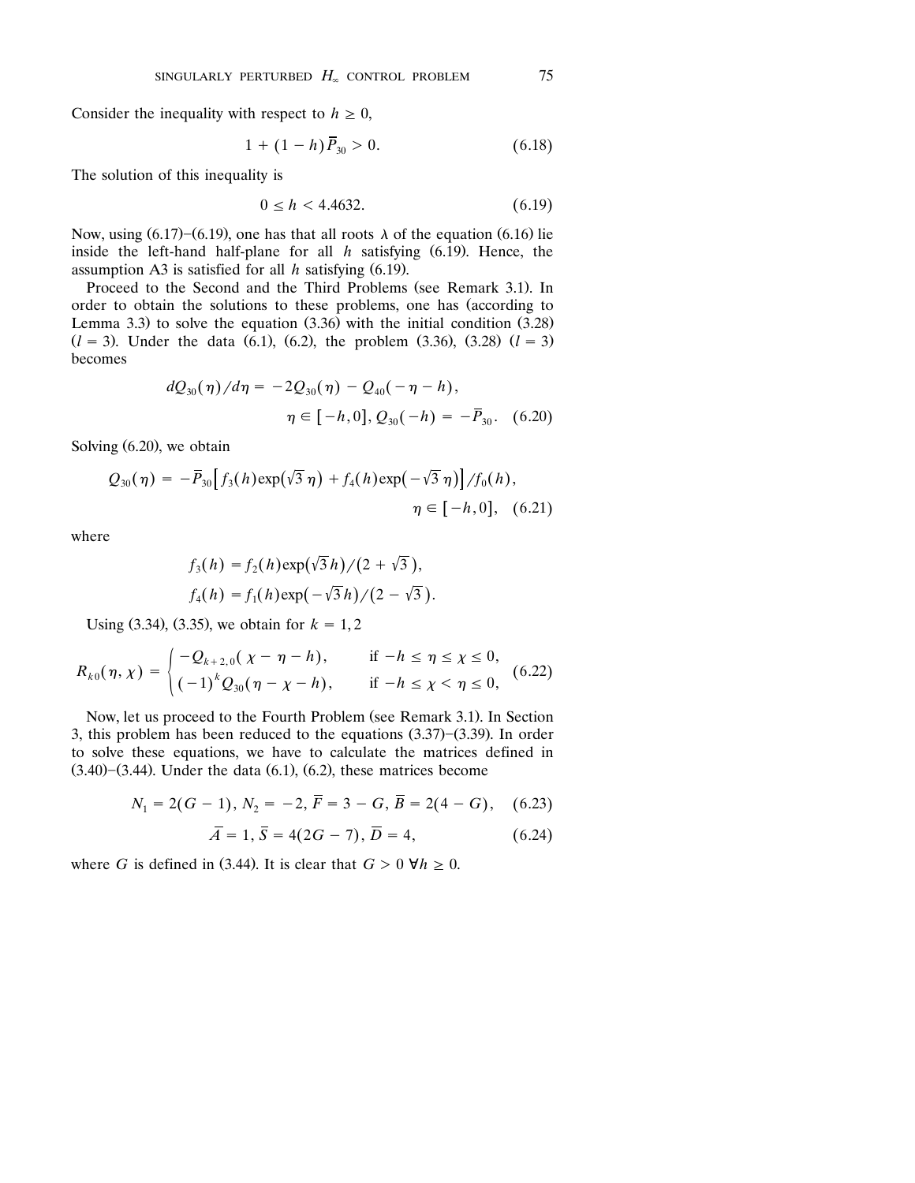Consider the inequality with respect to $h \geq 0$,

$$1 + (1 - h)\overline{P}_{30} > 0. \tag{6.18}$$

The solution of this inequality is

$$0 \leq h < 4.4632. \tag{6.19}$$

Now, using (6.17)–(6.19), one has that all roots $\lambda$ of the equation (6.16) lie inside the left-hand half-plane for all $h$ satisfying (6.19). Hence, the assumption A3 is satisfied for all $h$ satisfying (6.19).

Proceed to the Second and the Third Problems (see Remark 3.1). In order to obtain the solutions to these problems, one has (according to Lemma 3.3) to solve the equation (3.36) with the initial condition (3.28) ($l = 3$). Under the data (6.1), (6.2), the problem (3.36), (3.28) ($l = 3$) becomes

$$dQ_{30}(\eta)/d\eta = -2Q_{30}(\eta) - Q_{40}(-\eta - h),$$
$$\eta \in [-h, 0],\ Q_{30}(-h) = -\overline{P}_{30}. \tag{6.20}$$

Solving (6.20), we obtain

$$Q_{30}(\eta) = -\overline{P}_{30}\left[f_3(h)\exp(\sqrt{3}\,\eta) + f_4(h)\exp(-\sqrt{3}\,\eta)\right]/f_0(h),$$
$$\eta \in [-h, 0], \tag{6.21}$$

where

$$f_3(h) = f_2(h)\exp(\sqrt{3}\,h)/(2 + \sqrt{3}),$$
$$f_4(h) = f_1(h)\exp(-\sqrt{3}\,h)/(2 - \sqrt{3}).$$

Using (3.34), (3.35), we obtain for $k = 1, 2$

$$R_{k0}(\eta, \chi) = \begin{cases} -Q_{k+2,0}(\chi - \eta - h), & \text{if } -h \leq \eta \leq \chi \leq 0, \\ (-1)^k Q_{30}(\eta - \chi - h), & \text{if } -h \leq \chi < \eta \leq 0, \end{cases} \tag{6.22}$$

Now, let us proceed to the Fourth Problem (see Remark 3.1). In Section 3, this problem has been reduced to the equations (3.37)–(3.39). In order to solve these equations, we have to calculate the matrices defined in (3.40)–(3.44). Under the data (6.1), (6.2), these matrices become

$$N_1 = 2(G - 1),\ N_2 = -2,\ \overline{F} = 3 - G,\ \overline{B} = 2(4 - G), \tag{6.23}$$

$$\overline{A} = 1,\ \overline{S} = 4(2G - 7),\ \overline{D} = 4, \tag{6.24}$$

where $G$ is defined in (3.44). It is clear that $G > 0\ \forall h \geq 0$.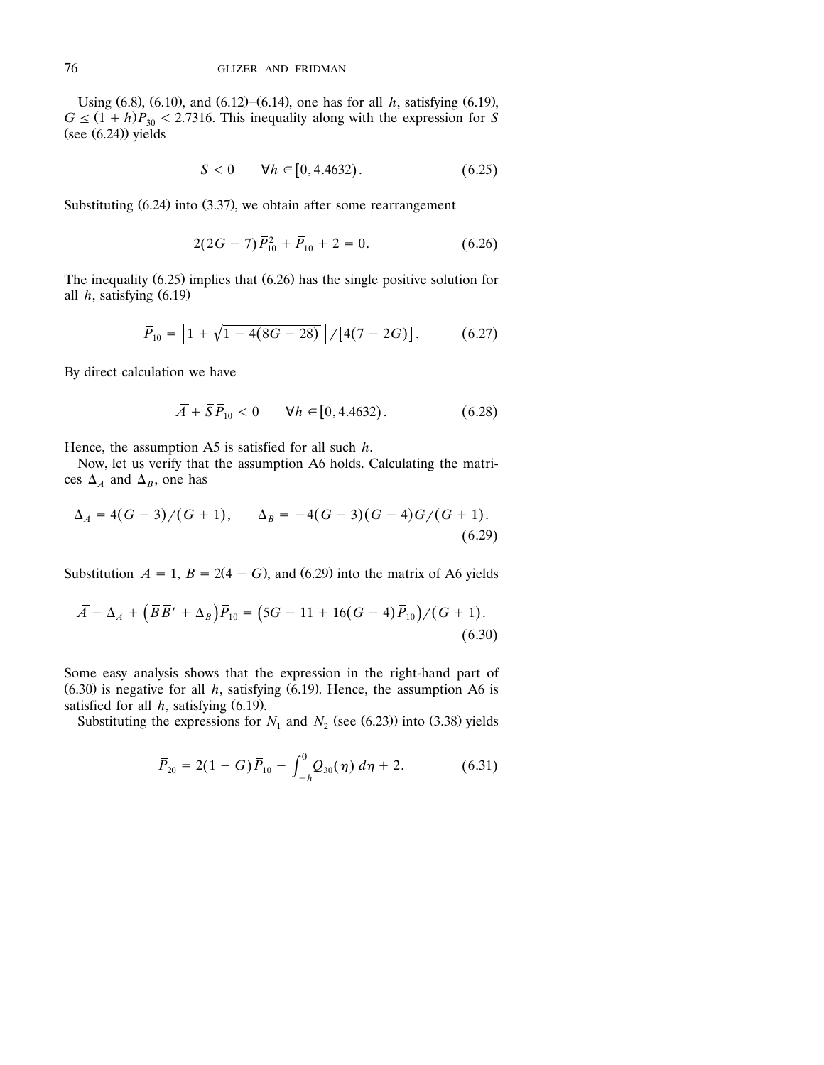Using (6.8), (6.10), and (6.12)–(6.14), one has for all $h$, satisfying (6.19), $G \leq (1 + h)\overline{P}_{30} < 2.7316$. This inequality along with the expression for $\overline{S}$ (see (6.24)) yields

$$\overline{S} < 0 \qquad \forall h \in [0, 4.4632). \tag{6.25}$$

Substituting (6.24) into (3.37), we obtain after some rearrangement

$$2(2G - 7)\overline{P}_{10}^2 + \overline{P}_{10} + 2 = 0. \tag{6.26}$$

The inequality (6.25) implies that (6.26) has the single positive solution for all $h$, satisfying (6.19)

$$\overline{P}_{10} = \left[1 + \sqrt{1 - 4(8G - 28)}\,\right]/\left[4(7 - 2G)\right]. \tag{6.27}$$

By direct calculation we have

$$\overline{A} + \overline{S}\,\overline{P}_{10} < 0 \qquad \forall h \in [0, 4.4632). \tag{6.28}$$

Hence, the assumption A5 is satisfied for all such $h$.

Now, let us verify that the assumption A6 holds. Calculating the matrices $\Delta_A$ and $\Delta_B$, one has

$$\Delta_A = 4(G - 3)/(G + 1), \qquad \Delta_B = -4(G - 3)(G - 4)G/(G + 1). \tag{6.29}$$

Substitution $\overline{A} = 1$, $\overline{B} = 2(4 - G)$, and (6.29) into the matrix of A6 yields

$$\overline{A} + \Delta_A + \left(\overline{B}\,\overline{B}' + \Delta_B\right)\overline{P}_{10} = \left(5G - 11 + 16(G - 4)\overline{P}_{10}\right)/(G + 1). \tag{6.30}$$

Some easy analysis shows that the expression in the right-hand part of (6.30) is negative for all $h$, satisfying (6.19). Hence, the assumption A6 is satisfied for all $h$, satisfying (6.19).

Substituting the expressions for $N_1$ and $N_2$ (see (6.23)) into (3.38) yields

$$\overline{P}_{20} = 2(1 - G)\overline{P}_{10} - \int_{-h}^{0} Q_{30}(\eta)\, d\eta + 2. \tag{6.31}$$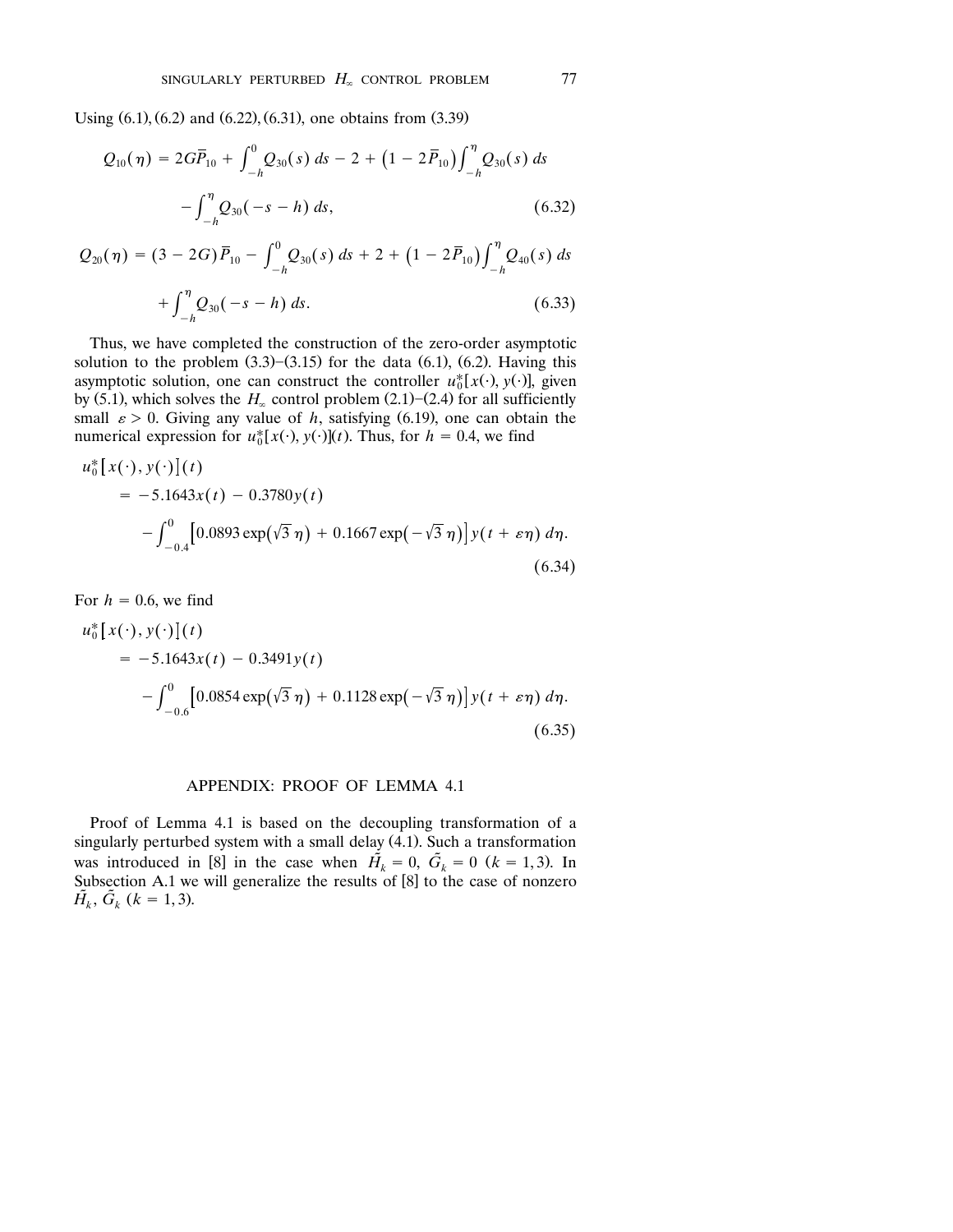Using (6.1), (6.2) and (6.22), (6.31), one obtains from (3.39)

$$Q_{10}(\eta) = 2G\overline{P}_{10} + \int_{-h}^{0} Q_{30}(s)\,ds - 2 + \left(1 - 2\overline{P}_{10}\right)\int_{-h}^{\eta} Q_{30}(s)\,ds - \int_{-h}^{\eta} Q_{30}(-s-h)\,ds, \tag{6.32}$$

$$Q_{20}(\eta) = (3 - 2G)\overline{P}_{10} - \int_{-h}^{0} Q_{30}(s)\,ds + 2 + \left(1 - 2\overline{P}_{10}\right)\int_{-h}^{\eta} Q_{40}(s)\,ds + \int_{-h}^{\eta} Q_{30}(-s-h)\,ds. \tag{6.33}$$

Thus, we have completed the construction of the zero-order asymptotic solution to the problem (3.3)–(3.15) for the data (6.1), (6.2). Having this asymptotic solution, one can construct the controller $u_0^*[x(\cdot), y(\cdot)]$, given by (5.1), which solves the $H_\infty$ control problem (2.1)–(2.4) for all sufficiently small $\varepsilon > 0$. Giving any value of $h$, satisfying (6.19), one can obtain the numerical expression for $u_0^*[x(\cdot), y(\cdot)](t)$. Thus, for $h = 0.4$, we find

$$\begin{aligned} u_0^*[x(\cdot), y(\cdot)](t) &= -5.1643x(t) - 0.3780y(t) \\ &\quad - \int_{-0.4}^{0} \left[0.0893\exp\left(\sqrt{3}\,\eta\right) + 0.1667\exp\left(-\sqrt{3}\,\eta\right)\right] y(t + \varepsilon\eta)\,d\eta. \end{aligned} \tag{6.34}$$

For $h = 0.6$, we find

$$\begin{aligned} u_0^*[x(\cdot), y(\cdot)](t) &= -5.1643x(t) - 0.3491y(t) \\ &\quad - \int_{-0.6}^{0} \left[0.0854\exp\left(\sqrt{3}\,\eta\right) + 0.1128\exp\left(-\sqrt{3}\,\eta\right)\right] y(t + \varepsilon\eta)\,d\eta. \end{aligned} \tag{6.35}$$

## APPENDIX: PROOF OF LEMMA 4.1

Proof of Lemma 4.1 is based on the decoupling transformation of a singularly perturbed system with a small delay (4.1). Such a transformation was introduced in [8] in the case when $\tilde{H}_k = 0$, $\tilde{G}_k = 0$ $(k = 1, 3)$. In Subsection A.1 we will generalize the results of [8] to the case of nonzero $\tilde{H}_k$, $\tilde{G}_k$ $(k = 1, 3)$.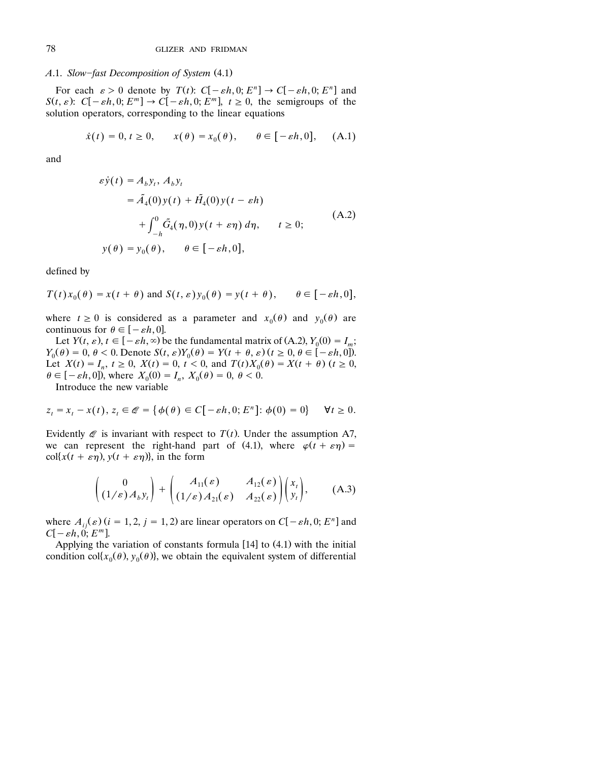## A.1. *Slow–fast Decomposition of System* (4.1)

For each $\varepsilon > 0$ denote by $T(t)$: $C[-\varepsilon h, 0; E^n] \to C[-\varepsilon h, 0; E^n]$ and $S(t, \varepsilon)$: $C[-\varepsilon h, 0; E^m] \to C[-\varepsilon h, 0; E^m]$, $t \geq 0$, the semigroups of the solution operators, corresponding to the linear equations

$$\dot{x}(t) = 0, t \geq 0, \qquad x(\theta) = x_0(\theta), \qquad \theta \in [-\varepsilon h, 0], \tag{A.1}$$

and

$$\begin{aligned} \varepsilon \dot{y}(t) &= A_b y_t, \; A_b y_t \\ &= \tilde{A}_4(0) y(t) + \tilde{H}_4(0) y(t - \varepsilon h) \\ &\quad + \int_{-h}^{0} \tilde{G}_4(\eta, 0) y(t + \varepsilon \eta) \, d\eta, \qquad t \geq 0; \\ y(\theta) &= y_0(\theta), \qquad \theta \in [-\varepsilon h, 0], \end{aligned} \tag{A.2}$$

defined by

$$T(t) x_0(\theta) = x(t + \theta) \text{ and } S(t, \varepsilon) y_0(\theta) = y(t + \theta), \qquad \theta \in [-\varepsilon h, 0],$$

where $t \geq 0$ is considered as a parameter and $x_0(\theta)$ and $y_0(\theta)$ are continuous for $\theta \in [-\varepsilon h, 0]$.

Let $Y(t, \varepsilon)$, $t \in [-\varepsilon h, \infty)$ be the fundamental matrix of (A.2), $Y_0(0) = I_m$; $Y_0(\theta) = 0$, $\theta < 0$. Denote $S(t, \varepsilon) Y_0(\theta) = Y(t + \theta, \varepsilon)$ ($t \geq 0$, $\theta \in [-\varepsilon h, 0]$). Let $X(t) = I_n$, $t \geq 0$, $X(t) = 0$, $t < 0$, and $T(t) X_0(\theta) = X(t + \theta)$ ($t \geq 0$, $\theta \in [-\varepsilon h, 0]$), where $X_0(0) = I_n$, $X_0(\theta) = 0$, $\theta < 0$.

Introduce the new variable

$$z_t = x_t - x(t), \; z_t \in \mathscr{Q} = \{\phi(\theta) \in C[-\varepsilon h, 0; E^n] \colon \phi(0) = 0\} \qquad \forall t \geq 0.$$

Evidently $\mathscr{Q}$ is invariant with respect to $T(t)$. Under the assumption A7, we can represent the right-hand part of (4.1), where $\varphi(t + \varepsilon \eta) = \operatorname{col}\{x(t + \varepsilon \eta), y(t + \varepsilon \eta)\}$, in the form

$$\begin{pmatrix} 0 \\ (1/\varepsilon) A_b y_t \end{pmatrix} + \begin{pmatrix} A_{11}(\varepsilon) & A_{12}(\varepsilon) \\ (1/\varepsilon) A_{21}(\varepsilon) & A_{22}(\varepsilon) \end{pmatrix} \begin{pmatrix} x_t \\ y_t \end{pmatrix}, \tag{A.3}$$

where $A_{ij}(\varepsilon)$ ($i = 1, 2$, $j = 1, 2$) are linear operators on $C[-\varepsilon h, 0; E^n]$ and $C[-\varepsilon h, 0; E^m]$.

Applying the variation of constants formula [14] to (4.1) with the initial condition $\operatorname{col}\{x_0(\theta), y_0(\theta)\}$, we obtain the equivalent system of differential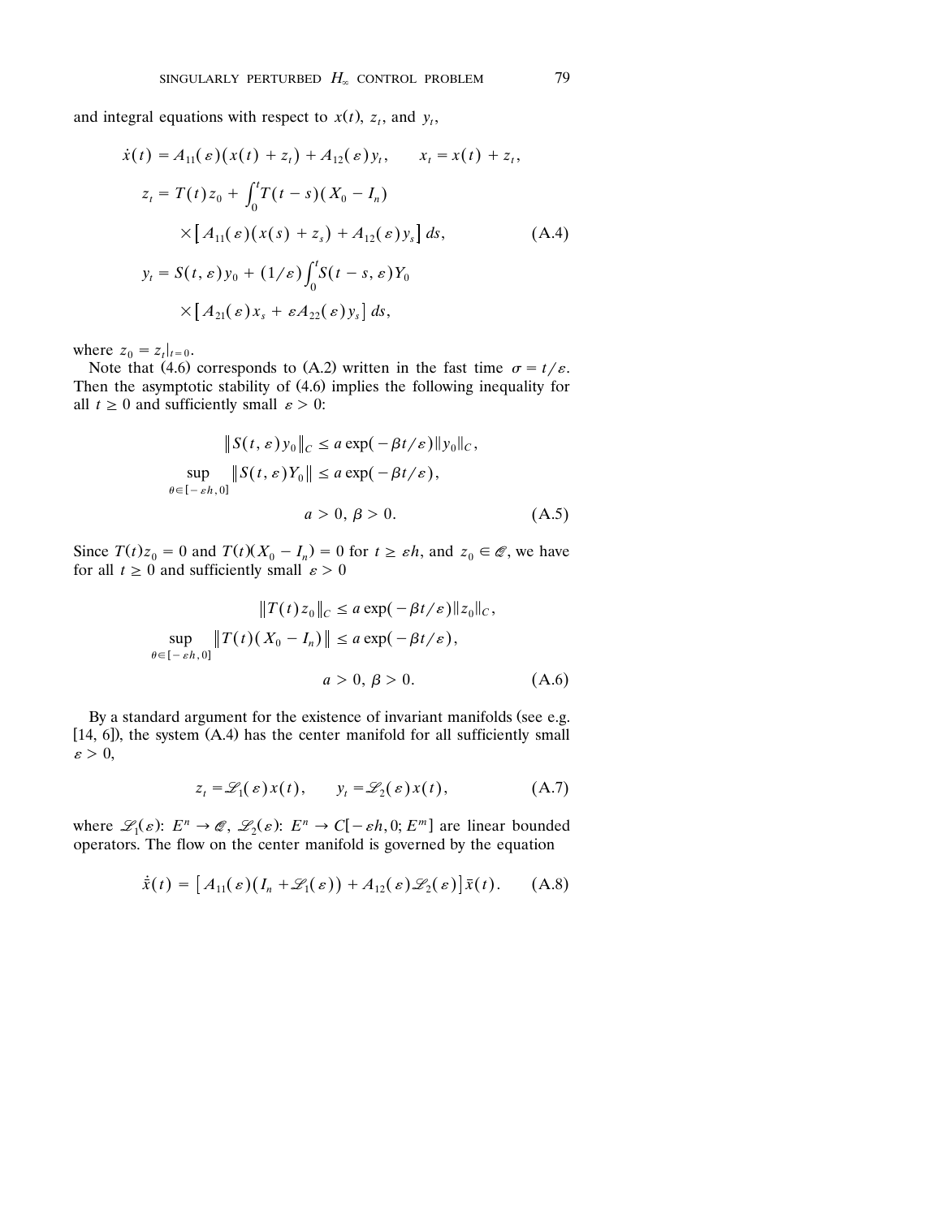and integral equations with respect to $x(t)$, $z_t$, and $y_t$,

$$
\begin{aligned}
\dot{x}(t) &= A_{11}(\varepsilon)\big(x(t) + z_t\big) + A_{12}(\varepsilon) y_t, \qquad x_t = x(t) + z_t, \\
z_t &= T(t) z_0 + \int_0^t T(t-s)(X_0 - I_n) \\
&\qquad \times \big[A_{11}(\varepsilon)\big(x(s) + z_s\big) + A_{12}(\varepsilon) y_s\big]\, ds, \qquad\qquad \text{(A.4)} \\
y_t &= S(t,\varepsilon) y_0 + (1/\varepsilon)\int_0^t S(t-s,\varepsilon) Y_0 \\
&\qquad \times \big[A_{21}(\varepsilon) x_s + \varepsilon A_{22}(\varepsilon) y_s\big]\, ds,
\end{aligned}
$$

where $z_0 = z_t|_{t=0}$.

Note that (4.6) corresponds to (A.2) written in the fast time $\sigma = t/\varepsilon$. Then the asymptotic stability of (4.6) implies the following inequality for all $t \geq 0$ and sufficiently small $\varepsilon > 0$:

$$
\begin{aligned}
\| S(t,\varepsilon) y_0 \|_C &\leq a \exp(-\beta t/\varepsilon) \| y_0 \|_C, \\
\sup_{\theta \in [-\varepsilon h, 0]} \| S(t,\varepsilon) Y_0 \| &\leq a \exp(-\beta t/\varepsilon), \\
& a > 0,\ \beta > 0. \qquad\qquad \text{(A.5)}
\end{aligned}
$$

Since $T(t) z_0 = 0$ and $T(t)(X_0 - I_n) = 0$ for $t \geq \varepsilon h$, and $z_0 \in \mathscr{Q}$, we have for all $t \geq 0$ and sufficiently small $\varepsilon > 0$

$$
\begin{aligned}
\| T(t) z_0 \|_C &\leq a \exp(-\beta t/\varepsilon) \| z_0 \|_C, \\
\sup_{\theta \in [-\varepsilon h, 0]} \| T(t)(X_0 - I_n) \| &\leq a \exp(-\beta t/\varepsilon), \\
& a > 0,\ \beta > 0. \qquad\qquad \text{(A.6)}
\end{aligned}
$$

By a standard argument for the existence of invariant manifolds (see e.g. [14, 6]), the system (A.4) has the center manifold for all sufficiently small $\varepsilon > 0$,

$$
z_t = \mathscr{L}_1(\varepsilon) x(t), \qquad y_t = \mathscr{L}_2(\varepsilon) x(t), \qquad\qquad \text{(A.7)}
$$

where $\mathscr{L}_1(\varepsilon)\colon E^n \to \mathscr{Q}$, $\mathscr{L}_2(\varepsilon)\colon E^n \to C[-\varepsilon h, 0; E^m]$ are linear bounded operators. The flow on the center manifold is governed by the equation

$$
\dot{\bar{x}}(t) = \big[A_{11}(\varepsilon)\big(I_n + \mathscr{L}_1(\varepsilon)\big) + A_{12}(\varepsilon)\mathscr{L}_2(\varepsilon)\big] \bar{x}(t). \qquad\qquad \text{(A.8)}
$$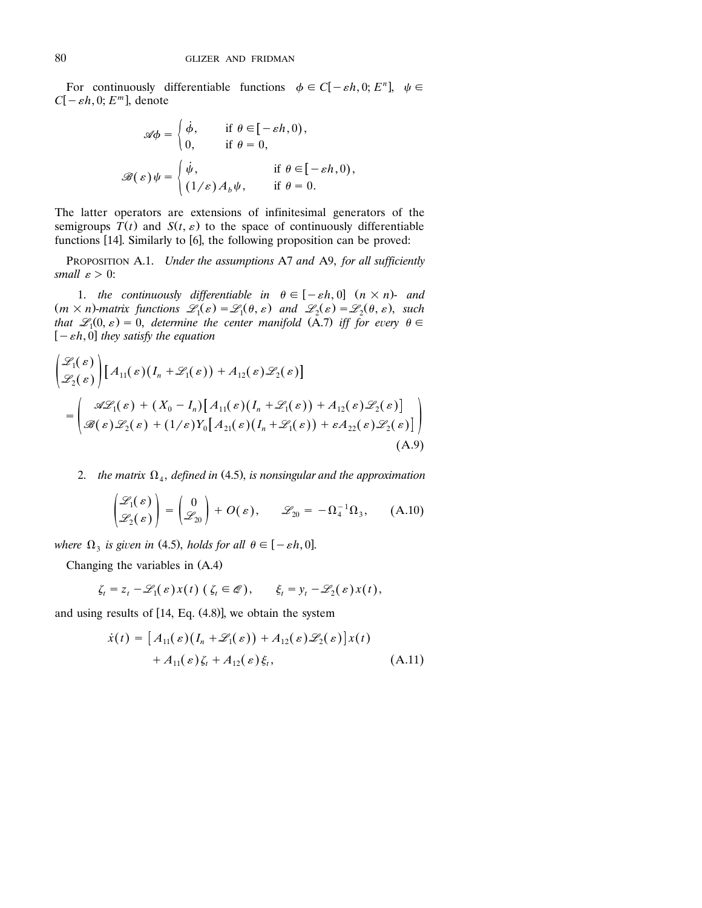For continuously differentiable functions $\phi \in C[-\varepsilon h, 0; E^n]$, $\psi \in C[-\varepsilon h, 0; E^m]$, denote

$$\mathscr{A}\phi = \begin{cases} \dot{\phi}, & \text{if } \theta \in [-\varepsilon h, 0), \\ 0, & \text{if } \theta = 0, \end{cases}$$

$$\mathscr{B}(\varepsilon)\psi = \begin{cases} \dot{\psi}, & \text{if } \theta \in [-\varepsilon h, 0), \\ (1/\varepsilon) A_b \psi, & \text{if } \theta = 0. \end{cases}$$

The latter operators are extensions of infinitesimal generators of the semigroups $T(t)$ and $S(t, \varepsilon)$ to the space of continuously differentiable functions [14]. Similarly to [6], the following proposition can be proved:

PROPOSITION A.1. *Under the assumptions* A7 *and* A9, *for all sufficiently small* $\varepsilon > 0$:

1. *the continuously differentiable in* $\theta \in [-\varepsilon h, 0]$ $(n \times n)$- *and* $(m \times n)$-*matrix functions* $\mathscr{L}_1(\varepsilon) = \mathscr{L}_1(\theta, \varepsilon)$ *and* $\mathscr{L}_2(\varepsilon) = \mathscr{L}_2(\theta, \varepsilon)$, *such that* $\mathscr{L}_1(0, \varepsilon) = 0$, *determine the center manifold* (A.7) *iff for every* $\theta \in [-\varepsilon h, 0]$ *they satisfy the equation*

$$\begin{pmatrix} \mathscr{L}_1(\varepsilon) \\ \mathscr{L}_2(\varepsilon) \end{pmatrix} \left[ A_{11}(\varepsilon)\left(I_n + \mathscr{L}_1(\varepsilon)\right) + A_{12}(\varepsilon)\mathscr{L}_2(\varepsilon) \right]$$
$$= \begin{pmatrix} \mathscr{A}\mathscr{L}_1(\varepsilon) + (X_0 - I_n)\left[A_{11}(\varepsilon)\left(I_n + \mathscr{L}_1(\varepsilon)\right) + A_{12}(\varepsilon)\mathscr{L}_2(\varepsilon)\right] \\ \mathscr{B}(\varepsilon)\mathscr{L}_2(\varepsilon) + (1/\varepsilon)Y_0\left[A_{21}(\varepsilon)\left(I_n + \mathscr{L}_1(\varepsilon)\right) + \varepsilon A_{22}(\varepsilon)\mathscr{L}_2(\varepsilon)\right] \end{pmatrix} \tag{A.9}$$

2. *the matrix* $\Omega_4$, *defined in* (4.5), *is nonsingular and the approximation*

$$\begin{pmatrix} \mathscr{L}_1(\varepsilon) \\ \mathscr{L}_2(\varepsilon) \end{pmatrix} = \begin{pmatrix} 0 \\ \mathscr{L}_{20} \end{pmatrix} + O(\varepsilon), \qquad \mathscr{L}_{20} = -\Omega_4^{-1}\Omega_3, \tag{A.10}$$

*where* $\Omega_3$ *is given in* (4.5), *holds for all* $\theta \in [-\varepsilon h, 0]$.

Changing the variables in (A.4)

$$\zeta_t = z_t - \mathscr{L}_1(\varepsilon)x(t) \; (\zeta_t \in \mathscr{Q}), \qquad \xi_t = y_t - \mathscr{L}_2(\varepsilon)x(t),$$

and using results of [14, Eq. (4.8)], we obtain the system

$$\dot{x}(t) = \left[A_{11}(\varepsilon)\left(I_n + \mathscr{L}_1(\varepsilon)\right) + A_{12}(\varepsilon)\mathscr{L}_2(\varepsilon)\right]x(t) + A_{11}(\varepsilon)\zeta_t + A_{12}(\varepsilon)\xi_t, \tag{A.11}$$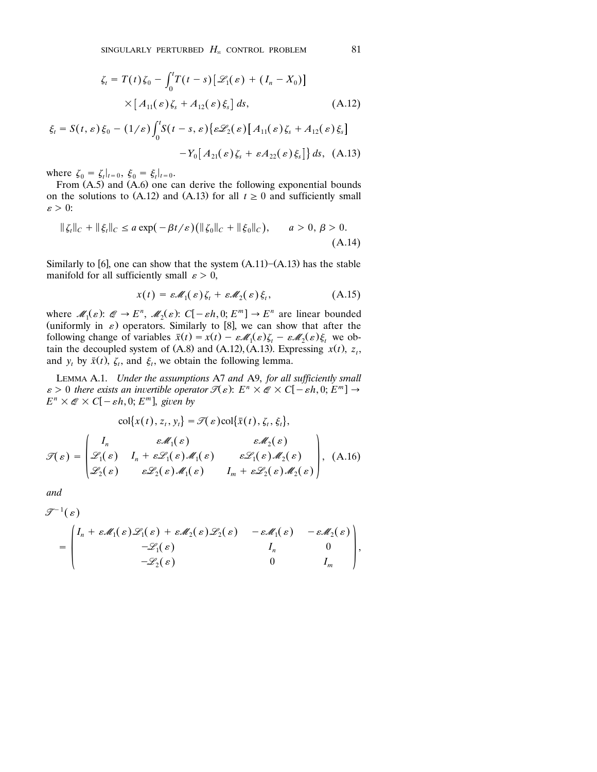$$\zeta_t = T(t)\zeta_0 - \int_0^t T(t-s)\left[\mathscr{L}_1(\varepsilon) + (I_n - X_0)\right] \times \left[A_{11}(\varepsilon)\zeta_s + A_{12}(\varepsilon)\xi_s\right] ds, \tag{A.12}$$

$$\xi_t = S(t,\varepsilon)\xi_0 - (1/\varepsilon)\int_0^t S(t-s,\varepsilon)\left\{\varepsilon\mathscr{L}_2(\varepsilon)\left[A_{11}(\varepsilon)\zeta_s + A_{12}(\varepsilon)\xi_s\right] - Y_0\left[A_{21}(\varepsilon)\zeta_s + \varepsilon A_{22}(\varepsilon)\xi_s\right]\right\} ds, \tag{A.13}$$

where $\zeta_0 = \zeta_t|_{t=0}$, $\xi_0 = \xi_t|_{t=0}$.

From (A.5) and (A.6) one can derive the following exponential bounds on the solutions to (A.12) and (A.13) for all $t \geq 0$ and sufficiently small $\varepsilon > 0$:

$$\|\zeta_t\|_C + \|\xi_t\|_C \leq a\exp(-\beta t/\varepsilon)\left(\|\zeta_0\|_C + \|\xi_0\|_C\right), \qquad a > 0,\ \beta > 0. \tag{A.14}$$

Similarly to [6], one can show that the system (A.11)–(A.13) has the stable manifold for all sufficiently small $\varepsilon > 0$,

$$x(t) = \varepsilon\mathscr{M}_1(\varepsilon)\zeta_t + \varepsilon\mathscr{M}_2(\varepsilon)\xi_t, \tag{A.15}$$

where $\mathscr{M}_1(\varepsilon)$: $\mathscr{Q} \to E^n$, $\mathscr{M}_2(\varepsilon)$: $C[-\varepsilon h, 0; E^m] \to E^n$ are linear bounded (uniformly in $\varepsilon$) operators. Similarly to [8], we can show that after the following change of variables $\bar{x}(t) = x(t) - \varepsilon\mathscr{M}_1(\varepsilon)\zeta_t - \varepsilon\mathscr{M}_2(\varepsilon)\xi_t$ we obtain the decoupled system of (A.8) and (A.12), (A.13). Expressing $x(t)$, $z_t$, and $y_t$ by $\bar{x}(t)$, $\zeta_t$, and $\xi_t$, we obtain the following lemma.

LEMMA A.1. *Under the assumptions* A7 *and* A9, *for all sufficiently small* $\varepsilon > 0$ *there exists an invertible operator* $\mathscr{T}(\varepsilon)$: $E^n \times \mathscr{Q} \times C[-\varepsilon h, 0; E^m] \to E^n \times \mathscr{Q} \times C[-\varepsilon h, 0; E^m]$, *given by*

$$\operatorname{col}\{x(t), z_t, y_t\} = \mathscr{T}(\varepsilon)\operatorname{col}\{\bar{x}(t), \zeta_t, \xi_t\},$$

$$\mathscr{T}(\varepsilon) = \begin{pmatrix} I_n & \varepsilon\mathscr{M}_1(\varepsilon) & \varepsilon\mathscr{M}_2(\varepsilon) \\ \mathscr{L}_1(\varepsilon) & I_n + \varepsilon\mathscr{L}_1(\varepsilon)\mathscr{M}_1(\varepsilon) & \varepsilon\mathscr{L}_1(\varepsilon)\mathscr{M}_2(\varepsilon) \\ \mathscr{L}_2(\varepsilon) & \varepsilon\mathscr{L}_2(\varepsilon)\mathscr{M}_1(\varepsilon) & I_m + \varepsilon\mathscr{L}_2(\varepsilon)\mathscr{M}_2(\varepsilon) \end{pmatrix}, \tag{A.16}$$

*and*

$$\mathscr{T}^{-1}(\varepsilon) = \begin{pmatrix} I_n + \varepsilon\mathscr{M}_1(\varepsilon)\mathscr{L}_1(\varepsilon) + \varepsilon\mathscr{M}_2(\varepsilon)\mathscr{L}_2(\varepsilon) & -\varepsilon\mathscr{M}_1(\varepsilon) & -\varepsilon\mathscr{M}_2(\varepsilon) \\ -\mathscr{L}_1(\varepsilon) & I_n & 0 \\ -\mathscr{L}_2(\varepsilon) & 0 & I_m \end{pmatrix},$$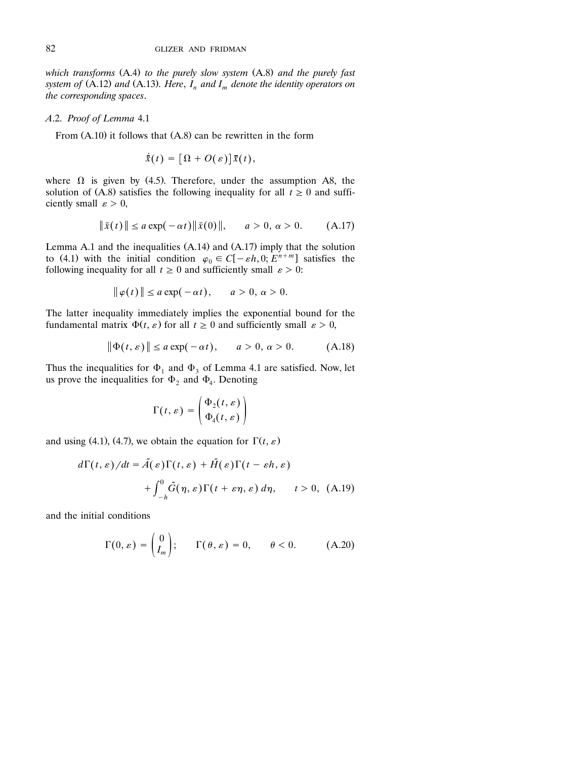*which transforms* (A.4) *to the purely slow system* (A.8) *and the purely fast system of* (A.12) *and* (A.13). *Here*, $I_n$ *and* $I_m$ *denote the identity operators on the corresponding spaces*.

### A.2. *Proof of Lemma* 4.1

From (A.10) it follows that (A.8) can be rewritten in the form

$$\dot{\bar{x}}(t) = [\Omega + O(\varepsilon)]\bar{x}(t),$$

where $\Omega$ is given by (4.5). Therefore, under the assumption A8, the solution of (A.8) satisfies the following inequality for all $t \geq 0$ and sufficiently small $\varepsilon > 0$,

$$\|\bar{x}(t)\| \leq a\exp(-\alpha t)\|\bar{x}(0)\|, \qquad a > 0,\ \alpha > 0. \tag{A.17}$$

Lemma A.1 and the inequalities (A.14) and (A.17) imply that the solution to (4.1) with the initial condition $\varphi_0 \in C[-\varepsilon h, 0; E^{n+m}]$ satisfies the following inequality for all $t \geq 0$ and sufficiently small $\varepsilon > 0$:

$$\|\varphi(t)\| \leq a\exp(-\alpha t), \qquad a > 0,\ \alpha > 0.$$

The latter inequality immediately implies the exponential bound for the fundamental matrix $\Phi(t, \varepsilon)$ for all $t \geq 0$ and sufficiently small $\varepsilon > 0$,

$$\|\Phi(t, \varepsilon)\| \leq a\exp(-\alpha t), \qquad a > 0,\ \alpha > 0. \tag{A.18}$$

Thus the inequalities for $\Phi_1$ and $\Phi_3$ of Lemma 4.1 are satisfied. Now, let us prove the inequalities for $\Phi_2$ and $\Phi_4$. Denoting

$$\Gamma(t, \varepsilon) = \begin{pmatrix} \Phi_2(t, \varepsilon) \\ \Phi_4(t, \varepsilon) \end{pmatrix}$$

and using (4.1), (4.7), we obtain the equation for $\Gamma(t, \varepsilon)$

$$d\Gamma(t, \varepsilon)/dt = \tilde{A}(\varepsilon)\Gamma(t, \varepsilon) + \tilde{H}(\varepsilon)\Gamma(t - \varepsilon h, \varepsilon) + \int_{-h}^{0} \tilde{G}(\eta, \varepsilon)\Gamma(t + \varepsilon\eta, \varepsilon)\, d\eta, \qquad t > 0, \tag{A.19}$$

and the initial conditions

$$\Gamma(0, \varepsilon) = \begin{pmatrix} 0 \\ I_m \end{pmatrix}; \qquad \Gamma(\theta, \varepsilon) = 0, \qquad \theta < 0. \tag{A.20}$$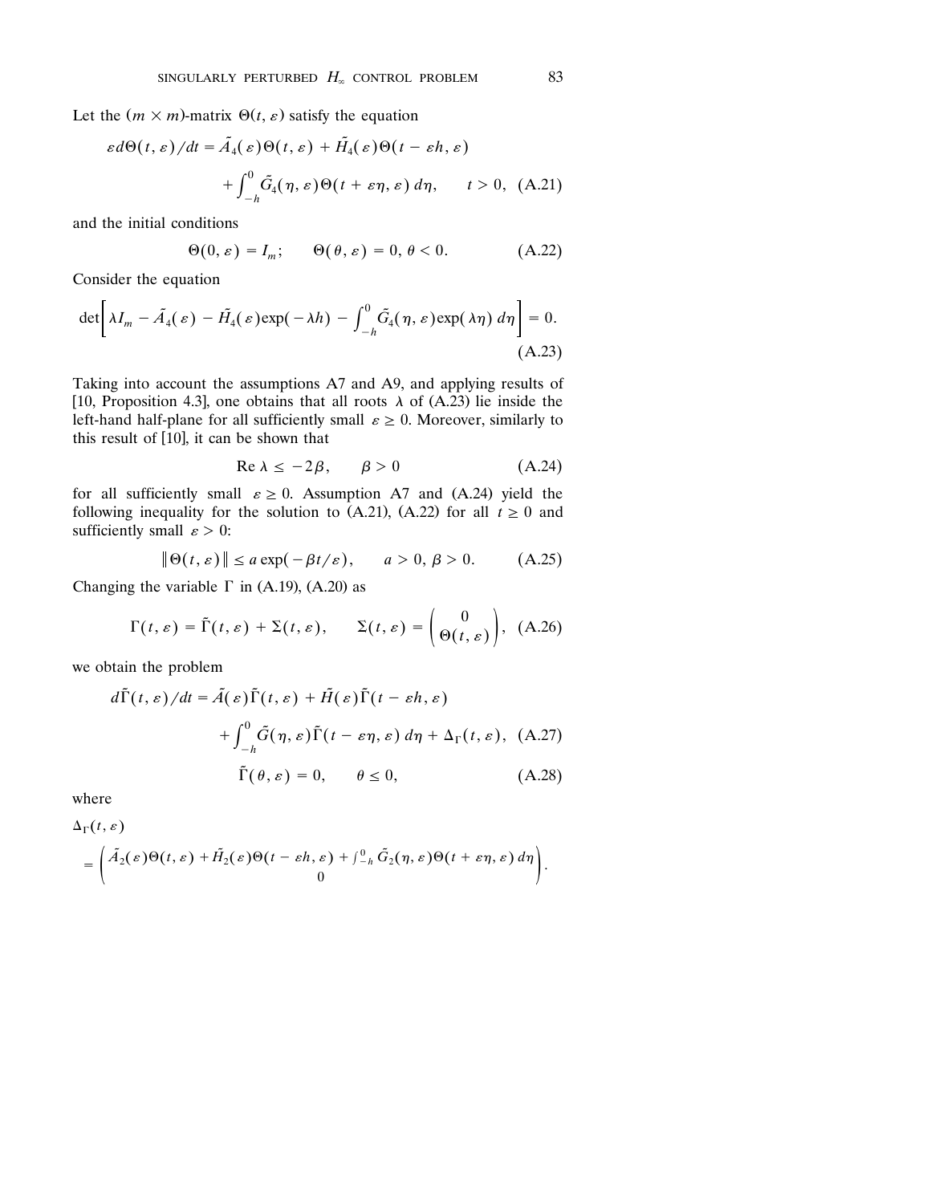Let the $(m \times m)$-matrix $\Theta(t, \varepsilon)$ satisfy the equation

$$\varepsilon d\Theta(t, \varepsilon)/dt = \tilde{A}_4(\varepsilon)\Theta(t, \varepsilon) + \tilde{H}_4(\varepsilon)\Theta(t - \varepsilon h, \varepsilon) + \int_{-h}^{0} \tilde{G}_4(\eta, \varepsilon)\Theta(t + \varepsilon\eta, \varepsilon)\, d\eta, \qquad t > 0, \quad \text{(A.21)}$$

and the initial conditions

$$\Theta(0, \varepsilon) = I_m; \qquad \Theta(\theta, \varepsilon) = 0,\ \theta < 0. \qquad \text{(A.22)}$$

Consider the equation

$$\det\left[\lambda I_m - \tilde{A}_4(\varepsilon) - \tilde{H}_4(\varepsilon)\exp(-\lambda h) - \int_{-h}^{0} \tilde{G}_4(\eta, \varepsilon)\exp(\lambda\eta)\, d\eta\right] = 0. \qquad \text{(A.23)}$$

Taking into account the assumptions A7 and A9, and applying results of [10, Proposition 4.3], one obtains that all roots $\lambda$ of (A.23) lie inside the left-hand half-plane for all sufficiently small $\varepsilon \geq 0$. Moreover, similarly to this result of [10], it can be shown that

$$\operatorname{Re} \lambda \leq -2\beta, \qquad \beta > 0 \qquad \text{(A.24)}$$

for all sufficiently small $\varepsilon \geq 0$. Assumption A7 and (A.24) yield the following inequality for the solution to (A.21), (A.22) for all $t \geq 0$ and sufficiently small $\varepsilon > 0$:

$$\|\Theta(t, \varepsilon)\| \leq a\exp(-\beta t/\varepsilon), \qquad a > 0,\ \beta > 0. \qquad \text{(A.25)}$$

Changing the variable $\Gamma$ in (A.19), (A.20) as

$$\Gamma(t, \varepsilon) = \tilde{\Gamma}(t, \varepsilon) + \Sigma(t, \varepsilon), \qquad \Sigma(t, \varepsilon) = \begin{pmatrix} 0 \\ \Theta(t, \varepsilon) \end{pmatrix}, \quad \text{(A.26)}$$

we obtain the problem

$$d\tilde{\Gamma}(t, \varepsilon)/dt = \tilde{A}(\varepsilon)\tilde{\Gamma}(t, \varepsilon) + \tilde{H}(\varepsilon)\tilde{\Gamma}(t - \varepsilon h, \varepsilon) + \int_{-h}^{0} \tilde{G}(\eta, \varepsilon)\tilde{\Gamma}(t - \varepsilon\eta, \varepsilon)\, d\eta + \Delta_\Gamma(t, \varepsilon), \quad \text{(A.27)}$$

$$\tilde{\Gamma}(\theta, \varepsilon) = 0, \qquad \theta \leq 0, \qquad \text{(A.28)}$$

where

$$\Delta_\Gamma(t, \varepsilon) = \begin{pmatrix} \tilde{A}_2(\varepsilon)\Theta(t, \varepsilon) + \tilde{H}_2(\varepsilon)\Theta(t - \varepsilon h, \varepsilon) + \int_{-h}^{0} \tilde{G}_2(\eta, \varepsilon)\Theta(t + \varepsilon\eta, \varepsilon)\, d\eta \\ 0 \end{pmatrix}.$$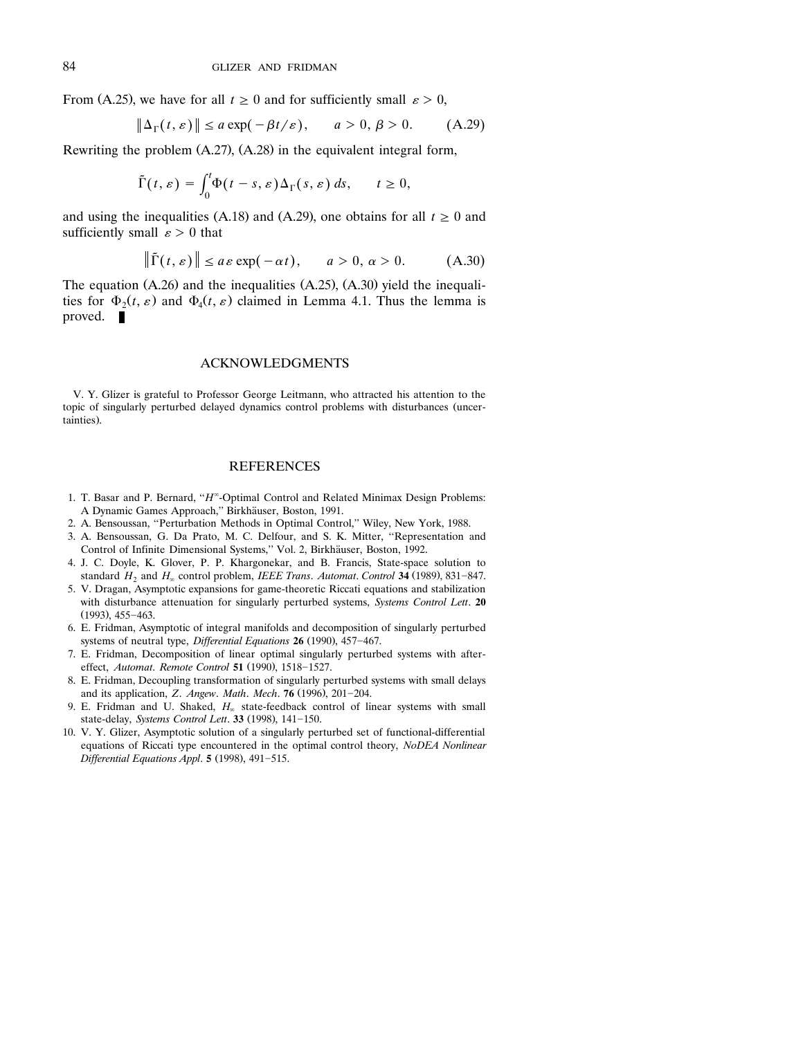From (A.25), we have for all $t \geq 0$ and for sufficiently small $\varepsilon > 0$,

$$\|\Delta_{\Gamma}(t, \varepsilon)\| \leq a \exp(-\beta t/\varepsilon), \qquad a > 0,\ \beta > 0. \tag{A.29}$$

Rewriting the problem (A.27), (A.28) in the equivalent integral form,

$$\tilde{\Gamma}(t, \varepsilon) = \int_0^t \Phi(t - s, \varepsilon) \Delta_{\Gamma}(s, \varepsilon)\, ds, \qquad t \geq 0,$$

and using the inequalities (A.18) and (A.29), one obtains for all $t \geq 0$ and sufficiently small $\varepsilon > 0$ that

$$\|\tilde{\Gamma}(t, \varepsilon)\| \leq a\varepsilon \exp(-\alpha t), \qquad a > 0,\ \alpha > 0. \tag{A.30}$$

The equation (A.26) and the inequalities (A.25), (A.30) yield the inequalities for $\Phi_2(t, \varepsilon)$ and $\Phi_4(t, \varepsilon)$ claimed in Lemma 4.1. Thus the lemma is proved. ∎

## ACKNOWLEDGMENTS

V. Y. Glizer is grateful to Professor George Leitmann, who attracted his attention to the topic of singularly perturbed delayed dynamics control problems with disturbances (uncertainties).

## REFERENCES

1. T. Basar and P. Bernard, "$H^\infty$-Optimal Control and Related Minimax Design Problems: A Dynamic Games Approach," Birkhäuser, Boston, 1991.
2. A. Bensoussan, "Perturbation Methods in Optimal Control," Wiley, New York, 1988.
3. A. Bensoussan, G. Da Prato, M. C. Delfour, and S. K. Mitter, "Representation and Control of Infinite Dimensional Systems," Vol. 2, Birkhäuser, Boston, 1992.
4. J. C. Doyle, K. Glover, P. P. Khargonekar, and B. Francis, State-space solution to standard $H_2$ and $H_\infty$ control problem, *IEEE Trans. Automat. Control* **34** (1989), 831–847.
5. V. Dragan, Asymptotic expansions for game-theoretic Riccati equations and stabilization with disturbance attenuation for singularly perturbed systems, *Systems Control Lett.* **20** (1993), 455–463.
6. E. Fridman, Asymptotic of integral manifolds and decomposition of singularly perturbed systems of neutral type, *Differential Equations* **26** (1990), 457–467.
7. E. Fridman, Decomposition of linear optimal singularly perturbed systems with aftereffect, *Automat. Remote Control* **51** (1990), 1518–1527.
8. E. Fridman, Decoupling transformation of singularly perturbed systems with small delays and its application, *Z. Angew. Math. Mech.* **76** (1996), 201–204.
9. E. Fridman and U. Shaked, $H_\infty$ state-feedback control of linear systems with small state-delay, *Systems Control Lett.* **33** (1998), 141–150.
10. V. Y. Glizer, Asymptotic solution of a singularly perturbed set of functional-differential equations of Riccati type encountered in the optimal control theory, *NoDEA Nonlinear Differential Equations Appl.* **5** (1998), 491–515.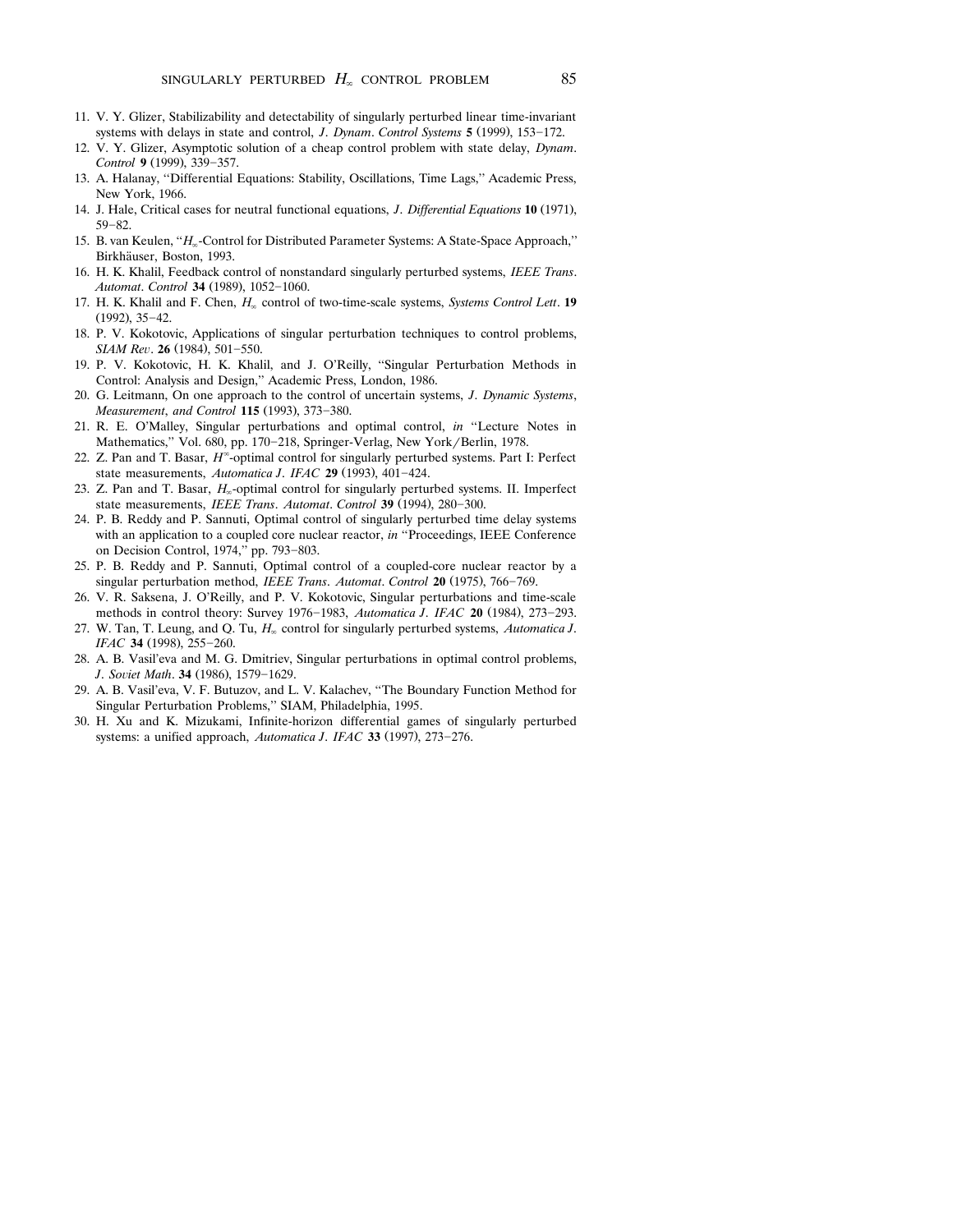11. V. Y. Glizer, Stabilizability and detectability of singularly perturbed linear time-invariant systems with delays in state and control, *J. Dynam. Control Systems* **5** (1999), 153–172.
12. V. Y. Glizer, Asymptotic solution of a cheap control problem with state delay, *Dynam. Control* **9** (1999), 339–357.
13. A. Halanay, "Differential Equations: Stability, Oscillations, Time Lags," Academic Press, New York, 1966.
14. J. Hale, Critical cases for neutral functional equations, *J. Differential Equations* **10** (1971), 59–82.
15. B. van Keulen, "$H_\infty$-Control for Distributed Parameter Systems: A State-Space Approach," Birkhäuser, Boston, 1993.
16. H. K. Khalil, Feedback control of nonstandard singularly perturbed systems, *IEEE Trans. Automat. Control* **34** (1989), 1052–1060.
17. H. K. Khalil and F. Chen, $H_\infty$ control of two-time-scale systems, *Systems Control Lett.* **19** (1992), 35–42.
18. P. V. Kokotovic, Applications of singular perturbation techniques to control problems, *SIAM Rev.* **26** (1984), 501–550.
19. P. V. Kokotovic, H. K. Khalil, and J. O'Reilly, "Singular Perturbation Methods in Control: Analysis and Design," Academic Press, London, 1986.
20. G. Leitmann, On one approach to the control of uncertain systems, *J. Dynamic Systems, Measurement, and Control* **115** (1993), 373–380.
21. R. E. O'Malley, Singular perturbations and optimal control, *in* "Lecture Notes in Mathematics," Vol. 680, pp. 170–218, Springer-Verlag, New York/Berlin, 1978.
22. Z. Pan and T. Basar, $H^\infty$-optimal control for singularly perturbed systems. Part I: Perfect state measurements, *Automatica J. IFAC* **29** (1993), 401–424.
23. Z. Pan and T. Basar, $H_\infty$-optimal control for singularly perturbed systems. II. Imperfect state measurements, *IEEE Trans. Automat. Control* **39** (1994), 280–300.
24. P. B. Reddy and P. Sannuti, Optimal control of singularly perturbed time delay systems with an application to a coupled core nuclear reactor, *in* "Proceedings, IEEE Conference on Decision Control, 1974," pp. 793–803.
25. P. B. Reddy and P. Sannuti, Optimal control of a coupled-core nuclear reactor by a singular perturbation method, *IEEE Trans. Automat. Control* **20** (1975), 766–769.
26. V. R. Saksena, J. O'Reilly, and P. V. Kokotovic, Singular perturbations and time-scale methods in control theory: Survey 1976–1983, *Automatica J. IFAC* **20** (1984), 273–293.
27. W. Tan, T. Leung, and Q. Tu, $H_\infty$ control for singularly perturbed systems, *Automatica J. IFAC* **34** (1998), 255–260.
28. A. B. Vasil'eva and M. G. Dmitriev, Singular perturbations in optimal control problems, *J. Soviet Math.* **34** (1986), 1579–1629.
29. A. B. Vasil'eva, V. F. Butuzov, and L. V. Kalachev, "The Boundary Function Method for Singular Perturbation Problems," SIAM, Philadelphia, 1995.
30. H. Xu and K. Mizukami, Infinite-horizon differential games of singularly perturbed systems: a unified approach, *Automatica J. IFAC* **33** (1997), 273–276.